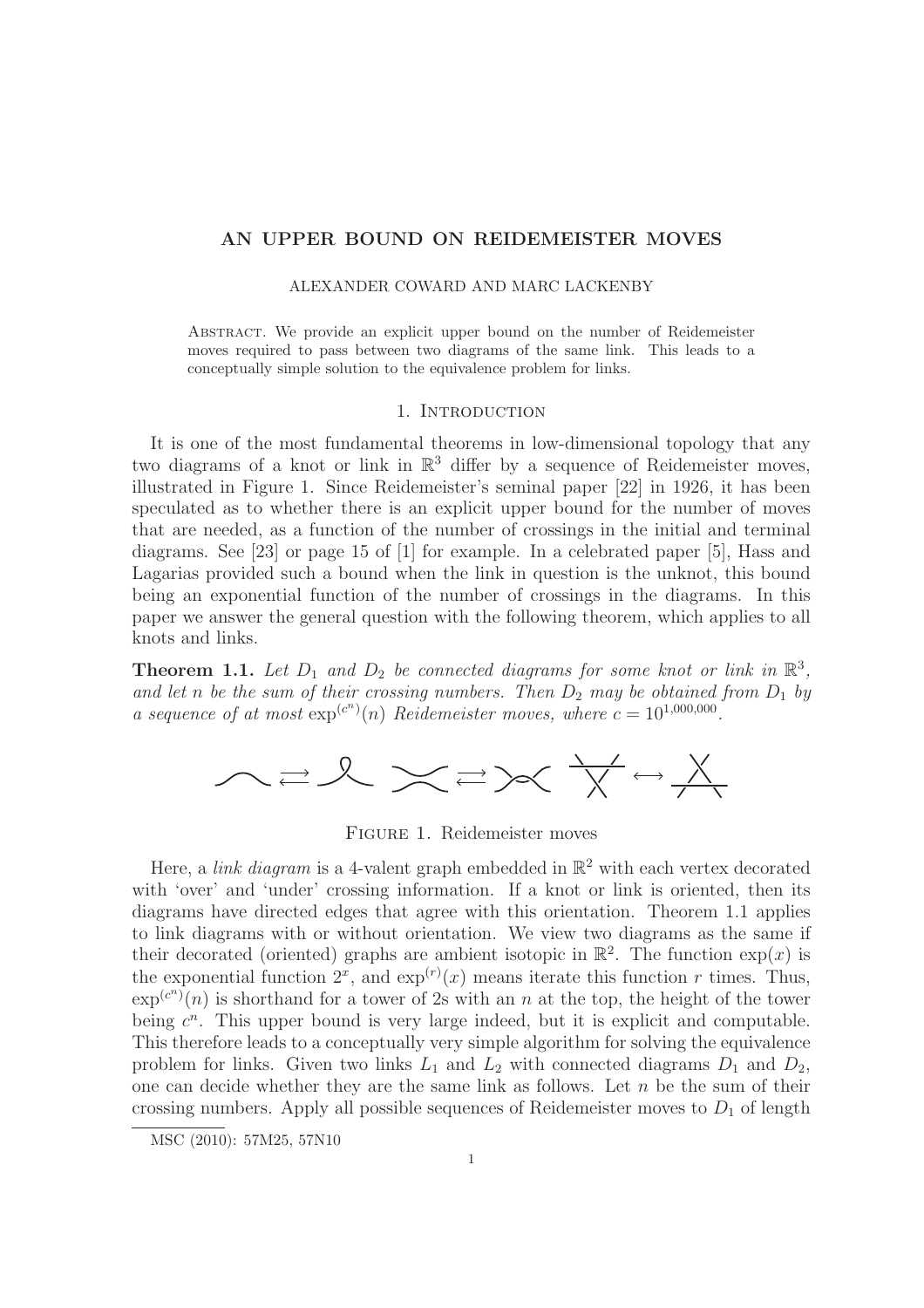# AN UPPER BOUND ON REIDEMEISTER MOVES

ALEXANDER COWARD AND MARC LACKENBY

Abstract. We provide an explicit upper bound on the number of Reidemeister moves required to pass between two diagrams of the same link. This leads to a conceptually simple solution to the equivalence problem for links.

## 1. Introduction

It is one of the most fundamental theorems in low-dimensional topology that any two diagrams of a knot or link in $\mathbb{R}^3$ differ by a sequence of Reidemeister moves, illustrated in Figure 1. Since Reidemeister's seminal paper [22] in 1926, it has been speculated as to whether there is an explicit upper bound for the number of moves that are needed, as a function of the number of crossings in the initial and terminal diagrams. See [23] or page 15 of [1] for example. In a celebrated paper [5], Hass and Lagarias provided such a bound when the link in question is the unknot, this bound being an exponential function of the number of crossings in the diagrams. In this paper we answer the general question with the following theorem, which applies to all knots and links.

**Theorem 1.1.** *Let $D_1$ and $D_2$ be connected diagrams for some knot or link in $\mathbb{R}^3$, and let $n$ be the sum of their crossing numbers. Then $D_2$ may be obtained from $D_1$ by a sequence of at most $\exp^{(c^n)}(n)$ Reidemeister moves, where $c = 10^{1{,}000{,}000}$.*

Figure 1. Reidemeister moves

Here, a *link diagram* is a 4-valent graph embedded in $\mathbb{R}^2$ with each vertex decorated with 'over' and 'under' crossing information. If a knot or link is oriented, then its diagrams have directed edges that agree with this orientation. Theorem 1.1 applies to link diagrams with or without orientation. We view two diagrams as the same if their decorated (oriented) graphs are ambient isotopic in $\mathbb{R}^2$. The function $\exp(x)$ is the exponential function $2^x$, and $\exp^{(r)}(x)$ means iterate this function $r$ times. Thus, $\exp^{(c^n)}(n)$ is shorthand for a tower of 2s with an $n$ at the top, the height of the tower being $c^n$. This upper bound is very large indeed, but it is explicit and computable. This therefore leads to a conceptually very simple algorithm for solving the equivalence problem for links. Given two links $L_1$ and $L_2$ with connected diagrams $D_1$ and $D_2$, one can decide whether they are the same link as follows. Let $n$ be the sum of their crossing numbers. Apply all possible sequences of Reidemeister moves to $D_1$ of length

MSC (2010): 57M25, 57N10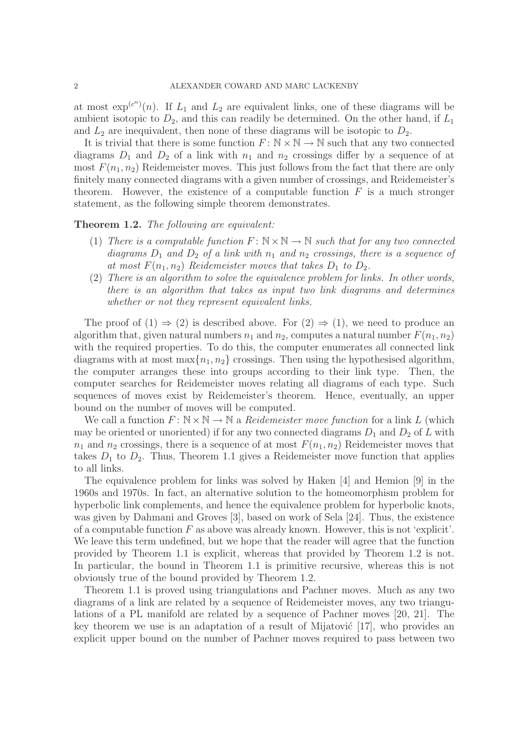at most $\exp^{(c^n)}(n)$. If $L_1$ and $L_2$ are equivalent links, one of these diagrams will be ambient isotopic to $D_2$, and this can readily be determined. On the other hand, if $L_1$ and $L_2$ are inequivalent, then none of these diagrams will be isotopic to $D_2$.

It is trivial that there is some function $F\colon \mathbb{N} \times \mathbb{N} \to \mathbb{N}$ such that any two connected diagrams $D_1$ and $D_2$ of a link with $n_1$ and $n_2$ crossings differ by a sequence of at most $F(n_1, n_2)$ Reidemeister moves. This just follows from the fact that there are only finitely many connected diagrams with a given number of crossings, and Reidemeister's theorem. However, the existence of a computable function $F$ is a much stronger statement, as the following simple theorem demonstrates.

**Theorem 1.2.** *The following are equivalent:*

1. *There is a computable function $F\colon \mathbb{N} \times \mathbb{N} \to \mathbb{N}$ such that for any two connected diagrams $D_1$ and $D_2$ of a link with $n_1$ and $n_2$ crossings, there is a sequence of at most $F(n_1, n_2)$ Reidemeister moves that takes $D_1$ to $D_2$.*
2. *There is an algorithm to solve the equivalence problem for links. In other words, there is an algorithm that takes as input two link diagrams and determines whether or not they represent equivalent links.*

The proof of (1) $\Rightarrow$ (2) is described above. For (2) $\Rightarrow$ (1), we need to produce an algorithm that, given natural numbers $n_1$ and $n_2$, computes a natural number $F(n_1, n_2)$ with the required properties. To do this, the computer enumerates all connected link diagrams with at most $\max\{n_1, n_2\}$ crossings. Then using the hypothesised algorithm, the computer arranges these into groups according to their link type. Then, the computer searches for Reidemeister moves relating all diagrams of each type. Such sequences of moves exist by Reidemeister's theorem. Hence, eventually, an upper bound on the number of moves will be computed.

We call a function $F\colon \mathbb{N} \times \mathbb{N} \to \mathbb{N}$ a *Reidemeister move function* for a link $L$ (which may be oriented or unoriented) if for any two connected diagrams $D_1$ and $D_2$ of $L$ with $n_1$ and $n_2$ crossings, there is a sequence of at most $F(n_1, n_2)$ Reidemeister moves that takes $D_1$ to $D_2$. Thus, Theorem 1.1 gives a Reidemeister move function that applies to all links.

The equivalence problem for links was solved by Haken [4] and Hemion [9] in the 1960s and 1970s. In fact, an alternative solution to the homeomorphism problem for hyperbolic link complements, and hence the equivalence problem for hyperbolic knots, was given by Dahmani and Groves [3], based on work of Sela [24]. Thus, the existence of a computable function $F$ as above was already known. However, this is not 'explicit'. We leave this term undefined, but we hope that the reader will agree that the function provided by Theorem 1.1 is explicit, whereas that provided by Theorem 1.2 is not. In particular, the bound in Theorem 1.1 is primitive recursive, whereas this is not obviously true of the bound provided by Theorem 1.2.

Theorem 1.1 is proved using triangulations and Pachner moves. Much as any two diagrams of a link are related by a sequence of Reidemeister moves, any two triangulations of a PL manifold are related by a sequence of Pachner moves [20, 21]. The key theorem we use is an adaptation of a result of Mijatović [17], who provides an explicit upper bound on the number of Pachner moves required to pass between two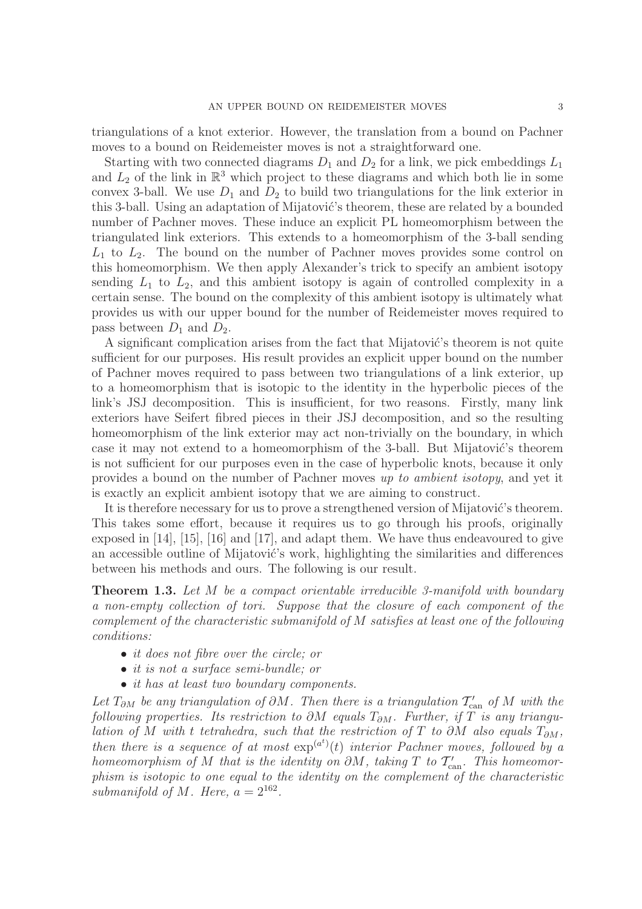triangulations of a knot exterior. However, the translation from a bound on Pachner moves to a bound on Reidemeister moves is not a straightforward one.

Starting with two connected diagrams $D_1$ and $D_2$ for a link, we pick embeddings $L_1$ and $L_2$ of the link in $\mathbb{R}^3$ which project to these diagrams and which both lie in some convex 3-ball. We use $D_1$ and $D_2$ to build two triangulations for the link exterior in this 3-ball. Using an adaptation of Mijatović's theorem, these are related by a bounded number of Pachner moves. These induce an explicit PL homeomorphism between the triangulated link exteriors. This extends to a homeomorphism of the 3-ball sending $L_1$ to $L_2$. The bound on the number of Pachner moves provides some control on this homeomorphism. We then apply Alexander's trick to specify an ambient isotopy sending $L_1$ to $L_2$, and this ambient isotopy is again of controlled complexity in a certain sense. The bound on the complexity of this ambient isotopy is ultimately what provides us with our upper bound for the number of Reidemeister moves required to pass between $D_1$ and $D_2$.

A significant complication arises from the fact that Mijatović's theorem is not quite sufficient for our purposes. His result provides an explicit upper bound on the number of Pachner moves required to pass between two triangulations of a link exterior, up to a homeomorphism that is isotopic to the identity in the hyperbolic pieces of the link's JSJ decomposition. This is insufficient, for two reasons. Firstly, many link exteriors have Seifert fibred pieces in their JSJ decomposition, and so the resulting homeomorphism of the link exterior may act non-trivially on the boundary, in which case it may not extend to a homeomorphism of the 3-ball. But Mijatović's theorem is not sufficient for our purposes even in the case of hyperbolic knots, because it only provides a bound on the number of Pachner moves *up to ambient isotopy*, and yet it is exactly an explicit ambient isotopy that we are aiming to construct.

It is therefore necessary for us to prove a strengthened version of Mijatović's theorem. This takes some effort, because it requires us to go through his proofs, originally exposed in [14], [15], [16] and [17], and adapt them. We have thus endeavoured to give an accessible outline of Mijatović's work, highlighting the similarities and differences between his methods and ours. The following is our result.

**Theorem 1.3.** *Let $M$ be a compact orientable irreducible 3-manifold with boundary a non-empty collection of tori. Suppose that the closure of each component of the complement of the characteristic submanifold of $M$ satisfies at least one of the following conditions:*

- *it does not fibre over the circle; or*
- *it is not a surface semi-bundle; or*
- *it has at least two boundary components.*

*Let $T_{\partial M}$ be any triangulation of $\partial M$. Then there is a triangulation $\mathcal{T}'_{\rm can}$ of $M$ with the following properties. Its restriction to $\partial M$ equals $T_{\partial M}$. Further, if $T$ is any triangulation of $M$ with $t$ tetrahedra, such that the restriction of $T$ to $\partial M$ also equals $T_{\partial M}$, then there is a sequence of at most $\exp^{(a^t)}(t)$ interior Pachner moves, followed by a homeomorphism of $M$ that is the identity on $\partial M$, taking $T$ to $\mathcal{T}'_{\rm can}$. This homeomorphism is isotopic to one equal to the identity on the complement of the characteristic submanifold of $M$. Here, $a = 2^{162}$.*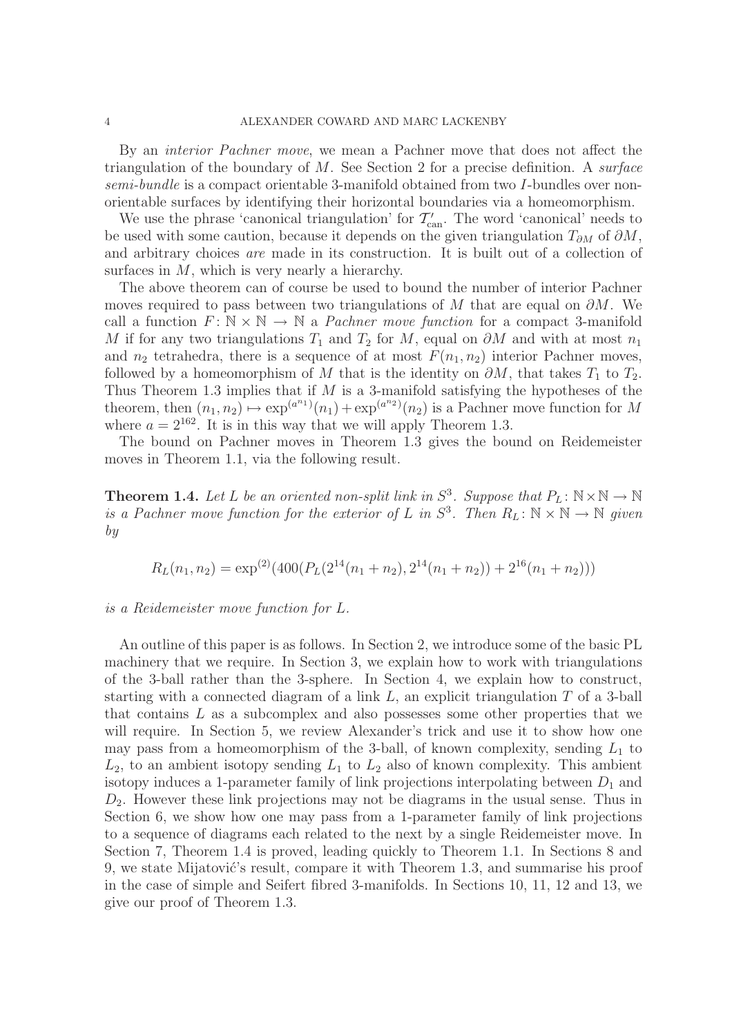By an *interior Pachner move*, we mean a Pachner move that does not affect the triangulation of the boundary of $M$. See Section 2 for a precise definition. A *surface semi-bundle* is a compact orientable 3-manifold obtained from two $I$-bundles over non-orientable surfaces by identifying their horizontal boundaries via a homeomorphism.

We use the phrase 'canonical triangulation' for $\mathcal{T}'_{\mathrm{can}}$. The word 'canonical' needs to be used with some caution, because it depends on the given triangulation $T_{\partial M}$ of $\partial M$, and arbitrary choices *are* made in its construction. It is built out of a collection of surfaces in $M$, which is very nearly a hierarchy.

The above theorem can of course be used to bound the number of interior Pachner moves required to pass between two triangulations of $M$ that are equal on $\partial M$. We call a function $F \colon \mathbb{N} \times \mathbb{N} \to \mathbb{N}$ a *Pachner move function* for a compact 3-manifold $M$ if for any two triangulations $T_1$ and $T_2$ for $M$, equal on $\partial M$ and with at most $n_1$ and $n_2$ tetrahedra, there is a sequence of at most $F(n_1, n_2)$ interior Pachner moves, followed by a homeomorphism of $M$ that is the identity on $\partial M$, that takes $T_1$ to $T_2$. Thus Theorem 1.3 implies that if $M$ is a 3-manifold satisfying the hypotheses of the theorem, then $(n_1, n_2) \mapsto \exp^{(a^{n_1})}(n_1) + \exp^{(a^{n_2})}(n_2)$ is a Pachner move function for $M$ where $a = 2^{162}$. It is in this way that we will apply Theorem 1.3.

The bound on Pachner moves in Theorem 1.3 gives the bound on Reidemeister moves in Theorem 1.1, via the following result.

**Theorem 1.4.** *Let $L$ be an oriented non-split link in $S^3$. Suppose that $P_L \colon \mathbb{N} \times \mathbb{N} \to \mathbb{N}$ is a Pachner move function for the exterior of $L$ in $S^3$. Then $R_L \colon \mathbb{N} \times \mathbb{N} \to \mathbb{N}$ given by*

$$R_L(n_1, n_2) = \exp^{(2)}(400(P_L(2^{14}(n_1 + n_2), 2^{14}(n_1 + n_2)) + 2^{16}(n_1 + n_2)))$$

*is a Reidemeister move function for $L$.*

An outline of this paper is as follows. In Section 2, we introduce some of the basic PL machinery that we require. In Section 3, we explain how to work with triangulations of the 3-ball rather than the 3-sphere. In Section 4, we explain how to construct, starting with a connected diagram of a link $L$, an explicit triangulation $T$ of a 3-ball that contains $L$ as a subcomplex and also possesses some other properties that we will require. In Section 5, we review Alexander's trick and use it to show how one may pass from a homeomorphism of the 3-ball, of known complexity, sending $L_1$ to $L_2$, to an ambient isotopy sending $L_1$ to $L_2$ also of known complexity. This ambient isotopy induces a 1-parameter family of link projections interpolating between $D_1$ and $D_2$. However these link projections may not be diagrams in the usual sense. Thus in Section 6, we show how one may pass from a 1-parameter family of link projections to a sequence of diagrams each related to the next by a single Reidemeister move. In Section 7, Theorem 1.4 is proved, leading quickly to Theorem 1.1. In Sections 8 and 9, we state Mijatović's result, compare it with Theorem 1.3, and summarise his proof in the case of simple and Seifert fibred 3-manifolds. In Sections 10, 11, 12 and 13, we give our proof of Theorem 1.3.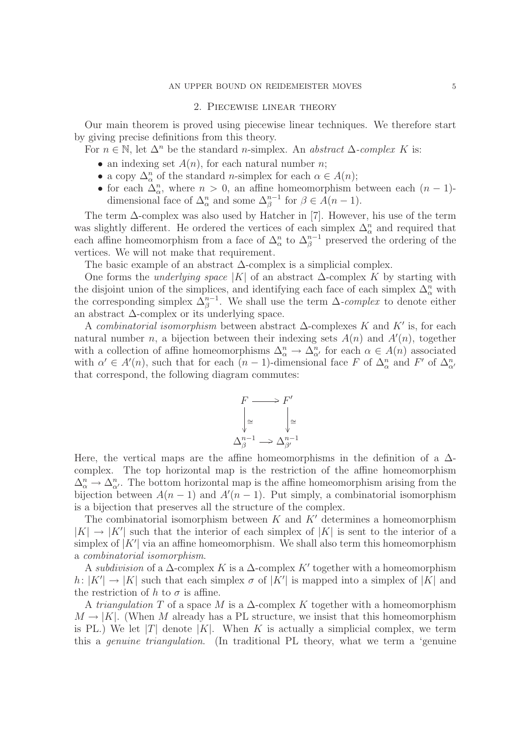## 2. Piecewise linear theory

Our main theorem is proved using piecewise linear techniques. We therefore start by giving precise definitions from this theory.

For $n \in \mathbb{N}$, let $\Delta^n$ be the standard $n$-simplex. An *abstract $\Delta$-complex* $K$ is:

- an indexing set $A(n)$, for each natural number $n$;
- a copy $\Delta^n_\alpha$ of the standard $n$-simplex for each $\alpha \in A(n)$;
- for each $\Delta^n_\alpha$, where $n > 0$, an affine homeomorphism between each $(n-1)$-dimensional face of $\Delta^n_\alpha$ and some $\Delta^{n-1}_\beta$ for $\beta \in A(n-1)$.

The term $\Delta$-complex was also used by Hatcher in [7]. However, his use of the term was slightly different. He ordered the vertices of each simplex $\Delta^n_\alpha$ and required that each affine homeomorphism from a face of $\Delta^n_\alpha$ to $\Delta^{n-1}_\beta$ preserved the ordering of the vertices. We will not make that requirement.

The basic example of an abstract $\Delta$-complex is a simplicial complex.

One forms the *underlying space* $|K|$ of an abstract $\Delta$-complex $K$ by starting with the disjoint union of the simplices, and identifying each face of each simplex $\Delta^n_\alpha$ with the corresponding simplex $\Delta^{n-1}_\beta$. We shall use the term *$\Delta$-complex* to denote either an abstract $\Delta$-complex or its underlying space.

A *combinatorial isomorphism* between abstract $\Delta$-complexes $K$ and $K'$ is, for each natural number $n$, a bijection between their indexing sets $A(n)$ and $A'(n)$, together with a collection of affine homeomorphisms $\Delta^n_\alpha \to \Delta^n_{\alpha'}$ for each $\alpha \in A(n)$ associated with $\alpha' \in A'(n)$, such that for each $(n-1)$-dimensional face $F$ of $\Delta^n_\alpha$ and $F'$ of $\Delta^n_{\alpha'}$ that correspond, the following diagram commutes:

$$\begin{array}{ccc} F & \longrightarrow & F' \\ \Big\downarrow \cong & & \Big\downarrow \cong \\ \Delta^{n-1}_\beta & \longrightarrow & \Delta^{n-1}_{\beta'} \end{array}$$

Here, the vertical maps are the affine homeomorphisms in the definition of a $\Delta$-complex. The top horizontal map is the restriction of the affine homeomorphism $\Delta^n_\alpha \to \Delta^n_{\alpha'}$. The bottom horizontal map is the affine homeomorphism arising from the bijection between $A(n-1)$ and $A'(n-1)$. Put simply, a combinatorial isomorphism is a bijection that preserves all the structure of the complex.

The combinatorial isomorphism between $K$ and $K'$ determines a homeomorphism $|K| \to |K'|$ such that the interior of each simplex of $|K|$ is sent to the interior of a simplex of $|K'|$ via an affine homeomorphism. We shall also term this homeomorphism a *combinatorial isomorphism*.

A *subdivision* of a $\Delta$-complex $K$ is a $\Delta$-complex $K'$ together with a homeomorphism $h\colon |K'| \to |K|$ such that each simplex $\sigma$ of $|K'|$ is mapped into a simplex of $|K|$ and the restriction of $h$ to $\sigma$ is affine.

A *triangulation* $T$ of a space $M$ is a $\Delta$-complex $K$ together with a homeomorphism $M \to |K|$. (When $M$ already has a PL structure, we insist that this homeomorphism is PL.) We let $|T|$ denote $|K|$. When $K$ is actually a simplicial complex, we term this a *genuine triangulation*. (In traditional PL theory, what we term a 'genuine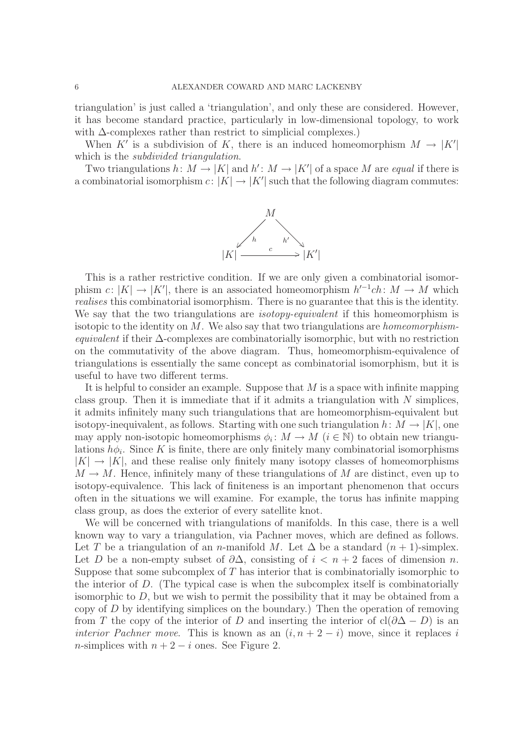triangulation' is just called a 'triangulation', and only these are considered. However, it has become standard practice, particularly in low-dimensional topology, to work with Δ-complexes rather than restrict to simplicial complexes.)

When $K'$ is a subdivision of $K$, there is an induced homeomorphism $M \to |K'|$ which is the *subdivided triangulation*.

Two triangulations $h\colon M \to |K|$ and $h'\colon M \to |K'|$ of a space $M$ are *equal* if there is a combinatorial isomorphism $c\colon |K| \to |K'|$ such that the following diagram commutes:

$$
\begin{array}{ccc}
 & M & \\
{}^{h}\swarrow & & \searrow^{h'} \\
|K| & \xrightarrow{\quad c \quad} & |K'|
\end{array}
$$

This is a rather restrictive condition. If we are only given a combinatorial isomorphism $c\colon |K| \to |K'|$, there is an associated homeomorphism $h'^{-1}ch\colon M \to M$ which *realises* this combinatorial isomorphism. There is no guarantee that this is the identity. We say that the two triangulations are *isotopy-equivalent* if this homeomorphism is isotopic to the identity on $M$. We also say that two triangulations are *homeomorphism-equivalent* if their Δ-complexes are combinatorially isomorphic, but with no restriction on the commutativity of the above diagram. Thus, homeomorphism-equivalence of triangulations is essentially the same concept as combinatorial isomorphism, but it is useful to have two different terms.

It is helpful to consider an example. Suppose that $M$ is a space with infinite mapping class group. Then it is immediate that if it admits a triangulation with $N$ simplices, it admits infinitely many such triangulations that are homeomorphism-equivalent but isotopy-inequivalent, as follows. Starting with one such triangulation $h\colon M \to |K|$, one may apply non-isotopic homeomorphisms $\phi_i\colon M \to M$ ($i \in \mathbb{N}$) to obtain new triangulations $h\phi_i$. Since $K$ is finite, there are only finitely many combinatorial isomorphisms $|K| \to |K|$, and these realise only finitely many isotopy classes of homeomorphisms $M \to M$. Hence, infinitely many of these triangulations of $M$ are distinct, even up to isotopy-equivalence. This lack of finiteness is an important phenomenon that occurs often in the situations we will examine. For example, the torus has infinite mapping class group, as does the exterior of every satellite knot.

We will be concerned with triangulations of manifolds. In this case, there is a well known way to vary a triangulation, via Pachner moves, which are defined as follows. Let $T$ be a triangulation of an $n$-manifold $M$. Let $\Delta$ be a standard $(n+1)$-simplex. Let $D$ be a non-empty subset of $\partial\Delta$, consisting of $i < n+2$ faces of dimension $n$. Suppose that some subcomplex of $T$ has interior that is combinatorially isomorphic to the interior of $D$. (The typical case is when the subcomplex itself is combinatorially isomorphic to $D$, but we wish to permit the possibility that it may be obtained from a copy of $D$ by identifying simplices on the boundary.) Then the operation of removing from $T$ the copy of the interior of $D$ and inserting the interior of $\mathrm{cl}(\partial\Delta - D)$ is an *interior Pachner move*. This is known as an $(i, n+2-i)$ move, since it replaces $i$ $n$-simplices with $n+2-i$ ones. See Figure 2.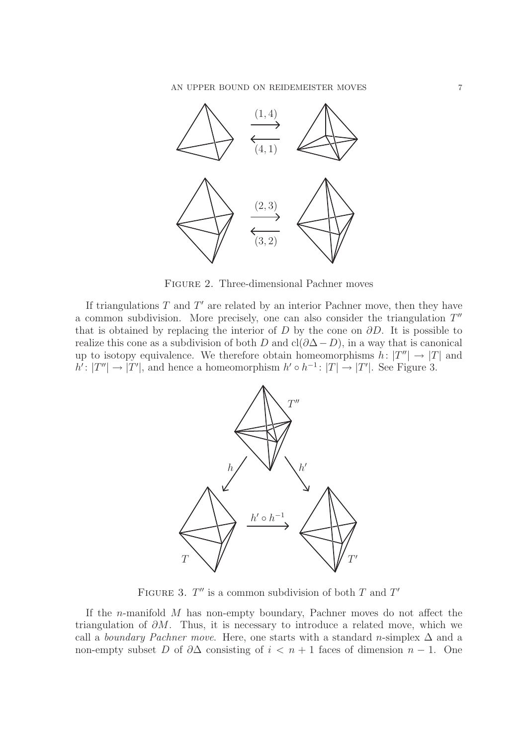Figure 2. Three-dimensional Pachner moves

If triangulations $T$ and $T'$ are related by an interior Pachner move, then they have a common subdivision. More precisely, one can also consider the triangulation $T''$ that is obtained by replacing the interior of $D$ by the cone on $\partial D$. It is possible to realize this cone as a subdivision of both $D$ and $\mathrm{cl}(\partial\Delta - D)$, in a way that is canonical up to isotopy equivalence. We therefore obtain homeomorphisms $h\colon |T''| \to |T|$ and $h'\colon |T''| \to |T'|$, and hence a homeomorphism $h' \circ h^{-1}\colon |T| \to |T'|$. See Figure 3.

Figure 3. $T''$ is a common subdivision of both $T$ and $T'$

If the $n$-manifold $M$ has non-empty boundary, Pachner moves do not affect the triangulation of $\partial M$. Thus, it is necessary to introduce a related move, which we call a *boundary Pachner move*. Here, one starts with a standard $n$-simplex $\Delta$ and a non-empty subset $D$ of $\partial\Delta$ consisting of $i < n+1$ faces of dimension $n-1$. One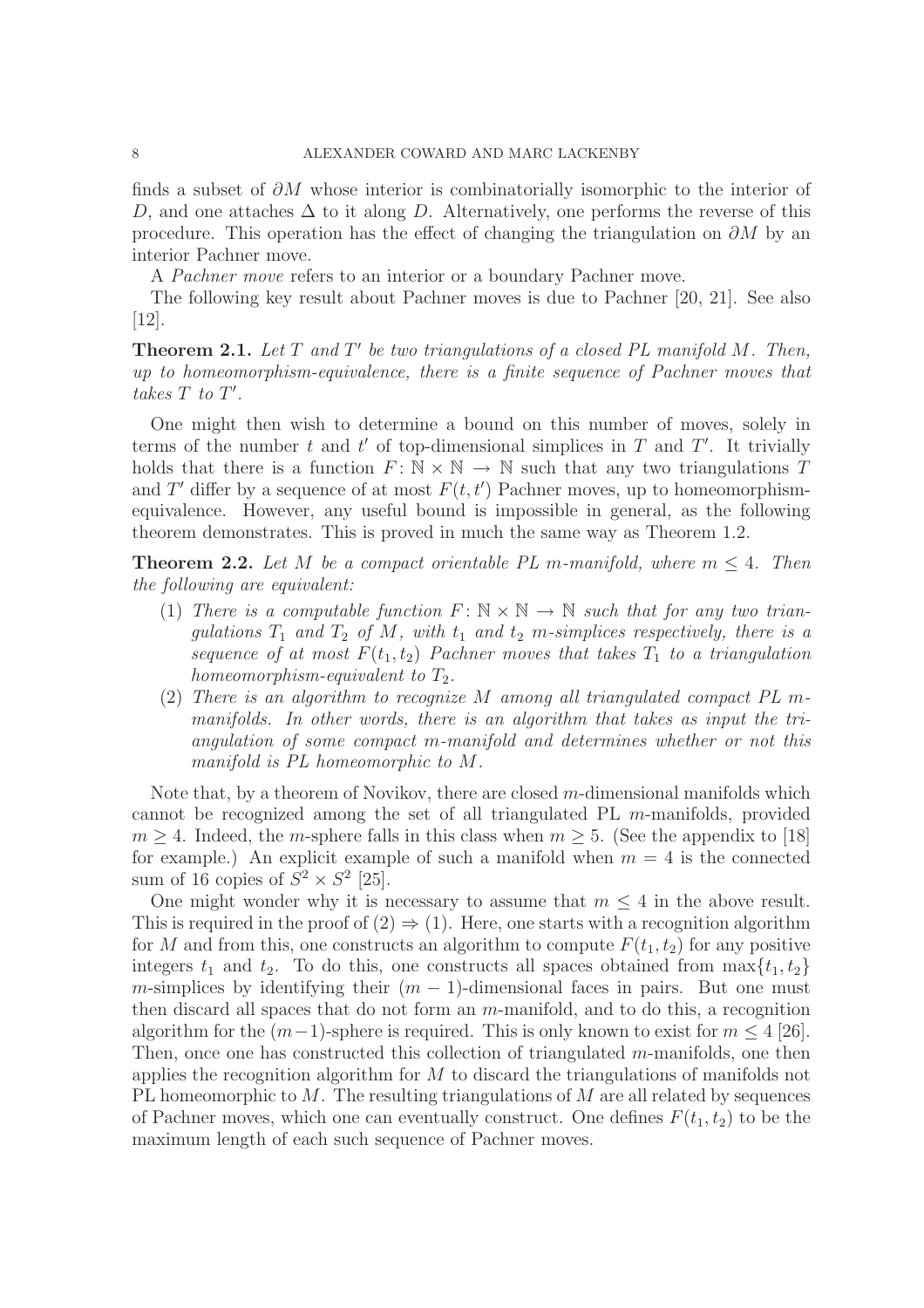finds a subset of $\partial M$ whose interior is combinatorially isomorphic to the interior of $D$, and one attaches $\Delta$ to it along $D$. Alternatively, one performs the reverse of this procedure. This operation has the effect of changing the triangulation on $\partial M$ by an interior Pachner move.

A *Pachner move* refers to an interior or a boundary Pachner move.

The following key result about Pachner moves is due to Pachner [20, 21]. See also [12].

**Theorem 2.1.** *Let $T$ and $T'$ be two triangulations of a closed PL manifold $M$. Then, up to homeomorphism-equivalence, there is a finite sequence of Pachner moves that takes $T$ to $T'$.*

One might then wish to determine a bound on this number of moves, solely in terms of the number $t$ and $t'$ of top-dimensional simplices in $T$ and $T'$. It trivially holds that there is a function $F\colon \mathbb{N} \times \mathbb{N} \to \mathbb{N}$ such that any two triangulations $T$ and $T'$ differ by a sequence of at most $F(t, t')$ Pachner moves, up to homeomorphism-equivalence. However, any useful bound is impossible in general, as the following theorem demonstrates. This is proved in much the same way as Theorem 1.2.

**Theorem 2.2.** *Let $M$ be a compact orientable PL $m$-manifold, where $m \leq 4$. Then the following are equivalent:*

1. *There is a computable function $F\colon \mathbb{N} \times \mathbb{N} \to \mathbb{N}$ such that for any two triangulations $T_1$ and $T_2$ of $M$, with $t_1$ and $t_2$ $m$-simplices respectively, there is a sequence of at most $F(t_1, t_2)$ Pachner moves that takes $T_1$ to a triangulation homeomorphism-equivalent to $T_2$.*
2. *There is an algorithm to recognize $M$ among all triangulated compact PL $m$-manifolds. In other words, there is an algorithm that takes as input the triangulation of some compact $m$-manifold and determines whether or not this manifold is PL homeomorphic to $M$.*

Note that, by a theorem of Novikov, there are closed $m$-dimensional manifolds which cannot be recognized among the set of all triangulated PL $m$-manifolds, provided $m \geq 4$. Indeed, the $m$-sphere falls in this class when $m \geq 5$. (See the appendix to [18] for example.) An explicit example of such a manifold when $m = 4$ is the connected sum of 16 copies of $S^2 \times S^2$ [25].

One might wonder why it is necessary to assume that $m \leq 4$ in the above result. This is required in the proof of $(2) \Rightarrow (1)$. Here, one starts with a recognition algorithm for $M$ and from this, one constructs an algorithm to compute $F(t_1, t_2)$ for any positive integers $t_1$ and $t_2$. To do this, one constructs all spaces obtained from $\max\{t_1, t_2\}$ $m$-simplices by identifying their $(m-1)$-dimensional faces in pairs. But one must then discard all spaces that do not form an $m$-manifold, and to do this, a recognition algorithm for the $(m-1)$-sphere is required. This is only known to exist for $m \leq 4$ [26]. Then, once one has constructed this collection of triangulated $m$-manifolds, one then applies the recognition algorithm for $M$ to discard the triangulations of manifolds not PL homeomorphic to $M$. The resulting triangulations of $M$ are all related by sequences of Pachner moves, which one can eventually construct. One defines $F(t_1, t_2)$ to be the maximum length of each such sequence of Pachner moves.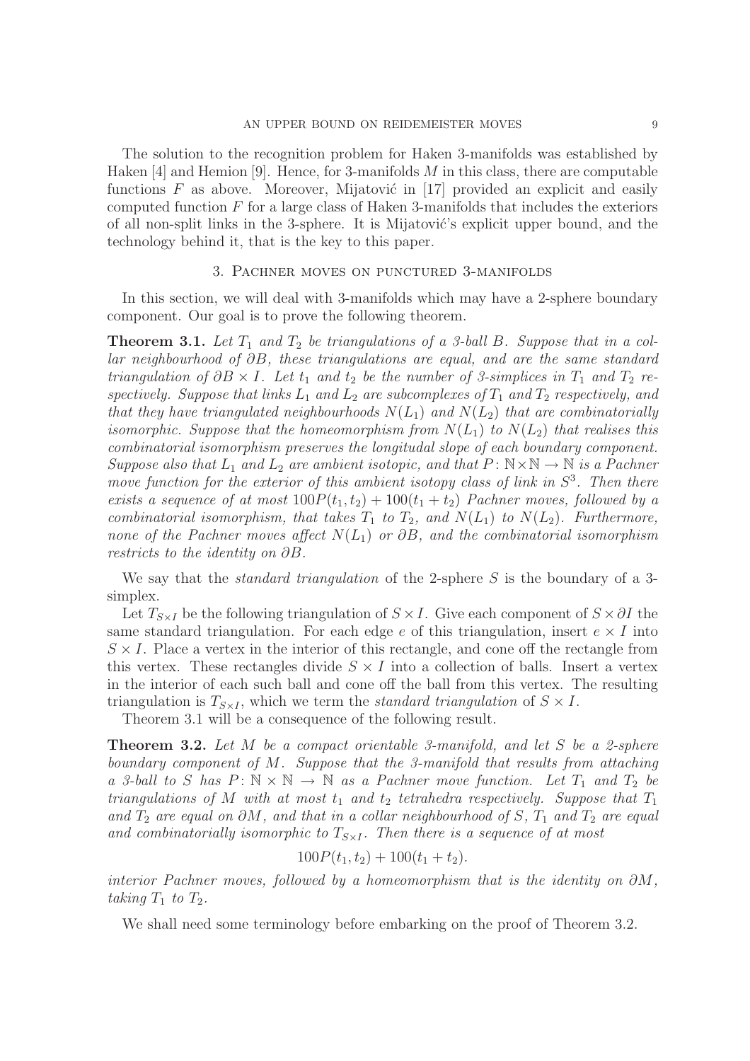The solution to the recognition problem for Haken 3-manifolds was established by Haken [4] and Hemion [9]. Hence, for 3-manifolds $M$ in this class, there are computable functions $F$ as above. Moreover, Mijatović in [17] provided an explicit and easily computed function $F$ for a large class of Haken 3-manifolds that includes the exteriors of all non-split links in the 3-sphere. It is Mijatović's explicit upper bound, and the technology behind it, that is the key to this paper.

## 3. Pachner moves on punctured 3-manifolds

In this section, we will deal with 3-manifolds which may have a 2-sphere boundary component. Our goal is to prove the following theorem.

**Theorem 3.1.** *Let $T_1$ and $T_2$ be triangulations of a 3-ball $B$. Suppose that in a collar neighbourhood of $\partial B$, these triangulations are equal, and are the same standard triangulation of $\partial B \times I$. Let $t_1$ and $t_2$ be the number of 3-simplices in $T_1$ and $T_2$ respectively. Suppose that links $L_1$ and $L_2$ are subcomplexes of $T_1$ and $T_2$ respectively, and that they have triangulated neighbourhoods $N(L_1)$ and $N(L_2)$ that are combinatorially isomorphic. Suppose that the homeomorphism from $N(L_1)$ to $N(L_2)$ that realises this combinatorial isomorphism preserves the longitudal slope of each boundary component. Suppose also that $L_1$ and $L_2$ are ambient isotopic, and that $P \colon \mathbb{N} \times \mathbb{N} \to \mathbb{N}$ is a Pachner move function for the exterior of this ambient isotopy class of link in $S^3$. Then there exists a sequence of at most $100P(t_1, t_2) + 100(t_1 + t_2)$ Pachner moves, followed by a combinatorial isomorphism, that takes $T_1$ to $T_2$, and $N(L_1)$ to $N(L_2)$. Furthermore, none of the Pachner moves affect $N(L_1)$ or $\partial B$, and the combinatorial isomorphism restricts to the identity on $\partial B$.*

We say that the *standard triangulation* of the 2-sphere $S$ is the boundary of a 3-simplex.

Let $T_{S \times I}$ be the following triangulation of $S \times I$. Give each component of $S \times \partial I$ the same standard triangulation. For each edge $e$ of this triangulation, insert $e \times I$ into $S \times I$. Place a vertex in the interior of this rectangle, and cone off the rectangle from this vertex. These rectangles divide $S \times I$ into a collection of balls. Insert a vertex in the interior of each such ball and cone off the ball from this vertex. The resulting triangulation is $T_{S \times I}$, which we term the *standard triangulation* of $S \times I$.

Theorem 3.1 will be a consequence of the following result.

**Theorem 3.2.** *Let $M$ be a compact orientable 3-manifold, and let $S$ be a 2-sphere boundary component of $M$. Suppose that the 3-manifold that results from attaching a 3-ball to $S$ has $P \colon \mathbb{N} \times \mathbb{N} \to \mathbb{N}$ as a Pachner move function. Let $T_1$ and $T_2$ be triangulations of $M$ with at most $t_1$ and $t_2$ tetrahedra respectively. Suppose that $T_1$ and $T_2$ are equal on $\partial M$, and that in a collar neighbourhood of $S$, $T_1$ and $T_2$ are equal and combinatorially isomorphic to $T_{S \times I}$. Then there is a sequence of at most*

$$100P(t_1, t_2) + 100(t_1 + t_2).$$

*interior Pachner moves, followed by a homeomorphism that is the identity on $\partial M$, taking $T_1$ to $T_2$.*

We shall need some terminology before embarking on the proof of Theorem 3.2.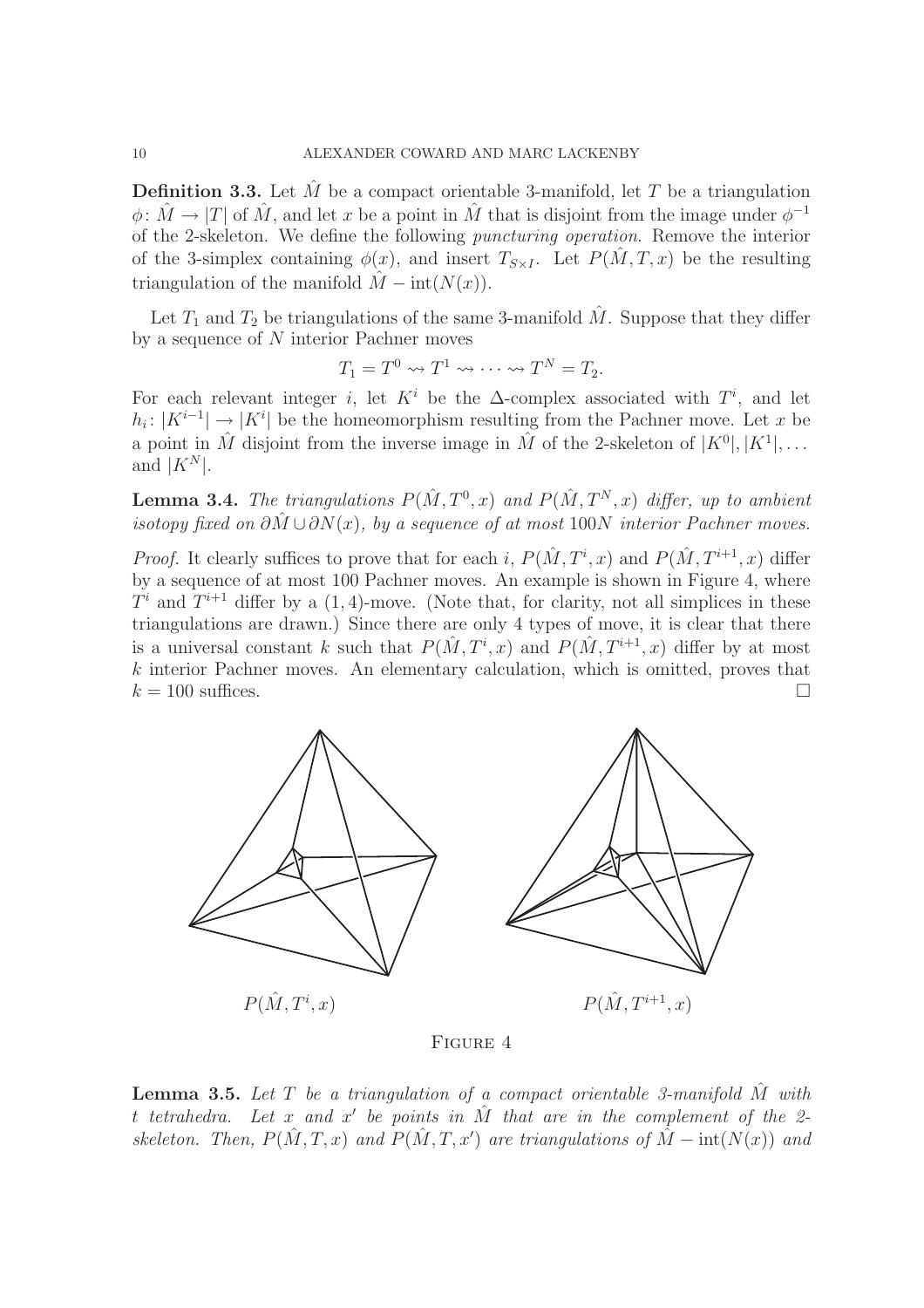**Definition 3.3.** Let $\hat{M}$ be a compact orientable 3-manifold, let $T$ be a triangulation $\phi\colon \hat{M} \to |T|$ of $\hat{M}$, and let $x$ be a point in $\hat{M}$ that is disjoint from the image under $\phi^{-1}$ of the 2-skeleton. We define the following *puncturing operation*. Remove the interior of the 3-simplex containing $\phi(x)$, and insert $T_{S\times I}$. Let $P(\hat{M}, T, x)$ be the resulting triangulation of the manifold $\hat{M} - \mathrm{int}(N(x))$.

Let $T_1$ and $T_2$ be triangulations of the same 3-manifold $\hat{M}$. Suppose that they differ by a sequence of $N$ interior Pachner moves

$$T_1 = T^0 \rightsquigarrow T^1 \rightsquigarrow \cdots \rightsquigarrow T^N = T_2.$$

For each relevant integer $i$, let $K^i$ be the $\Delta$-complex associated with $T^i$, and let $h_i\colon |K^{i-1}| \to |K^i|$ be the homeomorphism resulting from the Pachner move. Let $x$ be a point in $\hat{M}$ disjoint from the inverse image in $\hat{M}$ of the 2-skeleton of $|K^0|, |K^1|, \dots$ and $|K^N|$.

**Lemma 3.4.** *The triangulations $P(\hat{M}, T^0, x)$ and $P(\hat{M}, T^N, x)$ differ, up to ambient isotopy fixed on $\partial\hat{M} \cup \partial N(x)$, by a sequence of at most $100N$ interior Pachner moves.*

*Proof.* It clearly suffices to prove that for each $i$, $P(\hat{M}, T^i, x)$ and $P(\hat{M}, T^{i+1}, x)$ differ by a sequence of at most 100 Pachner moves. An example is shown in Figure 4, where $T^i$ and $T^{i+1}$ differ by a $(1,4)$-move. (Note that, for clarity, not all simplices in these triangulations are drawn.) Since there are only 4 types of move, it is clear that there is a universal constant $k$ such that $P(\hat{M}, T^i, x)$ and $P(\hat{M}, T^{i+1}, x)$ differ by at most $k$ interior Pachner moves. An elementary calculation, which is omitted, proves that $k = 100$ suffices. □

$P(\hat{M}, T^i, x)$ $\qquad$ $P(\hat{M}, T^{i+1}, x)$

Figure 4

**Lemma 3.5.** *Let $T$ be a triangulation of a compact orientable 3-manifold $\hat{M}$ with $t$ tetrahedra. Let $x$ and $x'$ be points in $\hat{M}$ that are in the complement of the 2-skeleton. Then, $P(\hat{M}, T, x)$ and $P(\hat{M}, T, x')$ are triangulations of $\hat{M} - \mathrm{int}(N(x))$ and*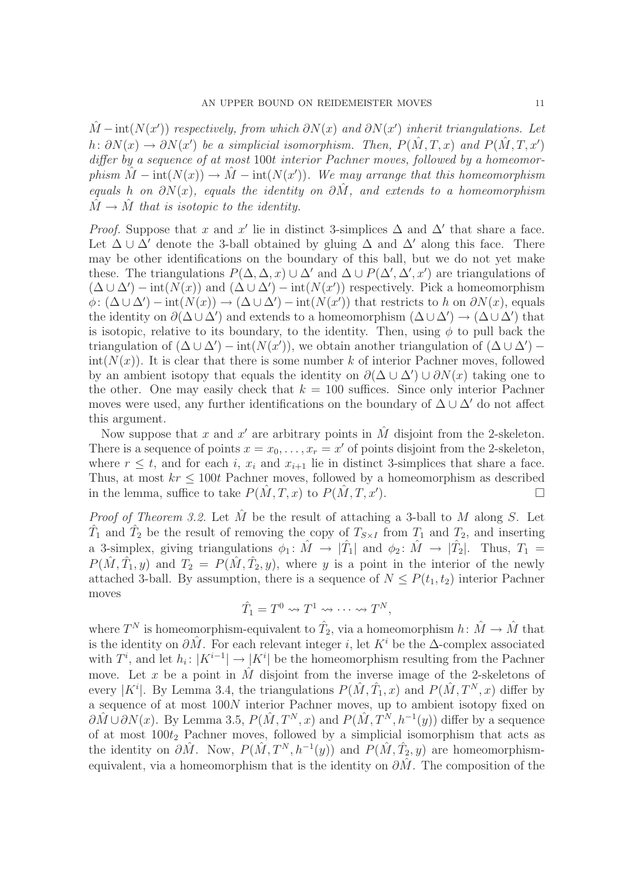*$\hat{M} - \mathrm{int}(N(x'))$ respectively, from which $\partial N(x)$ and $\partial N(x')$ inherit triangulations. Let $h\colon \partial N(x) \to \partial N(x')$ be a simplicial isomorphism. Then, $P(\hat{M}, T, x)$ and $P(\hat{M}, T, x')$ differ by a sequence of at most $100t$ interior Pachner moves, followed by a homeomorphism $\hat{M} - \mathrm{int}(N(x)) \to \hat{M} - \mathrm{int}(N(x'))$. We may arrange that this homeomorphism equals $h$ on $\partial N(x)$, equals the identity on $\partial \hat{M}$, and extends to a homeomorphism $\hat{M} \to \hat{M}$ that is isotopic to the identity.*

*Proof.* Suppose that $x$ and $x'$ lie in distinct 3-simplices $\Delta$ and $\Delta'$ that share a face. Let $\Delta \cup \Delta'$ denote the 3-ball obtained by gluing $\Delta$ and $\Delta'$ along this face. There may be other identifications on the boundary of this ball, but we do not yet make these. The triangulations $P(\Delta, \Delta, x) \cup \Delta'$ and $\Delta \cup P(\Delta', \Delta', x')$ are triangulations of $(\Delta \cup \Delta') - \mathrm{int}(N(x))$ and $(\Delta \cup \Delta') - \mathrm{int}(N(x'))$ respectively. Pick a homeomorphism $\phi\colon (\Delta \cup \Delta') - \mathrm{int}(N(x)) \to (\Delta \cup \Delta') - \mathrm{int}(N(x'))$ that restricts to $h$ on $\partial N(x)$, equals the identity on $\partial(\Delta \cup \Delta')$ and extends to a homeomorphism $(\Delta \cup \Delta') \to (\Delta \cup \Delta')$ that is isotopic, relative to its boundary, to the identity. Then, using $\phi$ to pull back the triangulation of $(\Delta \cup \Delta') - \mathrm{int}(N(x'))$, we obtain another triangulation of $(\Delta \cup \Delta') - \mathrm{int}(N(x))$. It is clear that there is some number $k$ of interior Pachner moves, followed by an ambient isotopy that equals the identity on $\partial(\Delta \cup \Delta') \cup \partial N(x)$ taking one to the other. One may easily check that $k = 100$ suffices. Since only interior Pachner moves were used, any further identifications on the boundary of $\Delta \cup \Delta'$ do not affect this argument.

Now suppose that $x$ and $x'$ are arbitrary points in $\hat{M}$ disjoint from the 2-skeleton. There is a sequence of points $x = x_0, \ldots, x_r = x'$ of points disjoint from the 2-skeleton, where $r \leq t$, and for each $i$, $x_i$ and $x_{i+1}$ lie in distinct 3-simplices that share a face. Thus, at most $kr \leq 100t$ Pachner moves, followed by a homeomorphism as described in the lemma, suffice to take $P(\hat{M}, T, x)$ to $P(\hat{M}, T, x')$. □

*Proof of Theorem 3.2.* Let $\hat{M}$ be the result of attaching a 3-ball to $M$ along $S$. Let $\hat{T}_1$ and $\hat{T}_2$ be the result of removing the copy of $T_{S \times I}$ from $T_1$ and $T_2$, and inserting a 3-simplex, giving triangulations $\phi_1\colon \hat{M} \to |\hat{T}_1|$ and $\phi_2\colon \hat{M} \to |\hat{T}_2|$. Thus, $T_1 = P(\hat{M}, \hat{T}_1, y)$ and $T_2 = P(\hat{M}, \hat{T}_2, y)$, where $y$ is a point in the interior of the newly attached 3-ball. By assumption, there is a sequence of $N \leq P(t_1, t_2)$ interior Pachner moves

$$\hat{T}_1 = T^0 \rightsquigarrow T^1 \rightsquigarrow \cdots \rightsquigarrow T^N,$$

where $T^N$ is homeomorphism-equivalent to $\hat{T}_2$, via a homeomorphism $h\colon \hat{M} \to \hat{M}$ that is the identity on $\partial \hat{M}$. For each relevant integer $i$, let $K^i$ be the $\Delta$-complex associated with $T^i$, and let $h_i\colon |K^{i-1}| \to |K^i|$ be the homeomorphism resulting from the Pachner move. Let $x$ be a point in $\hat{M}$ disjoint from the inverse image of the 2-skeletons of every $|K^i|$. By Lemma 3.4, the triangulations $P(\hat{M}, \hat{T}_1, x)$ and $P(\hat{M}, T^N, x)$ differ by a sequence of at most $100N$ interior Pachner moves, up to ambient isotopy fixed on $\partial \hat{M} \cup \partial N(x)$. By Lemma 3.5, $P(\hat{M}, T^N, x)$ and $P(\hat{M}, T^N, h^{-1}(y))$ differ by a sequence of at most $100t_2$ Pachner moves, followed by a simplicial isomorphism that acts as the identity on $\partial \hat{M}$. Now, $P(\hat{M}, T^N, h^{-1}(y))$ and $P(\hat{M}, \hat{T}_2, y)$ are homeomorphism-equivalent, via a homeomorphism that is the identity on $\partial \hat{M}$. The composition of the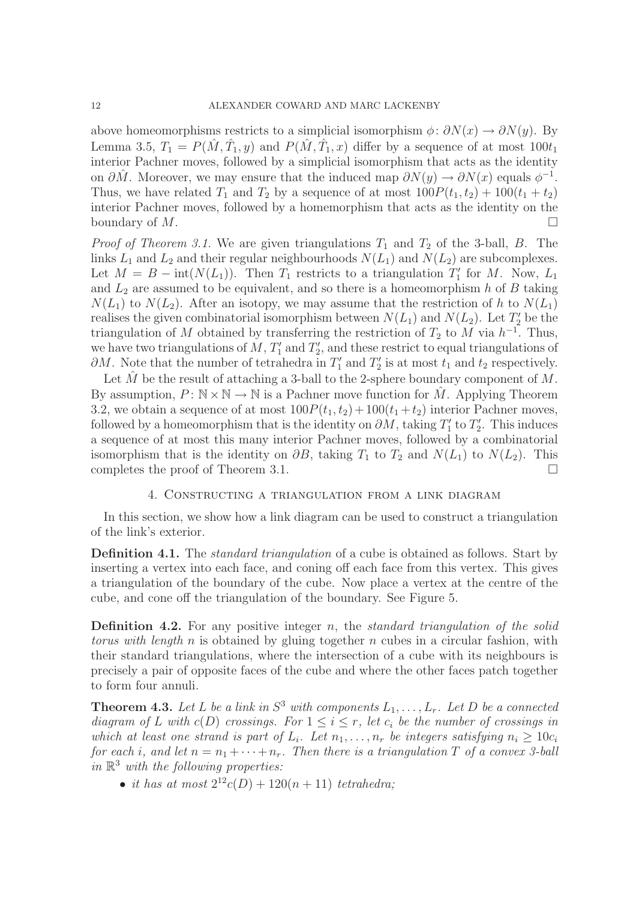above homeomorphisms restricts to a simplicial isomorphism $\phi\colon \partial N(x) \to \partial N(y)$. By Lemma 3.5, $T_1 = P(\hat{M}, \hat{T}_1, y)$ and $P(\hat{M}, \hat{T}_1, x)$ differ by a sequence of at most $100t_1$ interior Pachner moves, followed by a simplicial isomorphism that acts as the identity on $\partial \hat{M}$. Moreover, we may ensure that the induced map $\partial N(y) \to \partial N(x)$ equals $\phi^{-1}$. Thus, we have related $T_1$ and $T_2$ by a sequence of at most $100P(t_1, t_2) + 100(t_1 + t_2)$ interior Pachner moves, followed by a homemorphism that acts as the identity on the boundary of $M$. □

*Proof of Theorem 3.1.* We are given triangulations $T_1$ and $T_2$ of the 3-ball, $B$. The links $L_1$ and $L_2$ and their regular neighbourhoods $N(L_1)$ and $N(L_2)$ are subcomplexes. Let $M = B - \mathrm{int}(N(L_1))$. Then $T_1$ restricts to a triangulation $T_1'$ for $M$. Now, $L_1$ and $L_2$ are assumed to be equivalent, and so there is a homeomorphism $h$ of $B$ taking $N(L_1)$ to $N(L_2)$. After an isotopy, we may assume that the restriction of $h$ to $N(L_1)$ realises the given combinatorial isomorphism between $N(L_1)$ and $N(L_2)$. Let $T_2'$ be the triangulation of $M$ obtained by transferring the restriction of $T_2$ to $M$ via $h^{-1}$. Thus, we have two triangulations of $M$, $T_1'$ and $T_2'$, and these restrict to equal triangulations of $\partial M$. Note that the number of tetrahedra in $T_1'$ and $T_2'$ is at most $t_1$ and $t_2$ respectively.

Let $\hat{M}$ be the result of attaching a 3-ball to the 2-sphere boundary component of $M$. By assumption, $P\colon \mathbb{N} \times \mathbb{N} \to \mathbb{N}$ is a Pachner move function for $\hat{M}$. Applying Theorem 3.2, we obtain a sequence of at most $100P(t_1, t_2) + 100(t_1 + t_2)$ interior Pachner moves, followed by a homeomorphism that is the identity on $\partial M$, taking $T_1'$ to $T_2'$. This induces a sequence of at most this many interior Pachner moves, followed by a combinatorial isomorphism that is the identity on $\partial B$, taking $T_1$ to $T_2$ and $N(L_1)$ to $N(L_2)$. This completes the proof of Theorem 3.1. □

## 4. Constructing a triangulation from a link diagram

In this section, we show how a link diagram can be used to construct a triangulation of the link's exterior.

**Definition 4.1.** The *standard triangulation* of a cube is obtained as follows. Start by inserting a vertex into each face, and coning off each face from this vertex. This gives a triangulation of the boundary of the cube. Now place a vertex at the centre of the cube, and cone off the triangulation of the boundary. See Figure 5.

**Definition 4.2.** For any positive integer $n$, the *standard triangulation of the solid torus with length $n$* is obtained by gluing together $n$ cubes in a circular fashion, with their standard triangulations, where the intersection of a cube with its neighbours is precisely a pair of opposite faces of the cube and where the other faces patch together to form four annuli.

**Theorem 4.3.** *Let $L$ be a link in $S^3$ with components $L_1, \dots, L_r$. Let $D$ be a connected diagram of $L$ with $c(D)$ crossings. For $1 \leq i \leq r$, let $c_i$ be the number of crossings in which at least one strand is part of $L_i$. Let $n_1, \dots, n_r$ be integers satisfying $n_i \geq 10c_i$ for each $i$, and let $n = n_1 + \cdots + n_r$. Then there is a triangulation $T$ of a convex 3-ball in $\mathbb{R}^3$ with the following properties:*

- *it has at most $2^{12}c(D) + 120(n + 11)$ tetrahedra;*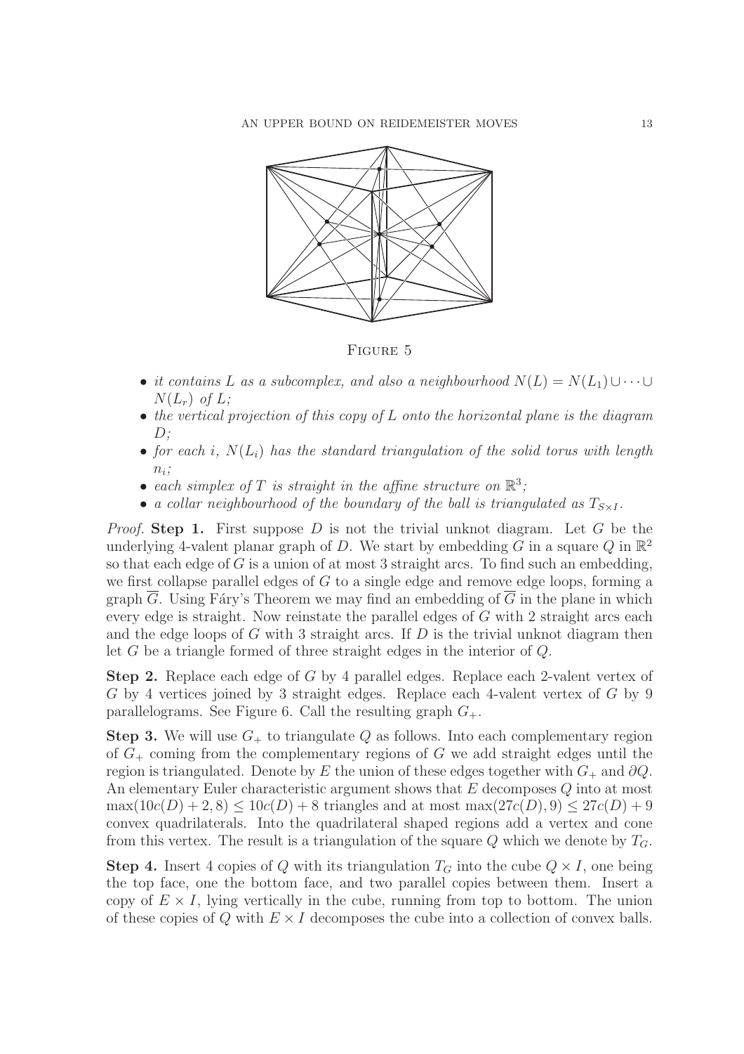Figure 5

- *it contains $L$ as a subcomplex, and also a neighbourhood $N(L) = N(L_1) \cup \cdots \cup N(L_r)$ of $L$;*
- *the vertical projection of this copy of $L$ onto the horizontal plane is the diagram $D$;*
- *for each $i$, $N(L_i)$ has the standard triangulation of the solid torus with length $n_i$;*
- *each simplex of $T$ is straight in the affine structure on $\mathbb{R}^3$;*
- *a collar neighbourhood of the boundary of the ball is triangulated as $T_{S\times I}$.*

*Proof.* **Step 1.** First suppose $D$ is not the trivial unknot diagram. Let $G$ be the underlying 4-valent planar graph of $D$. We start by embedding $G$ in a square $Q$ in $\mathbb{R}^2$ so that each edge of $G$ is a union of at most 3 straight arcs. To find such an embedding, we first collapse parallel edges of $G$ to a single edge and remove edge loops, forming a graph $\overline{G}$. Using Fáry's Theorem we may find an embedding of $\overline{G}$ in the plane in which every edge is straight. Now reinstate the parallel edges of $G$ with 2 straight arcs each and the edge loops of $G$ with 3 straight arcs. If $D$ is the trivial unknot diagram then let $G$ be a triangle formed of three straight edges in the interior of $Q$.

**Step 2.** Replace each edge of $G$ by 4 parallel edges. Replace each 2-valent vertex of $G$ by 4 vertices joined by 3 straight edges. Replace each 4-valent vertex of $G$ by 9 parallelograms. See Figure 6. Call the resulting graph $G_+$.

**Step 3.** We will use $G_+$ to triangulate $Q$ as follows. Into each complementary region of $G_+$ coming from the complementary regions of $G$ we add straight edges until the region is triangulated. Denote by $E$ the union of these edges together with $G_+$ and $\partial Q$. An elementary Euler characteristic argument shows that $E$ decomposes $Q$ into at most $\max(10c(D)+2, 8) \leq 10c(D)+8$ triangles and at most $\max(27c(D), 9) \leq 27c(D)+9$ convex quadrilaterals. Into the quadrilateral shaped regions add a vertex and cone from this vertex. The result is a triangulation of the square $Q$ which we denote by $T_G$.

**Step 4.** Insert 4 copies of $Q$ with its triangulation $T_G$ into the cube $Q \times I$, one being the top face, one the bottom face, and two parallel copies between them. Insert a copy of $E \times I$, lying vertically in the cube, running from top to bottom. The union of these copies of $Q$ with $E \times I$ decomposes the cube into a collection of convex balls.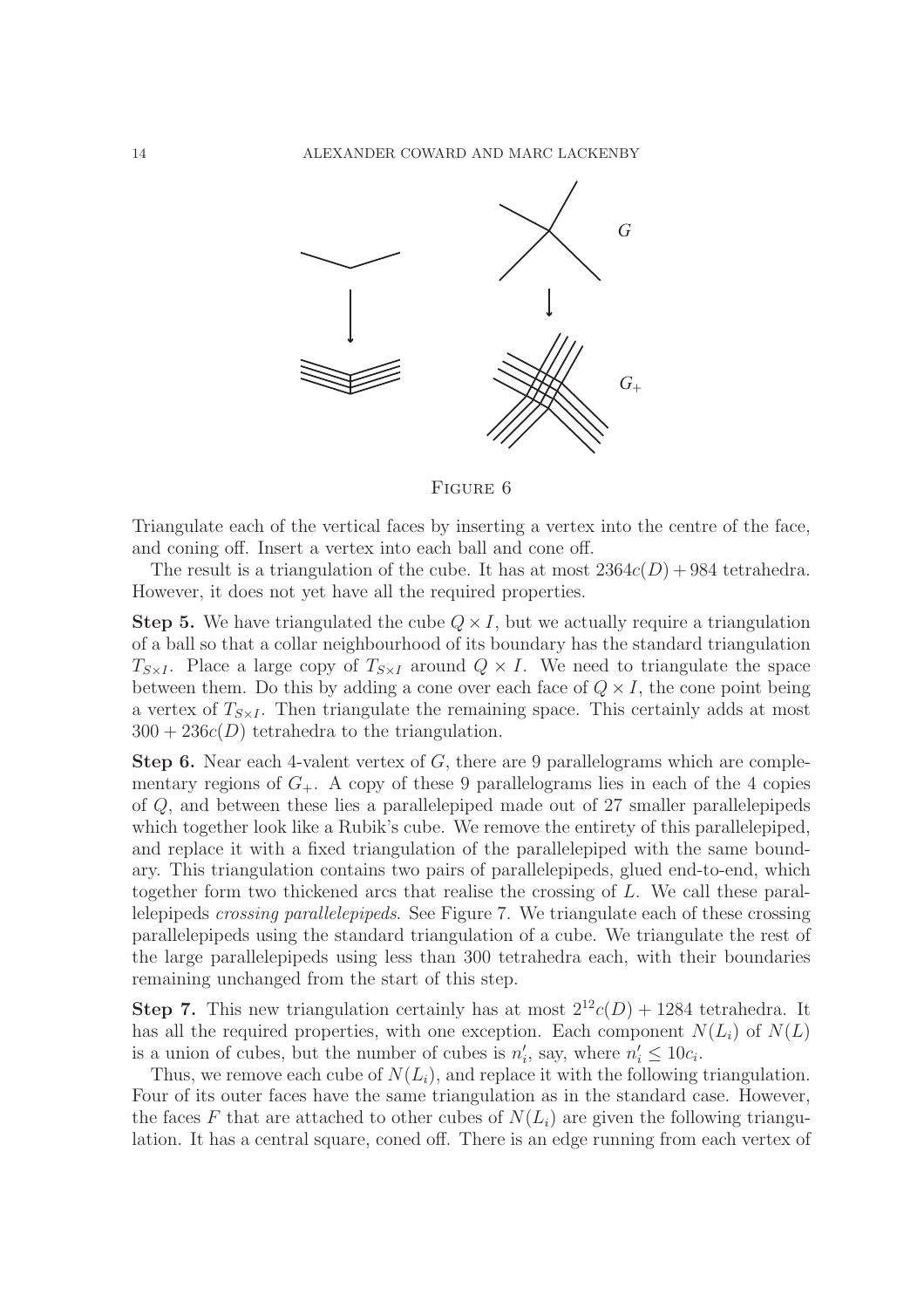FIGURE 6

Triangulate each of the vertical faces by inserting a vertex into the centre of the face, and coning off. Insert a vertex into each ball and cone off.

The result is a triangulation of the cube. It has at most $2364c(D) + 984$ tetrahedra. However, it does not yet have all the required properties.

**Step 5.** We have triangulated the cube $Q \times I$, but we actually require a triangulation of a ball so that a collar neighbourhood of its boundary has the standard triangulation $T_{S \times I}$. Place a large copy of $T_{S \times I}$ around $Q \times I$. We need to triangulate the space between them. Do this by adding a cone over each face of $Q \times I$, the cone point being a vertex of $T_{S \times I}$. Then triangulate the remaining space. This certainly adds at most $300 + 236c(D)$ tetrahedra to the triangulation.

**Step 6.** Near each 4-valent vertex of $G$, there are 9 parallelograms which are complementary regions of $G_+$. A copy of these 9 parallelograms lies in each of the 4 copies of $Q$, and between these lies a parallelepiped made out of 27 smaller parallelepipeds which together look like a Rubik's cube. We remove the entirety of this parallelepiped, and replace it with a fixed triangulation of the parallelepiped with the same boundary. This triangulation contains two pairs of parallelepipeds, glued end-to-end, which together form two thickened arcs that realise the crossing of $L$. We call these parallelepipeds *crossing parallelepipeds*. See Figure 7. We triangulate each of these crossing parallelepipeds using the standard triangulation of a cube. We triangulate the rest of the large parallelepipeds using less than 300 tetrahedra each, with their boundaries remaining unchanged from the start of this step.

**Step 7.** This new triangulation certainly has at most $2^{12}c(D) + 1284$ tetrahedra. It has all the required properties, with one exception. Each component $N(L_i)$ of $N(L)$ is a union of cubes, but the number of cubes is $n_i'$, say, where $n_i' \leq 10c_i$.

Thus, we remove each cube of $N(L_i)$, and replace it with the following triangulation. Four of its outer faces have the same triangulation as in the standard case. However, the faces $F$ that are attached to other cubes of $N(L_i)$ are given the following triangulation. It has a central square, coned off. There is an edge running from each vertex of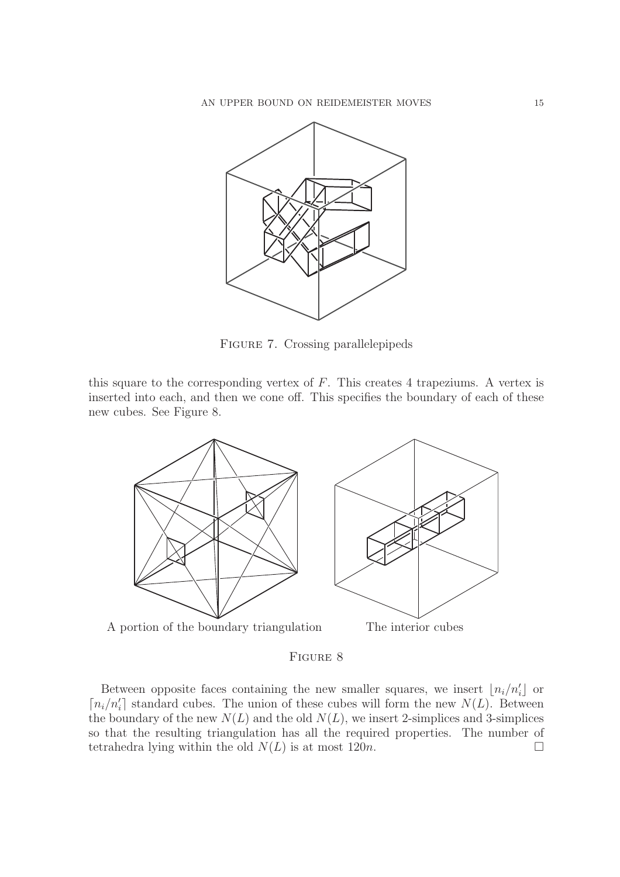Figure 7. Crossing parallelepipeds

this square to the corresponding vertex of $F$. This creates 4 trapeziums. A vertex is inserted into each, and then we cone off. This specifies the boundary of each of these new cubes. See Figure 8.

A portion of the boundary triangulation &nbsp;&nbsp;&nbsp;&nbsp; The interior cubes

Figure 8

Between opposite faces containing the new smaller squares, we insert $\lfloor n_i/n_i' \rfloor$ or $\lceil n_i/n_i' \rceil$ standard cubes. The union of these cubes will form the new $N(L)$. Between the boundary of the new $N(L)$ and the old $N(L)$, we insert 2-simplices and 3-simplices so that the resulting triangulation has all the required properties. The number of tetrahedra lying within the old $N(L)$ is at most $120n$. □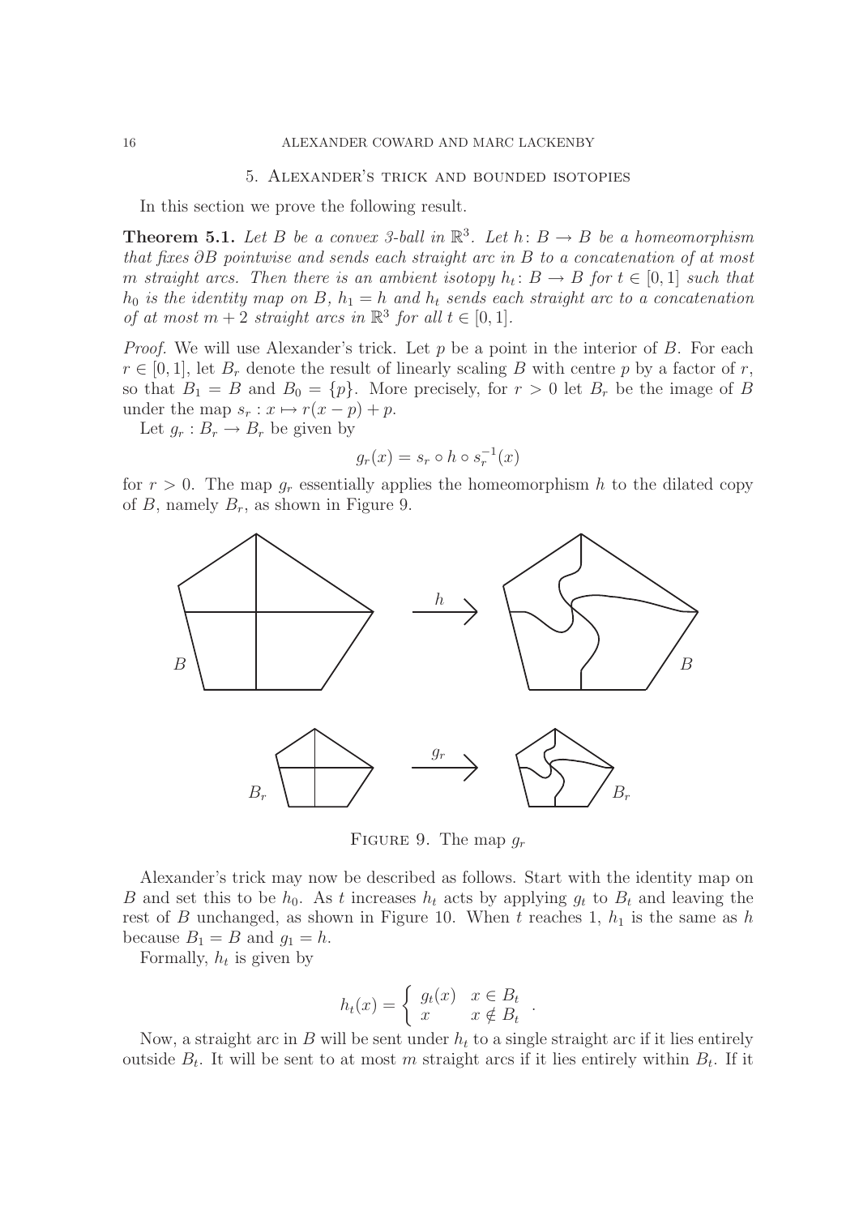## 5. Alexander's trick and bounded isotopies

In this section we prove the following result.

**Theorem 5.1.** *Let $B$ be a convex 3-ball in $\mathbb{R}^3$. Let $h\colon B \to B$ be a homeomorphism that fixes $\partial B$ pointwise and sends each straight arc in $B$ to a concatenation of at most $m$ straight arcs. Then there is an ambient isotopy $h_t\colon B \to B$ for $t \in [0,1]$ such that $h_0$ is the identity map on $B$, $h_1 = h$ and $h_t$ sends each straight arc to a concatenation of at most $m+2$ straight arcs in $\mathbb{R}^3$ for all $t \in [0,1]$.*

*Proof.* We will use Alexander's trick. Let $p$ be a point in the interior of $B$. For each $r \in [0,1]$, let $B_r$ denote the result of linearly scaling $B$ with centre $p$ by a factor of $r$, so that $B_1 = B$ and $B_0 = \{p\}$. More precisely, for $r > 0$ let $B_r$ be the image of $B$ under the map $s_r : x \mapsto r(x-p)+p$.

Let $g_r : B_r \to B_r$ be given by

$$g_r(x) = s_r \circ h \circ s_r^{-1}(x)$$

for $r > 0$. The map $g_r$ essentially applies the homeomorphism $h$ to the dilated copy of $B$, namely $B_r$, as shown in Figure 9.

Figure 9. The map $g_r$

Alexander's trick may now be described as follows. Start with the identity map on $B$ and set this to be $h_0$. As $t$ increases $h_t$ acts by applying $g_t$ to $B_t$ and leaving the rest of $B$ unchanged, as shown in Figure 10. When $t$ reaches 1, $h_1$ is the same as $h$ because $B_1 = B$ and $g_1 = h$.

Formally, $h_t$ is given by

$$h_t(x) = \begin{cases} g_t(x) & x \in B_t \\ x & x \notin B_t \end{cases} .$$

Now, a straight arc in $B$ will be sent under $h_t$ to a single straight arc if it lies entirely outside $B_t$. It will be sent to at most $m$ straight arcs if it lies entirely within $B_t$. If it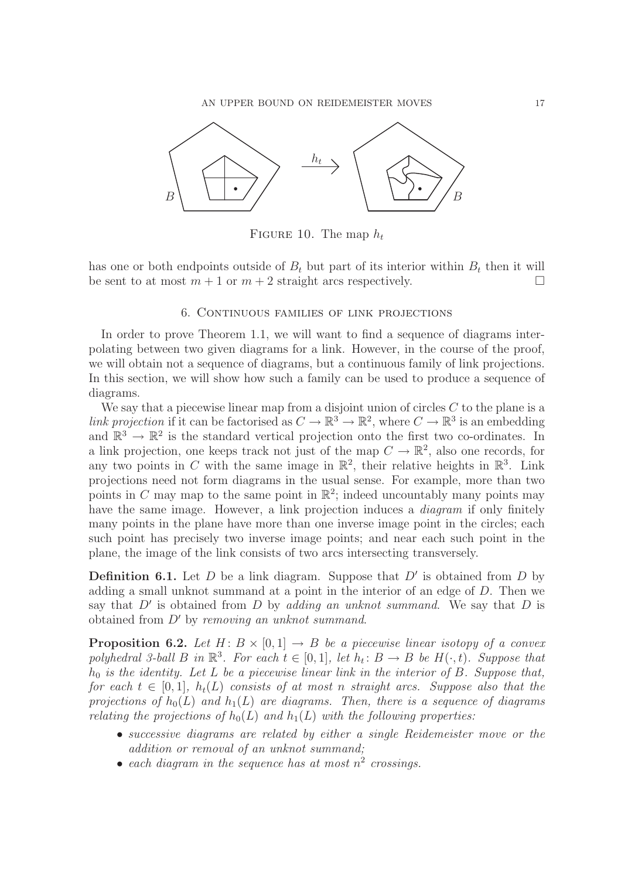FIGURE 10. The map $h_t$

has one or both endpoints outside of $B_t$ but part of its interior within $B_t$ then it will be sent to at most $m+1$ or $m+2$ straight arcs respectively. □

## 6. Continuous families of link projections

In order to prove Theorem 1.1, we will want to find a sequence of diagrams interpolating between two given diagrams for a link. However, in the course of the proof, we will obtain not a sequence of diagrams, but a continuous family of link projections. In this section, we will show how such a family can be used to produce a sequence of diagrams.

We say that a piecewise linear map from a disjoint union of circles $C$ to the plane is a *link projection* if it can be factorised as $C \to \mathbb{R}^3 \to \mathbb{R}^2$, where $C \to \mathbb{R}^3$ is an embedding and $\mathbb{R}^3 \to \mathbb{R}^2$ is the standard vertical projection onto the first two co-ordinates. In a link projection, one keeps track not just of the map $C \to \mathbb{R}^2$, also one records, for any two points in $C$ with the same image in $\mathbb{R}^2$, their relative heights in $\mathbb{R}^3$. Link projections need not form diagrams in the usual sense. For example, more than two points in $C$ may map to the same point in $\mathbb{R}^2$; indeed uncountably many points may have the same image. However, a link projection induces a *diagram* if only finitely many points in the plane have more than one inverse image point in the circles; each such point has precisely two inverse image points; and near each such point in the plane, the image of the link consists of two arcs intersecting transversely.

**Definition 6.1.** Let $D$ be a link diagram. Suppose that $D'$ is obtained from $D$ by adding a small unknot summand at a point in the interior of an edge of $D$. Then we say that $D'$ is obtained from $D$ by *adding an unknot summand*. We say that $D$ is obtained from $D'$ by *removing an unknot summand*.

**Proposition 6.2.** *Let $H\colon B \times [0,1] \to B$ be a piecewise linear isotopy of a convex polyhedral 3-ball $B$ in $\mathbb{R}^3$. For each $t \in [0,1]$, let $h_t\colon B \to B$ be $H(\cdot, t)$. Suppose that $h_0$ is the identity. Let $L$ be a piecewise linear link in the interior of $B$. Suppose that, for each $t \in [0,1]$, $h_t(L)$ consists of at most $n$ straight arcs. Suppose also that the projections of $h_0(L)$ and $h_1(L)$ are diagrams. Then, there is a sequence of diagrams relating the projections of $h_0(L)$ and $h_1(L)$ with the following properties:*

- *successive diagrams are related by either a single Reidemeister move or the addition or removal of an unknot summand;*
- *each diagram in the sequence has at most $n^2$ crossings.*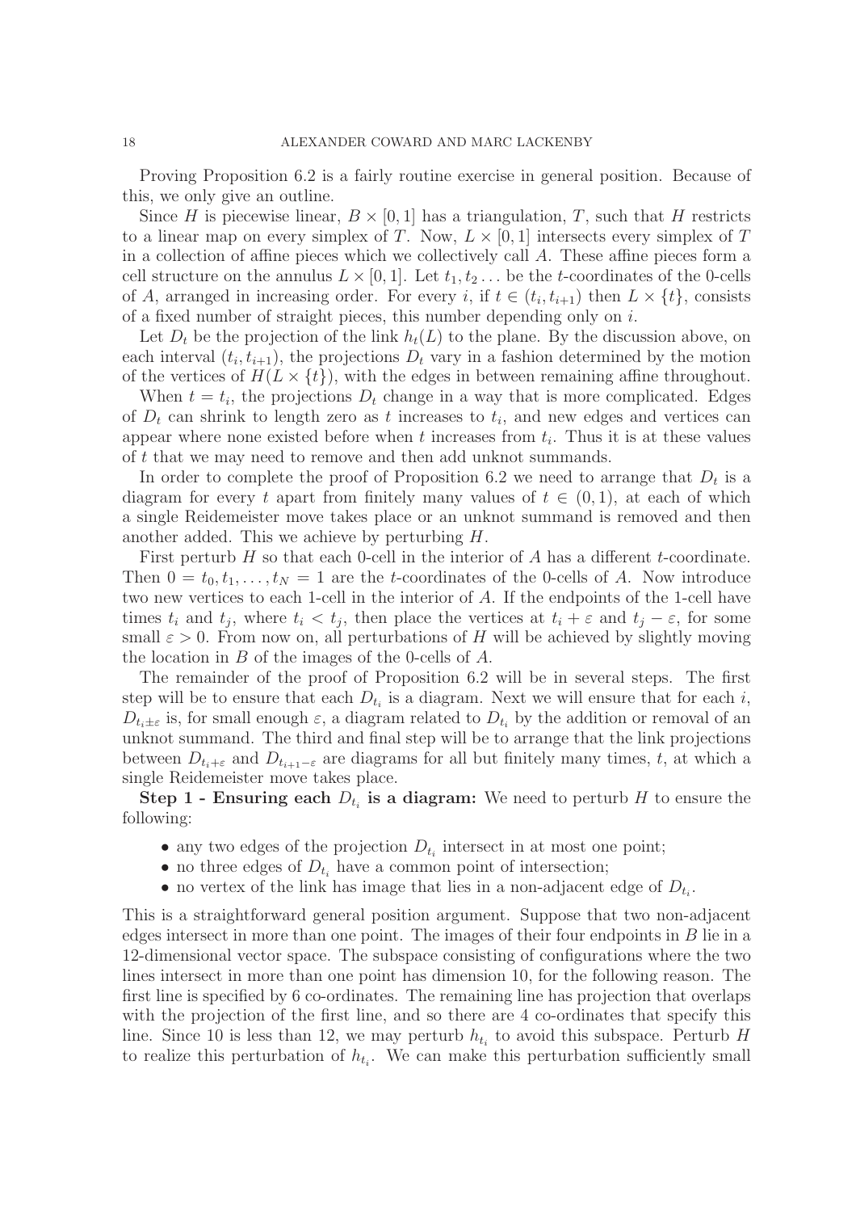Proving Proposition 6.2 is a fairly routine exercise in general position. Because of this, we only give an outline.

Since $H$ is piecewise linear, $B \times [0,1]$ has a triangulation, $T$, such that $H$ restricts to a linear map on every simplex of $T$. Now, $L \times [0,1]$ intersects every simplex of $T$ in a collection of affine pieces which we collectively call $A$. These affine pieces form a cell structure on the annulus $L \times [0,1]$. Let $t_1, t_2 \ldots$ be the $t$-coordinates of the 0-cells of $A$, arranged in increasing order. For every $i$, if $t \in (t_i, t_{i+1})$ then $L \times \{t\}$, consists of a fixed number of straight pieces, this number depending only on $i$.

Let $D_t$ be the projection of the link $h_t(L)$ to the plane. By the discussion above, on each interval $(t_i, t_{i+1})$, the projections $D_t$ vary in a fashion determined by the motion of the vertices of $H(L \times \{t\})$, with the edges in between remaining affine throughout.

When $t = t_i$, the projections $D_t$ change in a way that is more complicated. Edges of $D_t$ can shrink to length zero as $t$ increases to $t_i$, and new edges and vertices can appear where none existed before when $t$ increases from $t_i$. Thus it is at these values of $t$ that we may need to remove and then add unknot summands.

In order to complete the proof of Proposition 6.2 we need to arrange that $D_t$ is a diagram for every $t$ apart from finitely many values of $t \in (0,1)$, at each of which a single Reidemeister move takes place or an unknot summand is removed and then another added. This we achieve by perturbing $H$.

First perturb $H$ so that each 0-cell in the interior of $A$ has a different $t$-coordinate. Then $0 = t_0, t_1, \ldots, t_N = 1$ are the $t$-coordinates of the 0-cells of $A$. Now introduce two new vertices to each 1-cell in the interior of $A$. If the endpoints of the 1-cell have times $t_i$ and $t_j$, where $t_i < t_j$, then place the vertices at $t_i + \varepsilon$ and $t_j - \varepsilon$, for some small $\varepsilon > 0$. From now on, all perturbations of $H$ will be achieved by slightly moving the location in $B$ of the images of the 0-cells of $A$.

The remainder of the proof of Proposition 6.2 will be in several steps. The first step will be to ensure that each $D_{t_i}$ is a diagram. Next we will ensure that for each $i$, $D_{t_i \pm \varepsilon}$ is, for small enough $\varepsilon$, a diagram related to $D_{t_i}$ by the addition or removal of an unknot summand. The third and final step will be to arrange that the link projections between $D_{t_i + \varepsilon}$ and $D_{t_{i+1} - \varepsilon}$ are diagrams for all but finitely many times, $t$, at which a single Reidemeister move takes place.

**Step 1 - Ensuring each $D_{t_i}$ is a diagram:** We need to perturb $H$ to ensure the following:

- any two edges of the projection $D_{t_i}$ intersect in at most one point;
- no three edges of $D_{t_i}$ have a common point of intersection;
- no vertex of the link has image that lies in a non-adjacent edge of $D_{t_i}$.

This is a straightforward general position argument. Suppose that two non-adjacent edges intersect in more than one point. The images of their four endpoints in $B$ lie in a 12-dimensional vector space. The subspace consisting of configurations where the two lines intersect in more than one point has dimension 10, for the following reason. The first line is specified by 6 co-ordinates. The remaining line has projection that overlaps with the projection of the first line, and so there are 4 co-ordinates that specify this line. Since 10 is less than 12, we may perturb $h_{t_i}$ to avoid this subspace. Perturb $H$ to realize this perturbation of $h_{t_i}$. We can make this perturbation sufficiently small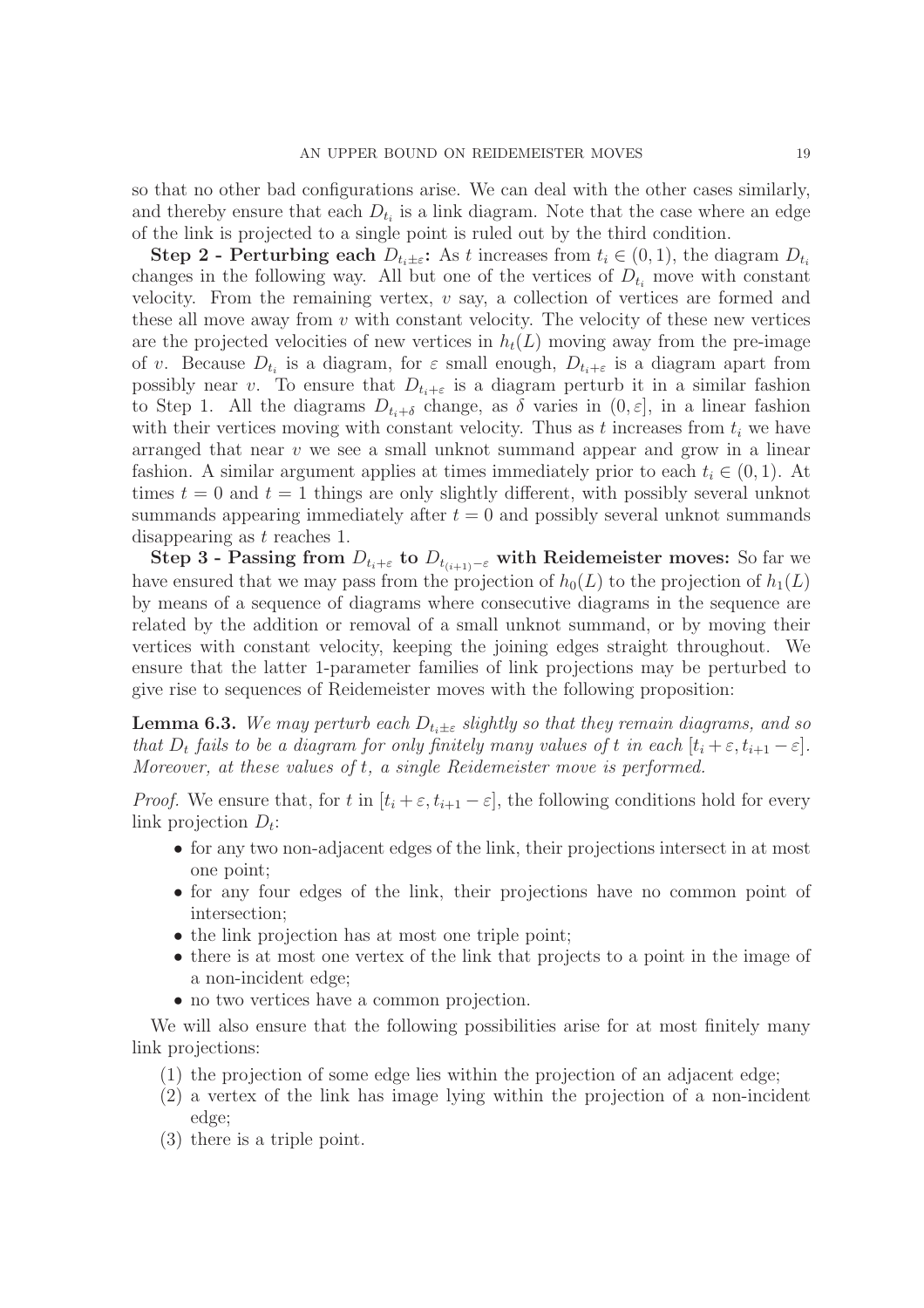so that no other bad configurations arise. We can deal with the other cases similarly, and thereby ensure that each $D_{t_i}$ is a link diagram. Note that the case where an edge of the link is projected to a single point is ruled out by the third condition.

**Step 2 - Perturbing each $D_{t_i \pm \varepsilon}$:** As $t$ increases from $t_i \in (0,1)$, the diagram $D_{t_i}$ changes in the following way. All but one of the vertices of $D_{t_i}$ move with constant velocity. From the remaining vertex, $v$ say, a collection of vertices are formed and these all move away from $v$ with constant velocity. The velocity of these new vertices are the projected velocities of new vertices in $h_t(L)$ moving away from the pre-image of $v$. Because $D_{t_i}$ is a diagram, for $\varepsilon$ small enough, $D_{t_i+\varepsilon}$ is a diagram apart from possibly near $v$. To ensure that $D_{t_i+\varepsilon}$ is a diagram perturb it in a similar fashion to Step 1. All the diagrams $D_{t_i+\delta}$ change, as $\delta$ varies in $(0, \varepsilon]$, in a linear fashion with their vertices moving with constant velocity. Thus as $t$ increases from $t_i$ we have arranged that near $v$ we see a small unknot summand appear and grow in a linear fashion. A similar argument applies at times immediately prior to each $t_i \in (0,1)$. At times $t = 0$ and $t = 1$ things are only slightly different, with possibly several unknot summands appearing immediately after $t = 0$ and possibly several unknot summands disappearing as $t$ reaches 1.

**Step 3 - Passing from $D_{t_i+\varepsilon}$ to $D_{t_{(i+1)}-\varepsilon}$ with Reidemeister moves:** So far we have ensured that we may pass from the projection of $h_0(L)$ to the projection of $h_1(L)$ by means of a sequence of diagrams where consecutive diagrams in the sequence are related by the addition or removal of a small unknot summand, or by moving their vertices with constant velocity, keeping the joining edges straight throughout. We ensure that the latter 1-parameter families of link projections may be perturbed to give rise to sequences of Reidemeister moves with the following proposition:

**Lemma 6.3.** *We may perturb each $D_{t_i \pm \varepsilon}$ slightly so that they remain diagrams, and so that $D_t$ fails to be a diagram for only finitely many values of $t$ in each $[t_i + \varepsilon, t_{i+1} - \varepsilon]$. Moreover, at these values of $t$, a single Reidemeister move is performed.*

*Proof.* We ensure that, for $t$ in $[t_i + \varepsilon, t_{i+1} - \varepsilon]$, the following conditions hold for every link projection $D_t$:

- for any two non-adjacent edges of the link, their projections intersect in at most one point;
- for any four edges of the link, their projections have no common point of intersection;
- the link projection has at most one triple point;
- there is at most one vertex of the link that projects to a point in the image of a non-incident edge;
- no two vertices have a common projection.

We will also ensure that the following possibilities arise for at most finitely many link projections:

1. the projection of some edge lies within the projection of an adjacent edge;
2. a vertex of the link has image lying within the projection of a non-incident edge;
3. there is a triple point.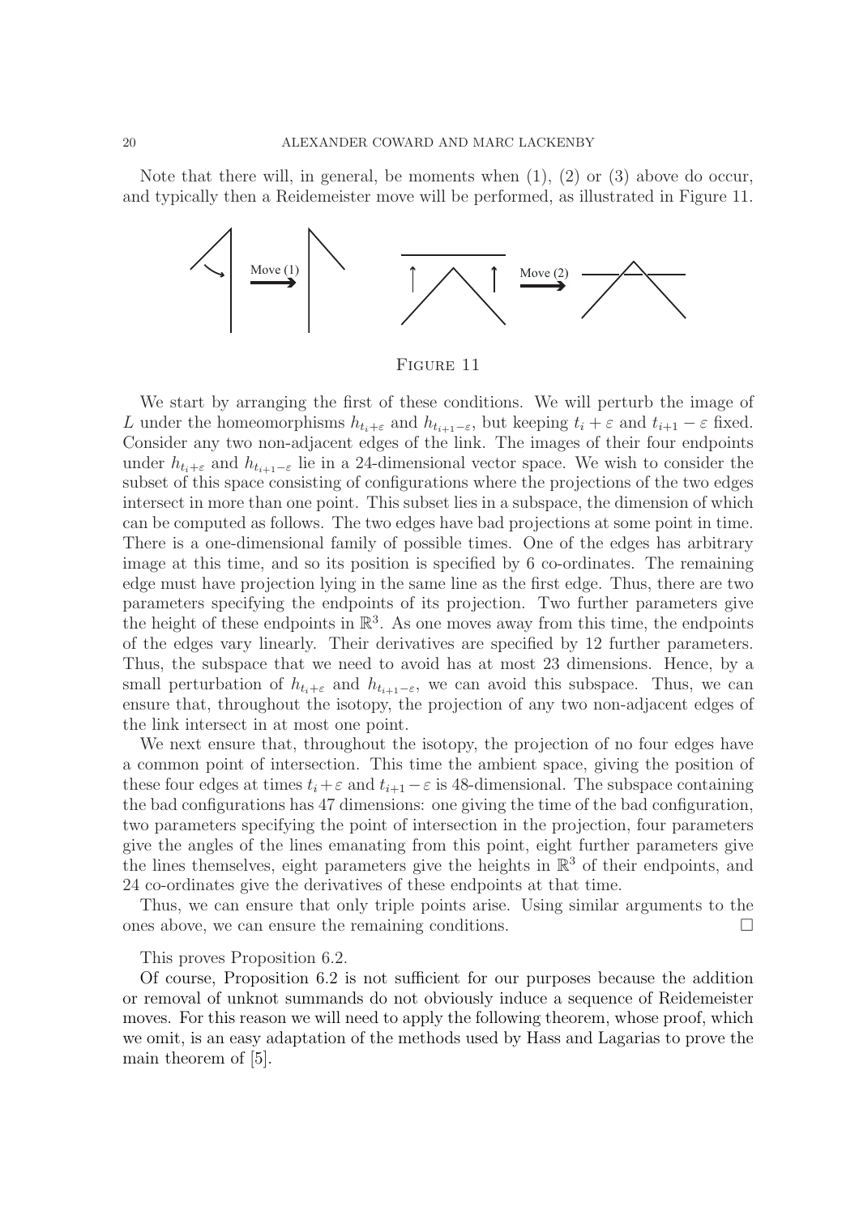Note that there will, in general, be moments when (1), (2) or (3) above do occur, and typically then a Reidemeister move will be performed, as illustrated in Figure 11.

Move (1) Move (2)

FIGURE 11

We start by arranging the first of these conditions. We will perturb the image of $L$ under the homeomorphisms $h_{t_i+\varepsilon}$ and $h_{t_{i+1}-\varepsilon}$, but keeping $t_i + \varepsilon$ and $t_{i+1} - \varepsilon$ fixed. Consider any two non-adjacent edges of the link. The images of their four endpoints under $h_{t_i+\varepsilon}$ and $h_{t_{i+1}-\varepsilon}$ lie in a 24-dimensional vector space. We wish to consider the subset of this space consisting of configurations where the projections of the two edges intersect in more than one point. This subset lies in a subspace, the dimension of which can be computed as follows. The two edges have bad projections at some point in time. There is a one-dimensional family of possible times. One of the edges has arbitrary image at this time, and so its position is specified by 6 co-ordinates. The remaining edge must have projection lying in the same line as the first edge. Thus, there are two parameters specifying the endpoints of its projection. Two further parameters give the height of these endpoints in $\mathbb{R}^3$. As one moves away from this time, the endpoints of the edges vary linearly. Their derivatives are specified by 12 further parameters. Thus, the subspace that we need to avoid has at most 23 dimensions. Hence, by a small perturbation of $h_{t_i+\varepsilon}$ and $h_{t_{i+1}-\varepsilon}$, we can avoid this subspace. Thus, we can ensure that, throughout the isotopy, the projection of any two non-adjacent edges of the link intersect in at most one point.

We next ensure that, throughout the isotopy, the projection of no four edges have a common point of intersection. This time the ambient space, giving the position of these four edges at times $t_i + \varepsilon$ and $t_{i+1} - \varepsilon$ is 48-dimensional. The subspace containing the bad configurations has 47 dimensions: one giving the time of the bad configuration, two parameters specifying the point of intersection in the projection, four parameters give the angles of the lines emanating from this point, eight further parameters give the lines themselves, eight parameters give the heights in $\mathbb{R}^3$ of their endpoints, and 24 co-ordinates give the derivatives of these endpoints at that time.

Thus, we can ensure that only triple points arise. Using similar arguments to the ones above, we can ensure the remaining conditions. □

This proves Proposition 6.2.

Of course, Proposition 6.2 is not sufficient for our purposes because the addition or removal of unknot summands do not obviously induce a sequence of Reidemeister moves. For this reason we will need to apply the following theorem, whose proof, which we omit, is an easy adaptation of the methods used by Hass and Lagarias to prove the main theorem of [5].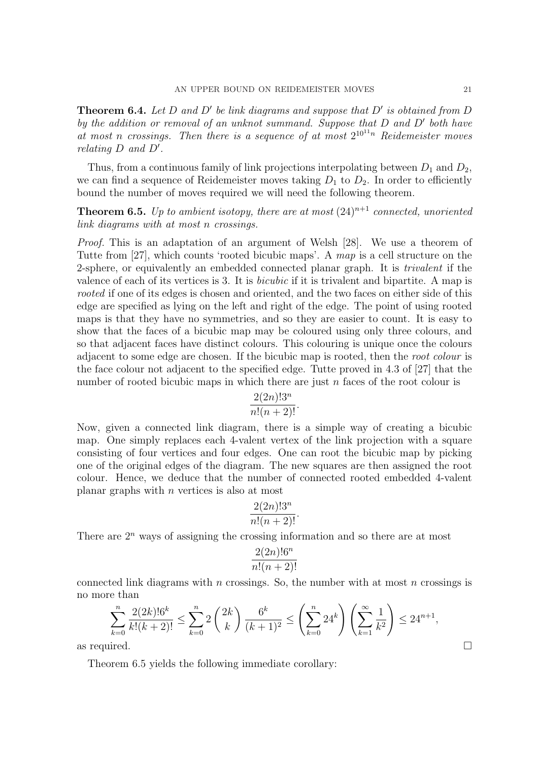**Theorem 6.4.** *Let $D$ and $D'$ be link diagrams and suppose that $D'$ is obtained from $D$ by the addition or removal of an unknot summand. Suppose that $D$ and $D'$ both have at most $n$ crossings. Then there is a sequence of at most $2^{10^{11}n}$ Reidemeister moves relating $D$ and $D'$.*

Thus, from a continuous family of link projections interpolating between $D_1$ and $D_2$, we can find a sequence of Reidemeister moves taking $D_1$ to $D_2$. In order to efficiently bound the number of moves required we will need the following theorem.

**Theorem 6.5.** *Up to ambient isotopy, there are at most $(24)^{n+1}$ connected, unoriented link diagrams with at most $n$ crossings.*

*Proof.* This is an adaptation of an argument of Welsh [28]. We use a theorem of Tutte from [27], which counts 'rooted bicubic maps'. A *map* is a cell structure on the 2-sphere, or equivalently an embedded connected planar graph. It is *trivalent* if the valence of each of its vertices is 3. It is *bicubic* if it is trivalent and bipartite. A map is *rooted* if one of its edges is chosen and oriented, and the two faces on either side of this edge are specified as lying on the left and right of the edge. The point of using rooted maps is that they have no symmetries, and so they are easier to count. It is easy to show that the faces of a bicubic map may be coloured using only three colours, and so that adjacent faces have distinct colours. This colouring is unique once the colours adjacent to some edge are chosen. If the bicubic map is rooted, then the *root colour* is the face colour not adjacent to the specified edge. Tutte proved in 4.3 of [27] that the number of rooted bicubic maps in which there are just $n$ faces of the root colour is

$$\frac{2(2n)!3^n}{n!(n+2)!}.$$

Now, given a connected link diagram, there is a simple way of creating a bicubic map. One simply replaces each 4-valent vertex of the link projection with a square consisting of four vertices and four edges. One can root the bicubic map by picking one of the original edges of the diagram. The new squares are then assigned the root colour. Hence, we deduce that the number of connected rooted embedded 4-valent planar graphs with $n$ vertices is also at most

$$\frac{2(2n)!3^n}{n!(n+2)!}.$$

There are $2^n$ ways of assigning the crossing information and so there are at most

$$\frac{2(2n)!6^n}{n!(n+2)!}$$

connected link diagrams with $n$ crossings. So, the number with at most $n$ crossings is no more than

$$\sum_{k=0}^{n} \frac{2(2k)!6^k}{k!(k+2)!} \leq \sum_{k=0}^{n} 2\binom{2k}{k}\frac{6^k}{(k+1)^2} \leq \left(\sum_{k=0}^{n} 24^k\right)\left(\sum_{k=1}^{\infty}\frac{1}{k^2}\right) \leq 24^{n+1},$$

as required. □

Theorem 6.5 yields the following immediate corollary: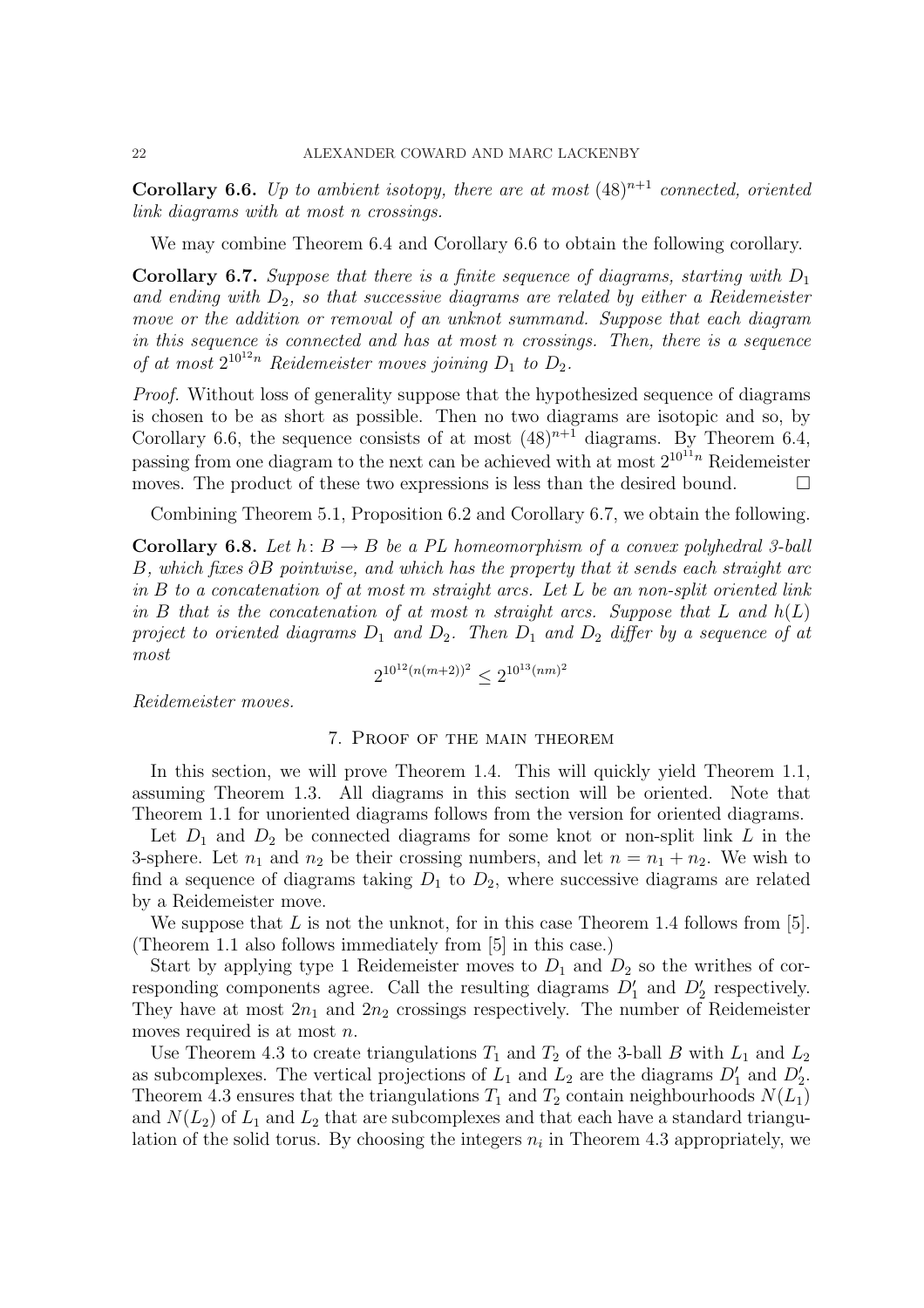**Corollary 6.6.** *Up to ambient isotopy, there are at most $(48)^{n+1}$ connected, oriented link diagrams with at most $n$ crossings.*

We may combine Theorem 6.4 and Corollary 6.6 to obtain the following corollary.

**Corollary 6.7.** *Suppose that there is a finite sequence of diagrams, starting with $D_1$ and ending with $D_2$, so that successive diagrams are related by either a Reidemeister move or the addition or removal of an unknot summand. Suppose that each diagram in this sequence is connected and has at most $n$ crossings. Then, there is a sequence of at most $2^{10^{12}n}$ Reidemeister moves joining $D_1$ to $D_2$.*

*Proof.* Without loss of generality suppose that the hypothesized sequence of diagrams is chosen to be as short as possible. Then no two diagrams are isotopic and so, by Corollary 6.6, the sequence consists of at most $(48)^{n+1}$ diagrams. By Theorem 6.4, passing from one diagram to the next can be achieved with at most $2^{10^{11}n}$ Reidemeister moves. The product of these two expressions is less than the desired bound. □

Combining Theorem 5.1, Proposition 6.2 and Corollary 6.7, we obtain the following.

**Corollary 6.8.** *Let $h\colon B \to B$ be a PL homeomorphism of a convex polyhedral 3-ball $B$, which fixes $\partial B$ pointwise, and which has the property that it sends each straight arc in $B$ to a concatenation of at most $m$ straight arcs. Let $L$ be an non-split oriented link in $B$ that is the concatenation of at most $n$ straight arcs. Suppose that $L$ and $h(L)$ project to oriented diagrams $D_1$ and $D_2$. Then $D_1$ and $D_2$ differ by a sequence of at most*

$$2^{10^{12}(n(m+2))^2} \leq 2^{10^{13}(nm)^2}$$

*Reidemeister moves.*

## 7. Proof of the main theorem

In this section, we will prove Theorem 1.4. This will quickly yield Theorem 1.1, assuming Theorem 1.3. All diagrams in this section will be oriented. Note that Theorem 1.1 for unoriented diagrams follows from the version for oriented diagrams.

Let $D_1$ and $D_2$ be connected diagrams for some knot or non-split link $L$ in the 3-sphere. Let $n_1$ and $n_2$ be their crossing numbers, and let $n = n_1 + n_2$. We wish to find a sequence of diagrams taking $D_1$ to $D_2$, where successive diagrams are related by a Reidemeister move.

We suppose that $L$ is not the unknot, for in this case Theorem 1.4 follows from [5]. (Theorem 1.1 also follows immediately from [5] in this case.)

Start by applying type 1 Reidemeister moves to $D_1$ and $D_2$ so the writhes of corresponding components agree. Call the resulting diagrams $D_1'$ and $D_2'$ respectively. They have at most $2n_1$ and $2n_2$ crossings respectively. The number of Reidemeister moves required is at most $n$.

Use Theorem 4.3 to create triangulations $T_1$ and $T_2$ of the 3-ball $B$ with $L_1$ and $L_2$ as subcomplexes. The vertical projections of $L_1$ and $L_2$ are the diagrams $D_1'$ and $D_2'$. Theorem 4.3 ensures that the triangulations $T_1$ and $T_2$ contain neighbourhoods $N(L_1)$ and $N(L_2)$ of $L_1$ and $L_2$ that are subcomplexes and that each have a standard triangulation of the solid torus. By choosing the integers $n_i$ in Theorem 4.3 appropriately, we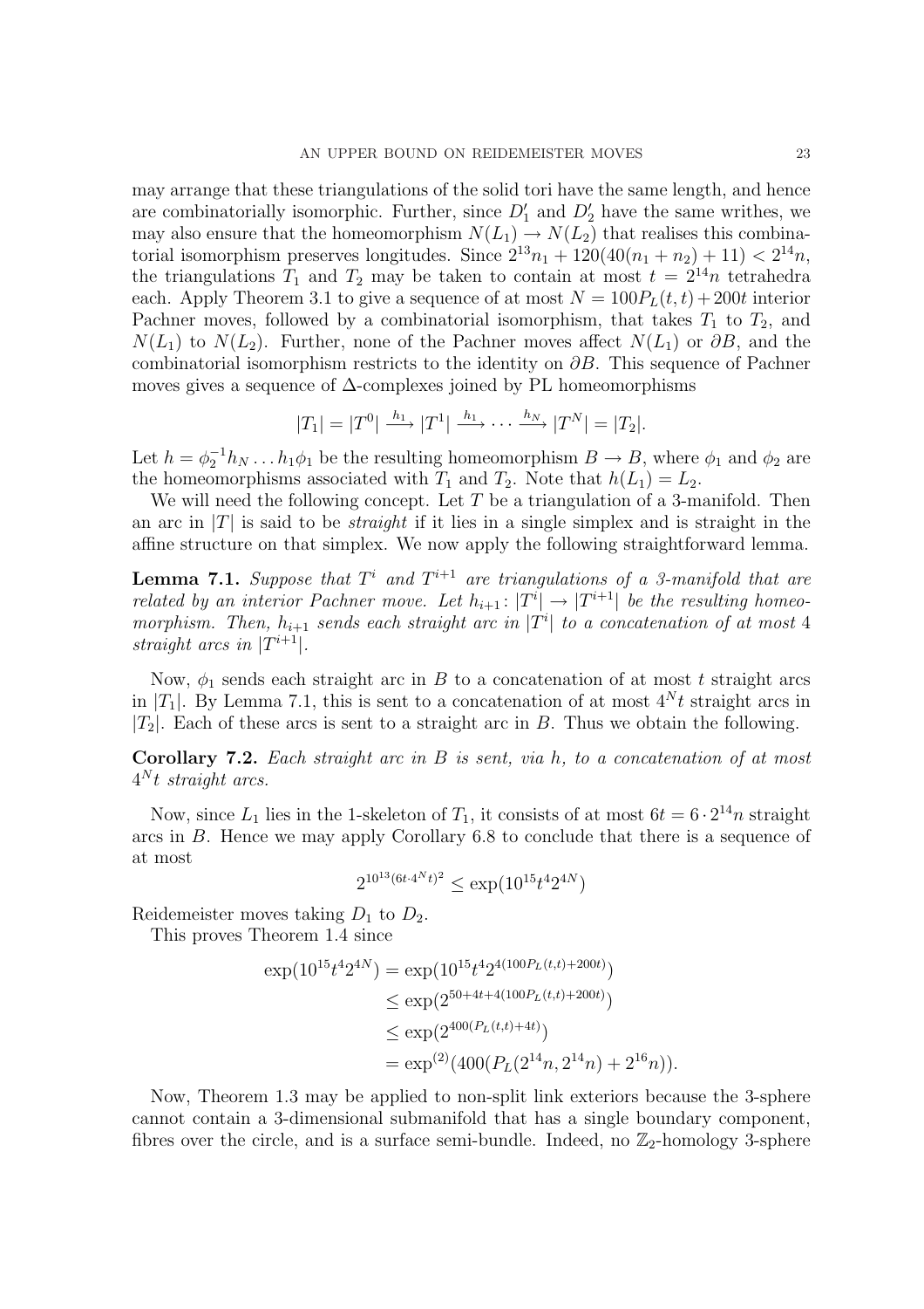may arrange that these triangulations of the solid tori have the same length, and hence are combinatorially isomorphic. Further, since $D_1'$ and $D_2'$ have the same writhes, we may also ensure that the homeomorphism $N(L_1) \to N(L_2)$ that realises this combinatorial isomorphism preserves longitudes. Since $2^{13}n_1 + 120(40(n_1+n_2)+11) < 2^{14}n$, the triangulations $T_1$ and $T_2$ may be taken to contain at most $t = 2^{14}n$ tetrahedra each. Apply Theorem 3.1 to give a sequence of at most $N = 100P_L(t,t) + 200t$ interior Pachner moves, followed by a combinatorial isomorphism, that takes $T_1$ to $T_2$, and $N(L_1)$ to $N(L_2)$. Further, none of the Pachner moves affect $N(L_1)$ or $\partial B$, and the combinatorial isomorphism restricts to the identity on $\partial B$. This sequence of Pachner moves gives a sequence of $\Delta$-complexes joined by PL homeomorphisms

$$|T_1| = |T^0| \xrightarrow{h_1} |T^1| \xrightarrow{h_1} \cdots \xrightarrow{h_N} |T^N| = |T_2|.$$

Let $h = \phi_2^{-1} h_N \dots h_1 \phi_1$ be the resulting homeomorphism $B \to B$, where $\phi_1$ and $\phi_2$ are the homeomorphisms associated with $T_1$ and $T_2$. Note that $h(L_1) = L_2$.

We will need the following concept. Let $T$ be a triangulation of a 3-manifold. Then an arc in $|T|$ is said to be *straight* if it lies in a single simplex and is straight in the affine structure on that simplex. We now apply the following straightforward lemma.

**Lemma 7.1.** *Suppose that $T^i$ and $T^{i+1}$ are triangulations of a 3-manifold that are related by an interior Pachner move. Let $h_{i+1}\colon |T^i| \to |T^{i+1}|$ be the resulting homeomorphism. Then, $h_{i+1}$ sends each straight arc in $|T^i|$ to a concatenation of at most 4 straight arcs in $|T^{i+1}|$.*

Now, $\phi_1$ sends each straight arc in $B$ to a concatenation of at most $t$ straight arcs in $|T_1|$. By Lemma 7.1, this is sent to a concatenation of at most $4^N t$ straight arcs in $|T_2|$. Each of these arcs is sent to a straight arc in $B$. Thus we obtain the following.

**Corollary 7.2.** *Each straight arc in $B$ is sent, via $h$, to a concatenation of at most $4^N t$ straight arcs.*

Now, since $L_1$ lies in the 1-skeleton of $T_1$, it consists of at most $6t = 6 \cdot 2^{14} n$ straight arcs in $B$. Hence we may apply Corollary 6.8 to conclude that there is a sequence of at most

$$2^{10^{13}(6t \cdot 4^N t)^2} \leq \exp(10^{15} t^4 2^{4N})$$

Reidemeister moves taking $D_1$ to $D_2$.

This proves Theorem 1.4 since

$$\begin{aligned}
\exp(10^{15} t^4 2^{4N}) &= \exp(10^{15} t^4 2^{4(100P_L(t,t)+200t)}) \\
&\leq \exp(2^{50+4t+4(100P_L(t,t)+200t)}) \\
&\leq \exp(2^{400(P_L(t,t)+4t)}) \\
&= \exp^{(2)}(400(P_L(2^{14}n, 2^{14}n) + 2^{16}n)).
\end{aligned}$$

Now, Theorem 1.3 may be applied to non-split link exteriors because the 3-sphere cannot contain a 3-dimensional submanifold that has a single boundary component, fibres over the circle, and is a surface semi-bundle. Indeed, no $\mathbb{Z}_2$-homology 3-sphere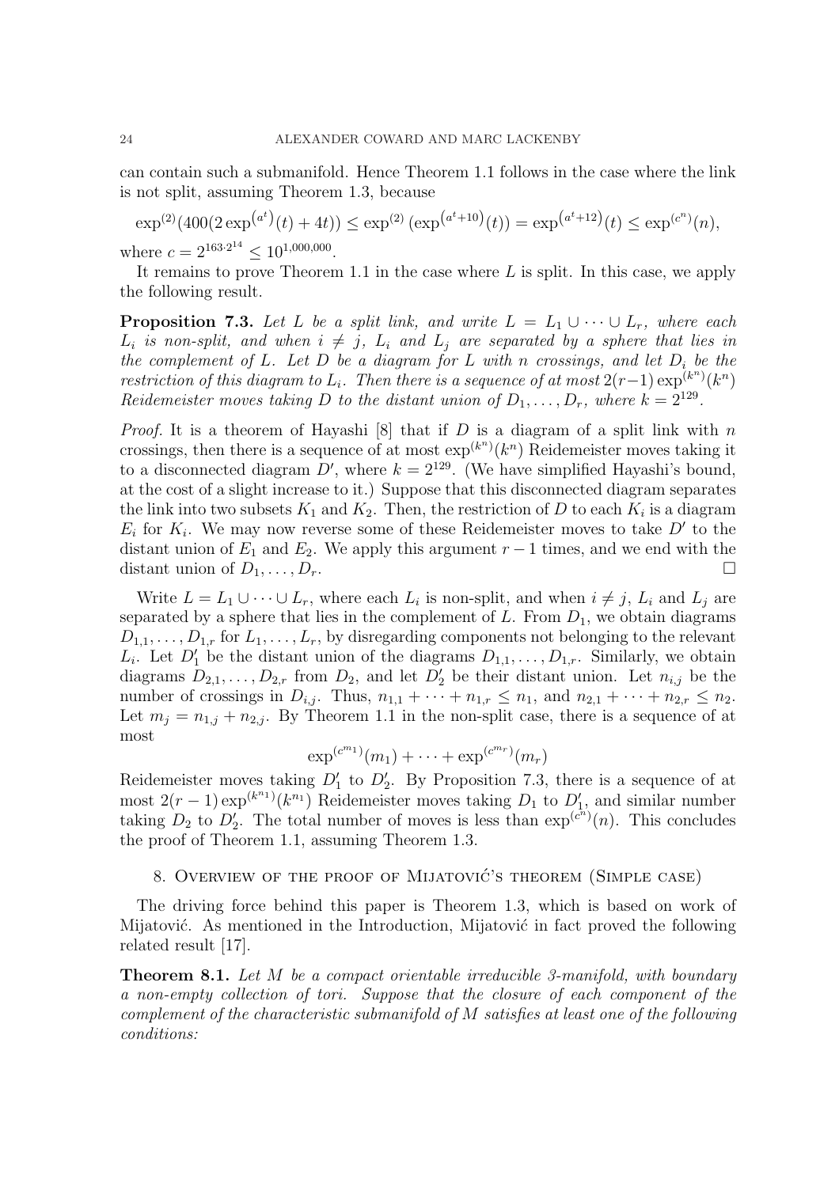can contain such a submanifold. Hence Theorem 1.1 follows in the case where the link is not split, assuming Theorem 1.3, because

$$\exp^{(2)}(400(2\exp^{(a^t)}(t)+4t)) \leq \exp^{(2)}\left(\exp^{(a^t+10)}(t)\right) = \exp^{(a^t+12)}(t) \leq \exp^{(c^n)}(n),$$

where $c = 2^{163\cdot 2^{14}} \leq 10^{1{,}000{,}000}$.

It remains to prove Theorem 1.1 in the case where $L$ is split. In this case, we apply the following result.

**Proposition 7.3.** *Let $L$ be a split link, and write $L = L_1 \cup \cdots \cup L_r$, where each $L_i$ is non-split, and when $i \neq j$, $L_i$ and $L_j$ are separated by a sphere that lies in the complement of $L$. Let $D$ be a diagram for $L$ with $n$ crossings, and let $D_i$ be the restriction of this diagram to $L_i$. Then there is a sequence of at most $2(r-1)\exp^{(k^n)}(k^n)$ Reidemeister moves taking $D$ to the distant union of $D_1, \dots, D_r$, where $k = 2^{129}$.*

*Proof.* It is a theorem of Hayashi [8] that if $D$ is a diagram of a split link with $n$ crossings, then there is a sequence of at most $\exp^{(k^n)}(k^n)$ Reidemeister moves taking it to a disconnected diagram $D'$, where $k = 2^{129}$. (We have simplified Hayashi's bound, at the cost of a slight increase to it.) Suppose that this disconnected diagram separates the link into two subsets $K_1$ and $K_2$. Then, the restriction of $D$ to each $K_i$ is a diagram $E_i$ for $K_i$. We may now reverse some of these Reidemeister moves to take $D'$ to the distant union of $E_1$ and $E_2$. We apply this argument $r-1$ times, and we end with the distant union of $D_1, \dots, D_r$. □

Write $L = L_1 \cup \cdots \cup L_r$, where each $L_i$ is non-split, and when $i \neq j$, $L_i$ and $L_j$ are separated by a sphere that lies in the complement of $L$. From $D_1$, we obtain diagrams $D_{1,1}, \dots, D_{1,r}$ for $L_1, \dots, L_r$, by disregarding components not belonging to the relevant $L_i$. Let $D_1'$ be the distant union of the diagrams $D_{1,1}, \dots, D_{1,r}$. Similarly, we obtain diagrams $D_{2,1}, \dots, D_{2,r}$ from $D_2$, and let $D_2'$ be their distant union. Let $n_{i,j}$ be the number of crossings in $D_{i,j}$. Thus, $n_{1,1} + \cdots + n_{1,r} \leq n_1$, and $n_{2,1} + \cdots + n_{2,r} \leq n_2$. Let $m_j = n_{1,j} + n_{2,j}$. By Theorem 1.1 in the non-split case, there is a sequence of at most

$$\exp^{(c^{m_1})}(m_1) + \cdots + \exp^{(c^{m_r})}(m_r)$$

Reidemeister moves taking $D_1'$ to $D_2'$. By Proposition 7.3, there is a sequence of at most $2(r-1)\exp^{(k^{n_1})}(k^{n_1})$ Reidemeister moves taking $D_1$ to $D_1'$, and similar number taking $D_2$ to $D_2'$. The total number of moves is less than $\exp^{(c^n)}(n)$. This concludes the proof of Theorem 1.1, assuming Theorem 1.3.

## 8. Overview of the proof of Mijatović's theorem (Simple case)

The driving force behind this paper is Theorem 1.3, which is based on work of Mijatović. As mentioned in the Introduction, Mijatović in fact proved the following related result [17].

**Theorem 8.1.** *Let $M$ be a compact orientable irreducible 3-manifold, with boundary a non-empty collection of tori. Suppose that the closure of each component of the complement of the characteristic submanifold of $M$ satisfies at least one of the following conditions:*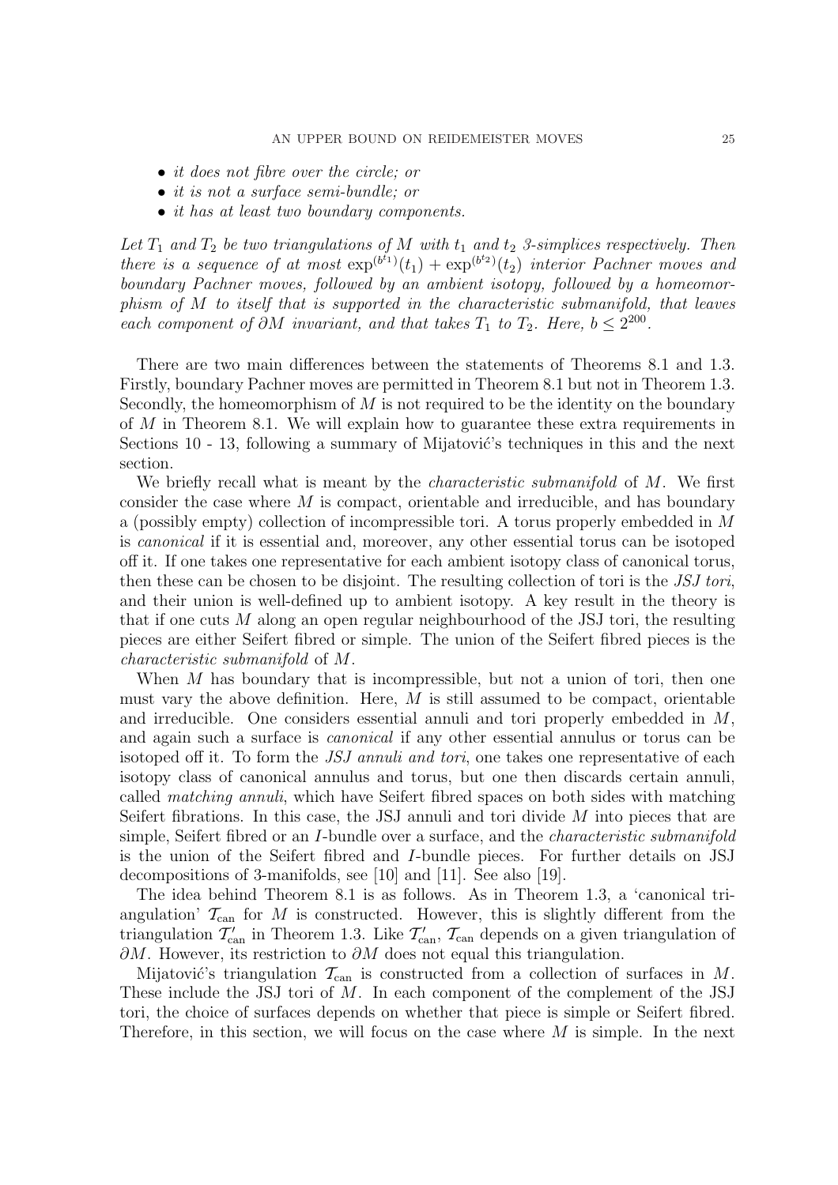- *it does not fibre over the circle; or*
- *it is not a surface semi-bundle; or*
- *it has at least two boundary components.*

*Let $T_1$ and $T_2$ be two triangulations of $M$ with $t_1$ and $t_2$ 3-simplices respectively. Then there is a sequence of at most $\exp^{(b^{t_1})}(t_1) + \exp^{(b^{t_2})}(t_2)$ interior Pachner moves and boundary Pachner moves, followed by an ambient isotopy, followed by a homeomorphism of $M$ to itself that is supported in the characteristic submanifold, that leaves each component of $\partial M$ invariant, and that takes $T_1$ to $T_2$. Here, $b \leq 2^{200}$.*

There are two main differences between the statements of Theorems 8.1 and 1.3. Firstly, boundary Pachner moves are permitted in Theorem 8.1 but not in Theorem 1.3. Secondly, the homeomorphism of $M$ is not required to be the identity on the boundary of $M$ in Theorem 8.1. We will explain how to guarantee these extra requirements in Sections 10 - 13, following a summary of Mijatović's techniques in this and the next section.

We briefly recall what is meant by the *characteristic submanifold* of $M$. We first consider the case where $M$ is compact, orientable and irreducible, and has boundary a (possibly empty) collection of incompressible tori. A torus properly embedded in $M$ is *canonical* if it is essential and, moreover, any other essential torus can be isotoped off it. If one takes one representative for each ambient isotopy class of canonical torus, then these can be chosen to be disjoint. The resulting collection of tori is the *JSJ tori*, and their union is well-defined up to ambient isotopy. A key result in the theory is that if one cuts $M$ along an open regular neighbourhood of the JSJ tori, the resulting pieces are either Seifert fibred or simple. The union of the Seifert fibred pieces is the *characteristic submanifold* of $M$.

When $M$ has boundary that is incompressible, but not a union of tori, then one must vary the above definition. Here, $M$ is still assumed to be compact, orientable and irreducible. One considers essential annuli and tori properly embedded in $M$, and again such a surface is *canonical* if any other essential annulus or torus can be isotoped off it. To form the *JSJ annuli and tori*, one takes one representative of each isotopy class of canonical annulus and torus, but one then discards certain annuli, called *matching annuli*, which have Seifert fibred spaces on both sides with matching Seifert fibrations. In this case, the JSJ annuli and tori divide $M$ into pieces that are simple, Seifert fibred or an $I$-bundle over a surface, and the *characteristic submanifold* is the union of the Seifert fibred and $I$-bundle pieces. For further details on JSJ decompositions of 3-manifolds, see [10] and [11]. See also [19].

The idea behind Theorem 8.1 is as follows. As in Theorem 1.3, a 'canonical triangulation' $\mathcal{T}_{\rm can}$ for $M$ is constructed. However, this is slightly different from the triangulation $\mathcal{T}'_{\rm can}$ in Theorem 1.3. Like $\mathcal{T}'_{\rm can}$, $\mathcal{T}_{\rm can}$ depends on a given triangulation of $\partial M$. However, its restriction to $\partial M$ does not equal this triangulation.

Mijatović's triangulation $\mathcal{T}_{\rm can}$ is constructed from a collection of surfaces in $M$. These include the JSJ tori of $M$. In each component of the complement of the JSJ tori, the choice of surfaces depends on whether that piece is simple or Seifert fibred. Therefore, in this section, we will focus on the case where $M$ is simple. In the next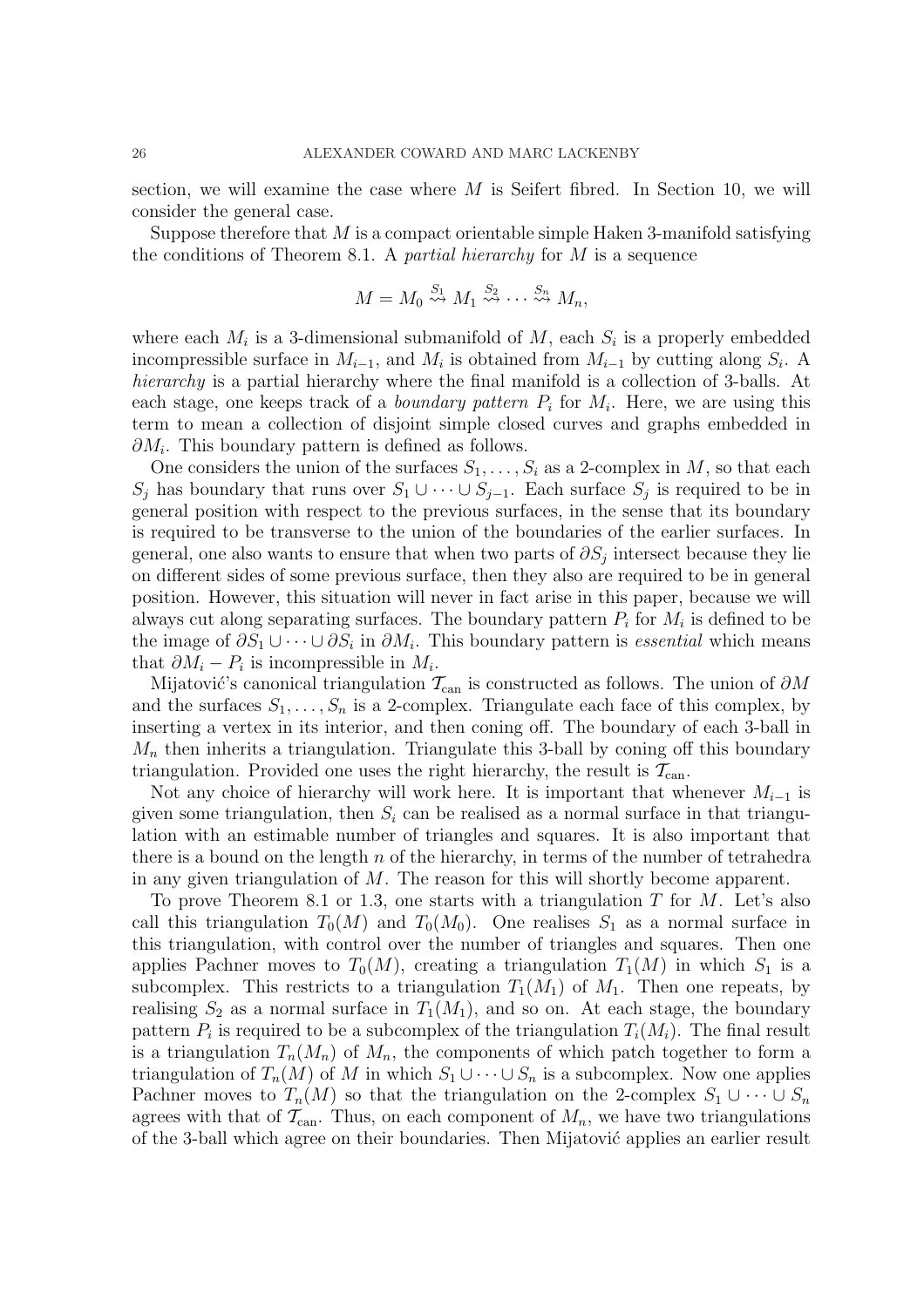section, we will examine the case where $M$ is Seifert fibred. In Section 10, we will consider the general case.

Suppose therefore that $M$ is a compact orientable simple Haken 3-manifold satisfying the conditions of Theorem 8.1. A *partial hierarchy* for $M$ is a sequence

$$M = M_0 \overset{S_1}{\rightsquigarrow} M_1 \overset{S_2}{\rightsquigarrow} \cdots \overset{S_n}{\rightsquigarrow} M_n,$$

where each $M_i$ is a 3-dimensional submanifold of $M$, each $S_i$ is a properly embedded incompressible surface in $M_{i-1}$, and $M_i$ is obtained from $M_{i-1}$ by cutting along $S_i$. A *hierarchy* is a partial hierarchy where the final manifold is a collection of 3-balls. At each stage, one keeps track of a *boundary pattern* $P_i$ for $M_i$. Here, we are using this term to mean a collection of disjoint simple closed curves and graphs embedded in $\partial M_i$. This boundary pattern is defined as follows.

One considers the union of the surfaces $S_1, \dots, S_i$ as a 2-complex in $M$, so that each $S_j$ has boundary that runs over $S_1 \cup \cdots \cup S_{j-1}$. Each surface $S_j$ is required to be in general position with respect to the previous surfaces, in the sense that its boundary is required to be transverse to the union of the boundaries of the earlier surfaces. In general, one also wants to ensure that when two parts of $\partial S_j$ intersect because they lie on different sides of some previous surface, then they also are required to be in general position. However, this situation will never in fact arise in this paper, because we will always cut along separating surfaces. The boundary pattern $P_i$ for $M_i$ is defined to be the image of $\partial S_1 \cup \cdots \cup \partial S_i$ in $\partial M_i$. This boundary pattern is *essential* which means that $\partial M_i - P_i$ is incompressible in $M_i$.

Mijatović's canonical triangulation $\mathcal{T}_{\rm can}$ is constructed as follows. The union of $\partial M$ and the surfaces $S_1, \dots, S_n$ is a 2-complex. Triangulate each face of this complex, by inserting a vertex in its interior, and then coning off. The boundary of each 3-ball in $M_n$ then inherits a triangulation. Triangulate this 3-ball by coning off this boundary triangulation. Provided one uses the right hierarchy, the result is $\mathcal{T}_{\rm can}$.

Not any choice of hierarchy will work here. It is important that whenever $M_{i-1}$ is given some triangulation, then $S_i$ can be realised as a normal surface in that triangulation with an estimable number of triangles and squares. It is also important that there is a bound on the length $n$ of the hierarchy, in terms of the number of tetrahedra in any given triangulation of $M$. The reason for this will shortly become apparent.

To prove Theorem 8.1 or 1.3, one starts with a triangulation $T$ for $M$. Let's also call this triangulation $T_0(M)$ and $T_0(M_0)$. One realises $S_1$ as a normal surface in this triangulation, with control over the number of triangles and squares. Then one applies Pachner moves to $T_0(M)$, creating a triangulation $T_1(M)$ in which $S_1$ is a subcomplex. This restricts to a triangulation $T_1(M_1)$ of $M_1$. Then one repeats, by realising $S_2$ as a normal surface in $T_1(M_1)$, and so on. At each stage, the boundary pattern $P_i$ is required to be a subcomplex of the triangulation $T_i(M_i)$. The final result is a triangulation $T_n(M_n)$ of $M_n$, the components of which patch together to form a triangulation of $T_n(M)$ of $M$ in which $S_1 \cup \cdots \cup S_n$ is a subcomplex. Now one applies Pachner moves to $T_n(M)$ so that the triangulation on the 2-complex $S_1 \cup \cdots \cup S_n$ agrees with that of $\mathcal{T}_{\rm can}$. Thus, on each component of $M_n$, we have two triangulations of the 3-ball which agree on their boundaries. Then Mijatović applies an earlier result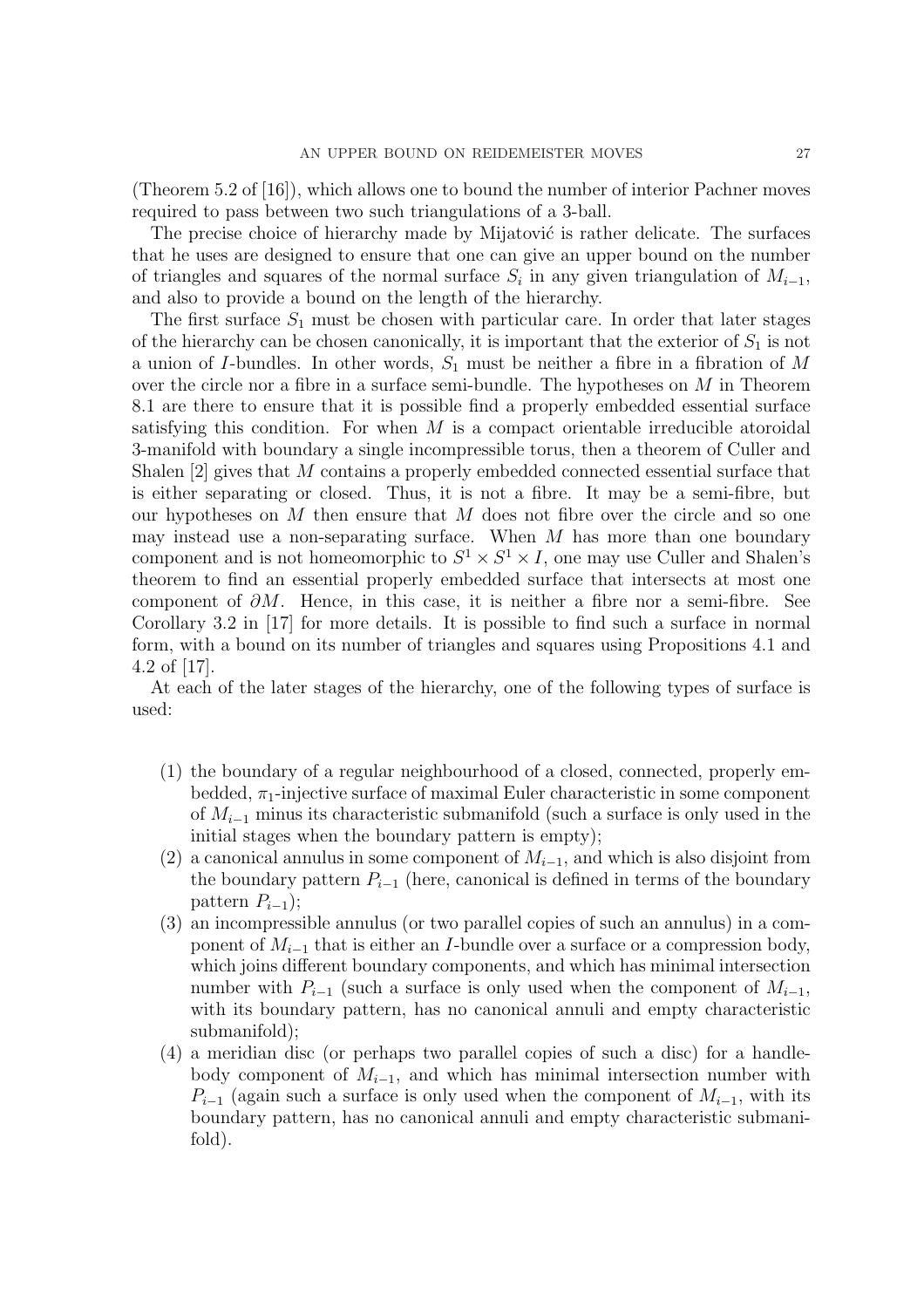(Theorem 5.2 of [16]), which allows one to bound the number of interior Pachner moves required to pass between two such triangulations of a 3-ball.

The precise choice of hierarchy made by Mijatović is rather delicate. The surfaces that he uses are designed to ensure that one can give an upper bound on the number of triangles and squares of the normal surface $S_i$ in any given triangulation of $M_{i-1}$, and also to provide a bound on the length of the hierarchy.

The first surface $S_1$ must be chosen with particular care. In order that later stages of the hierarchy can be chosen canonically, it is important that the exterior of $S_1$ is not a union of $I$-bundles. In other words, $S_1$ must be neither a fibre in a fibration of $M$ over the circle nor a fibre in a surface semi-bundle. The hypotheses on $M$ in Theorem 8.1 are there to ensure that it is possible find a properly embedded essential surface satisfying this condition. For when $M$ is a compact orientable irreducible atoroidal 3-manifold with boundary a single incompressible torus, then a theorem of Culler and Shalen [2] gives that $M$ contains a properly embedded connected essential surface that is either separating or closed. Thus, it is not a fibre. It may be a semi-fibre, but our hypotheses on $M$ then ensure that $M$ does not fibre over the circle and so one may instead use a non-separating surface. When $M$ has more than one boundary component and is not homeomorphic to $S^1 \times S^1 \times I$, one may use Culler and Shalen's theorem to find an essential properly embedded surface that intersects at most one component of $\partial M$. Hence, in this case, it is neither a fibre nor a semi-fibre. See Corollary 3.2 in [17] for more details. It is possible to find such a surface in normal form, with a bound on its number of triangles and squares using Propositions 4.1 and 4.2 of [17].

At each of the later stages of the hierarchy, one of the following types of surface is used:

(1) the boundary of a regular neighbourhood of a closed, connected, properly embedded, $\pi_1$-injective surface of maximal Euler characteristic in some component of $M_{i-1}$ minus its characteristic submanifold (such a surface is only used in the initial stages when the boundary pattern is empty);

(2) a canonical annulus in some component of $M_{i-1}$, and which is also disjoint from the boundary pattern $P_{i-1}$ (here, canonical is defined in terms of the boundary pattern $P_{i-1}$);

(3) an incompressible annulus (or two parallel copies of such an annulus) in a component of $M_{i-1}$ that is either an $I$-bundle over a surface or a compression body, which joins different boundary components, and which has minimal intersection number with $P_{i-1}$ (such a surface is only used when the component of $M_{i-1}$, with its boundary pattern, has no canonical annuli and empty characteristic submanifold);

(4) a meridian disc (or perhaps two parallel copies of such a disc) for a handlebody component of $M_{i-1}$, and which has minimal intersection number with $P_{i-1}$ (again such a surface is only used when the component of $M_{i-1}$, with its boundary pattern, has no canonical annuli and empty characteristic submanifold).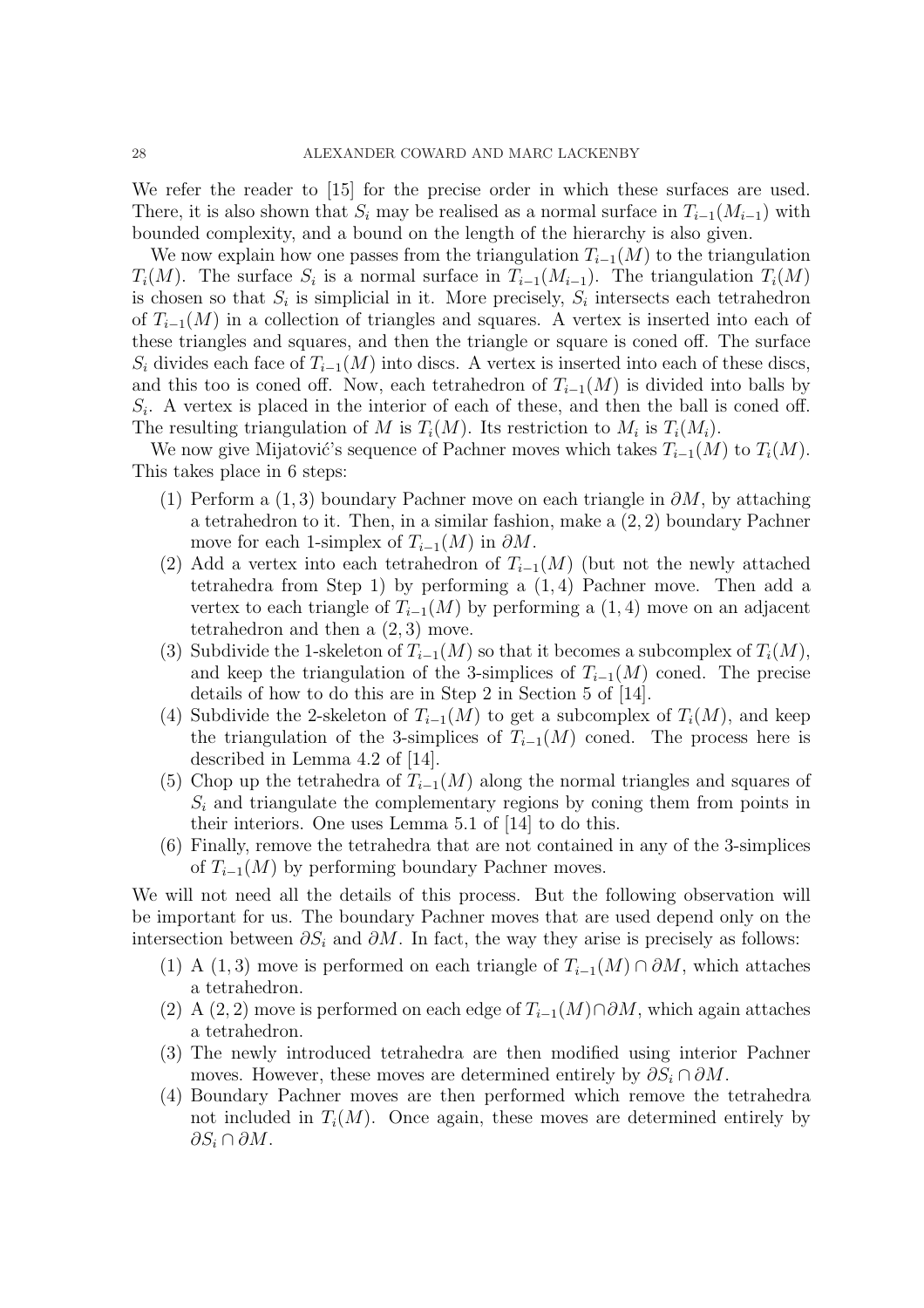We refer the reader to [15] for the precise order in which these surfaces are used. There, it is also shown that $S_i$ may be realised as a normal surface in $T_{i-1}(M_{i-1})$ with bounded complexity, and a bound on the length of the hierarchy is also given.

We now explain how one passes from the triangulation $T_{i-1}(M)$ to the triangulation $T_i(M)$. The surface $S_i$ is a normal surface in $T_{i-1}(M_{i-1})$. The triangulation $T_i(M)$ is chosen so that $S_i$ is simplicial in it. More precisely, $S_i$ intersects each tetrahedron of $T_{i-1}(M)$ in a collection of triangles and squares. A vertex is inserted into each of these triangles and squares, and then the triangle or square is coned off. The surface $S_i$ divides each face of $T_{i-1}(M)$ into discs. A vertex is inserted into each of these discs, and this too is coned off. Now, each tetrahedron of $T_{i-1}(M)$ is divided into balls by $S_i$. A vertex is placed in the interior of each of these, and then the ball is coned off. The resulting triangulation of $M$ is $T_i(M)$. Its restriction to $M_i$ is $T_i(M_i)$.

We now give Mijatović's sequence of Pachner moves which takes $T_{i-1}(M)$ to $T_i(M)$. This takes place in 6 steps:

1. Perform a $(1, 3)$ boundary Pachner move on each triangle in $\partial M$, by attaching a tetrahedron to it. Then, in a similar fashion, make a $(2, 2)$ boundary Pachner move for each 1-simplex of $T_{i-1}(M)$ in $\partial M$.
2. Add a vertex into each tetrahedron of $T_{i-1}(M)$ (but not the newly attached tetrahedra from Step 1) by performing a $(1, 4)$ Pachner move. Then add a vertex to each triangle of $T_{i-1}(M)$ by performing a $(1, 4)$ move on an adjacent tetrahedron and then a $(2, 3)$ move.
3. Subdivide the 1-skeleton of $T_{i-1}(M)$ so that it becomes a subcomplex of $T_i(M)$, and keep the triangulation of the 3-simplices of $T_{i-1}(M)$ coned. The precise details of how to do this are in Step 2 in Section 5 of [14].
4. Subdivide the 2-skeleton of $T_{i-1}(M)$ to get a subcomplex of $T_i(M)$, and keep the triangulation of the 3-simplices of $T_{i-1}(M)$ coned. The process here is described in Lemma 4.2 of [14].
5. Chop up the tetrahedra of $T_{i-1}(M)$ along the normal triangles and squares of $S_i$ and triangulate the complementary regions by coning them from points in their interiors. One uses Lemma 5.1 of [14] to do this.
6. Finally, remove the tetrahedra that are not contained in any of the 3-simplices of $T_{i-1}(M)$ by performing boundary Pachner moves.

We will not need all the details of this process. But the following observation will be important for us. The boundary Pachner moves that are used depend only on the intersection between $\partial S_i$ and $\partial M$. In fact, the way they arise is precisely as follows:

1. A $(1, 3)$ move is performed on each triangle of $T_{i-1}(M) \cap \partial M$, which attaches a tetrahedron.
2. A $(2, 2)$ move is performed on each edge of $T_{i-1}(M) \cap \partial M$, which again attaches a tetrahedron.
3. The newly introduced tetrahedra are then modified using interior Pachner moves. However, these moves are determined entirely by $\partial S_i \cap \partial M$.
4. Boundary Pachner moves are then performed which remove the tetrahedra not included in $T_i(M)$. Once again, these moves are determined entirely by $\partial S_i \cap \partial M$.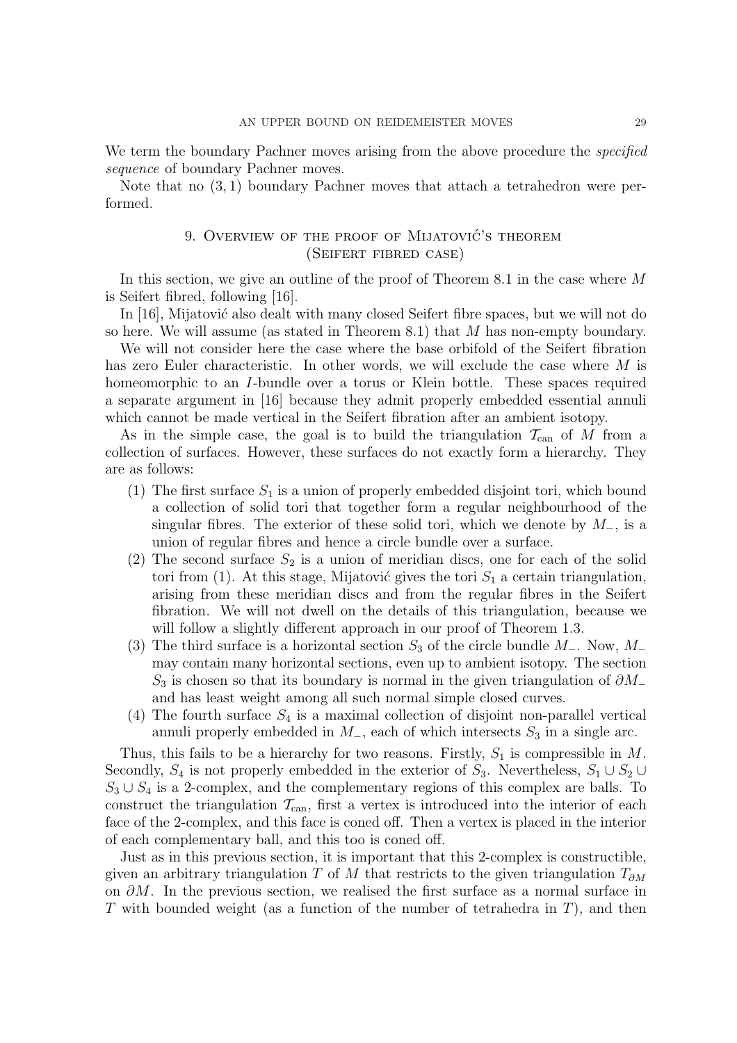We term the boundary Pachner moves arising from the above procedure the *specified sequence* of boundary Pachner moves.

Note that no $(3,1)$ boundary Pachner moves that attach a tetrahedron were performed.

## 9. Overview of the proof of Mijatović's theorem (Seifert fibred case)

In this section, we give an outline of the proof of Theorem 8.1 in the case where $M$ is Seifert fibred, following [16].

In [16], Mijatović also dealt with many closed Seifert fibre spaces, but we will not do so here. We will assume (as stated in Theorem 8.1) that $M$ has non-empty boundary.

We will not consider here the case where the base orbifold of the Seifert fibration has zero Euler characteristic. In other words, we will exclude the case where $M$ is homeomorphic to an $I$-bundle over a torus or Klein bottle. These spaces required a separate argument in [16] because they admit properly embedded essential annuli which cannot be made vertical in the Seifert fibration after an ambient isotopy.

As in the simple case, the goal is to build the triangulation $\mathcal{T}_{\text{can}}$ of $M$ from a collection of surfaces. However, these surfaces do not exactly form a hierarchy. They are as follows:

1. The first surface $S_1$ is a union of properly embedded disjoint tori, which bound a collection of solid tori that together form a regular neighbourhood of the singular fibres. The exterior of these solid tori, which we denote by $M_-$, is a union of regular fibres and hence a circle bundle over a surface.
2. The second surface $S_2$ is a union of meridian discs, one for each of the solid tori from (1). At this stage, Mijatović gives the tori $S_1$ a certain triangulation, arising from these meridian discs and from the regular fibres in the Seifert fibration. We will not dwell on the details of this triangulation, because we will follow a slightly different approach in our proof of Theorem 1.3.
3. The third surface is a horizontal section $S_3$ of the circle bundle $M_-$. Now, $M_-$ may contain many horizontal sections, even up to ambient isotopy. The section $S_3$ is chosen so that its boundary is normal in the given triangulation of $\partial M_-$ and has least weight among all such normal simple closed curves.
4. The fourth surface $S_4$ is a maximal collection of disjoint non-parallel vertical annuli properly embedded in $M_-$, each of which intersects $S_3$ in a single arc.

Thus, this fails to be a hierarchy for two reasons. Firstly, $S_1$ is compressible in $M$. Secondly, $S_4$ is not properly embedded in the exterior of $S_3$. Nevertheless, $S_1 \cup S_2 \cup S_3 \cup S_4$ is a 2-complex, and the complementary regions of this complex are balls. To construct the triangulation $\mathcal{T}_{\text{can}}$, first a vertex is introduced into the interior of each face of the 2-complex, and this face is coned off. Then a vertex is placed in the interior of each complementary ball, and this too is coned off.

Just as in this previous section, it is important that this 2-complex is constructible, given an arbitrary triangulation $T$ of $M$ that restricts to the given triangulation $T_{\partial M}$ on $\partial M$. In the previous section, we realised the first surface as a normal surface in $T$ with bounded weight (as a function of the number of tetrahedra in $T$), and then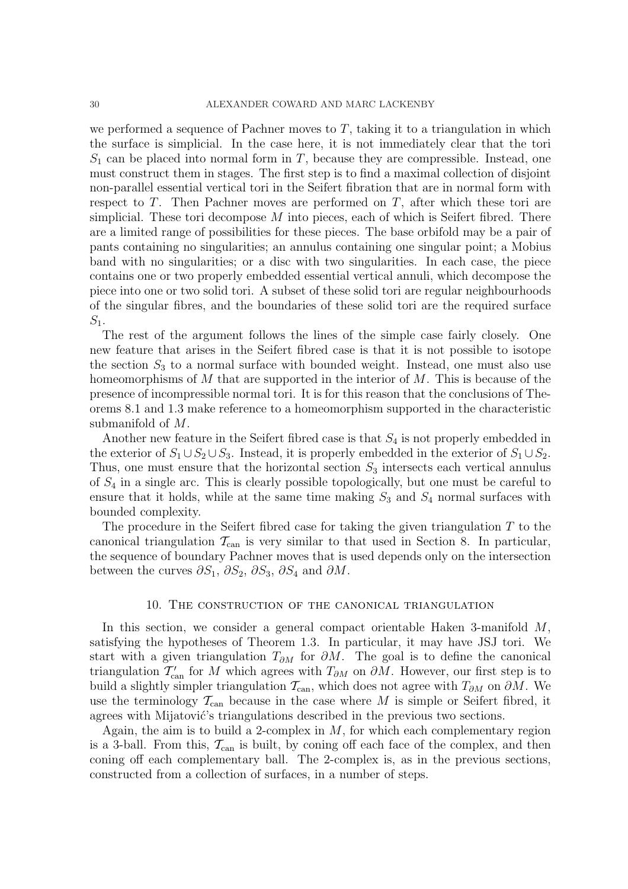we performed a sequence of Pachner moves to $T$, taking it to a triangulation in which the surface is simplicial. In the case here, it is not immediately clear that the tori $S_1$ can be placed into normal form in $T$, because they are compressible. Instead, one must construct them in stages. The first step is to find a maximal collection of disjoint non-parallel essential vertical tori in the Seifert fibration that are in normal form with respect to $T$. Then Pachner moves are performed on $T$, after which these tori are simplicial. These tori decompose $M$ into pieces, each of which is Seifert fibred. There are a limited range of possibilities for these pieces. The base orbifold may be a pair of pants containing no singularities; an annulus containing one singular point; a Mobius band with no singularities; or a disc with two singularities. In each case, the piece contains one or two properly embedded essential vertical annuli, which decompose the piece into one or two solid tori. A subset of these solid tori are regular neighbourhoods of the singular fibres, and the boundaries of these solid tori are the required surface $S_1$.

The rest of the argument follows the lines of the simple case fairly closely. One new feature that arises in the Seifert fibred case is that it is not possible to isotope the section $S_3$ to a normal surface with bounded weight. Instead, one must also use homeomorphisms of $M$ that are supported in the interior of $M$. This is because of the presence of incompressible normal tori. It is for this reason that the conclusions of Theorems 8.1 and 1.3 make reference to a homeomorphism supported in the characteristic submanifold of $M$.

Another new feature in the Seifert fibred case is that $S_4$ is not properly embedded in the exterior of $S_1 \cup S_2 \cup S_3$. Instead, it is properly embedded in the exterior of $S_1 \cup S_2$. Thus, one must ensure that the horizontal section $S_3$ intersects each vertical annulus of $S_4$ in a single arc. This is clearly possible topologically, but one must be careful to ensure that it holds, while at the same time making $S_3$ and $S_4$ normal surfaces with bounded complexity.

The procedure in the Seifert fibred case for taking the given triangulation $T$ to the canonical triangulation $\mathcal{T}_{\rm can}$ is very similar to that used in Section 8. In particular, the sequence of boundary Pachner moves that is used depends only on the intersection between the curves $\partial S_1$, $\partial S_2$, $\partial S_3$, $\partial S_4$ and $\partial M$.

## 10. The construction of the canonical triangulation

In this section, we consider a general compact orientable Haken 3-manifold $M$, satisfying the hypotheses of Theorem 1.3. In particular, it may have JSJ tori. We start with a given triangulation $T_{\partial M}$ for $\partial M$. The goal is to define the canonical triangulation $\mathcal{T}'_{\rm can}$ for $M$ which agrees with $T_{\partial M}$ on $\partial M$. However, our first step is to build a slightly simpler triangulation $\mathcal{T}_{\rm can}$, which does not agree with $T_{\partial M}$ on $\partial M$. We use the terminology $\mathcal{T}_{\rm can}$ because in the case where $M$ is simple or Seifert fibred, it agrees with Mijatović's triangulations described in the previous two sections.

Again, the aim is to build a 2-complex in $M$, for which each complementary region is a 3-ball. From this, $\mathcal{T}_{\rm can}$ is built, by coning off each face of the complex, and then coning off each complementary ball. The 2-complex is, as in the previous sections, constructed from a collection of surfaces, in a number of steps.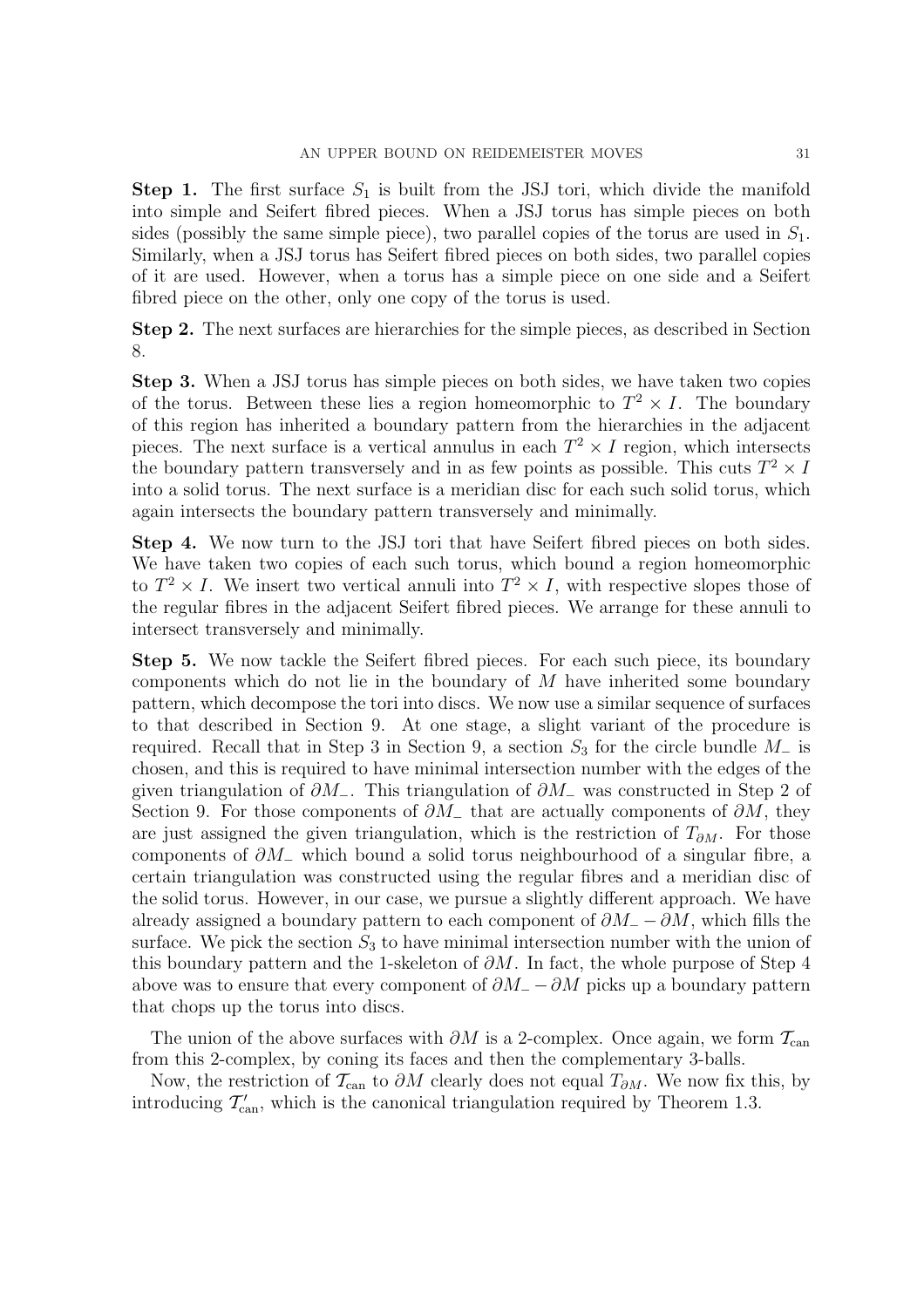**Step 1.** The first surface $S_1$ is built from the JSJ tori, which divide the manifold into simple and Seifert fibred pieces. When a JSJ torus has simple pieces on both sides (possibly the same simple piece), two parallel copies of the torus are used in $S_1$. Similarly, when a JSJ torus has Seifert fibred pieces on both sides, two parallel copies of it are used. However, when a torus has a simple piece on one side and a Seifert fibred piece on the other, only one copy of the torus is used.

**Step 2.** The next surfaces are hierarchies for the simple pieces, as described in Section 8.

**Step 3.** When a JSJ torus has simple pieces on both sides, we have taken two copies of the torus. Between these lies a region homeomorphic to $T^2 \times I$. The boundary of this region has inherited a boundary pattern from the hierarchies in the adjacent pieces. The next surface is a vertical annulus in each $T^2 \times I$ region, which intersects the boundary pattern transversely and in as few points as possible. This cuts $T^2 \times I$ into a solid torus. The next surface is a meridian disc for each such solid torus, which again intersects the boundary pattern transversely and minimally.

**Step 4.** We now turn to the JSJ tori that have Seifert fibred pieces on both sides. We have taken two copies of each such torus, which bound a region homeomorphic to $T^2 \times I$. We insert two vertical annuli into $T^2 \times I$, with respective slopes those of the regular fibres in the adjacent Seifert fibred pieces. We arrange for these annuli to intersect transversely and minimally.

**Step 5.** We now tackle the Seifert fibred pieces. For each such piece, its boundary components which do not lie in the boundary of $M$ have inherited some boundary pattern, which decompose the tori into discs. We now use a similar sequence of surfaces to that described in Section 9. At one stage, a slight variant of the procedure is required. Recall that in Step 3 in Section 9, a section $S_3$ for the circle bundle $M_-$ is chosen, and this is required to have minimal intersection number with the edges of the given triangulation of $\partial M_-$. This triangulation of $\partial M_-$ was constructed in Step 2 of Section 9. For those components of $\partial M_-$ that are actually components of $\partial M$, they are just assigned the given triangulation, which is the restriction of $T_{\partial M}$. For those components of $\partial M_-$ which bound a solid torus neighbourhood of a singular fibre, a certain triangulation was constructed using the regular fibres and a meridian disc of the solid torus. However, in our case, we pursue a slightly different approach. We have already assigned a boundary pattern to each component of $\partial M_- - \partial M$, which fills the surface. We pick the section $S_3$ to have minimal intersection number with the union of this boundary pattern and the 1-skeleton of $\partial M$. In fact, the whole purpose of Step 4 above was to ensure that every component of $\partial M_- - \partial M$ picks up a boundary pattern that chops up the torus into discs.

The union of the above surfaces with $\partial M$ is a 2-complex. Once again, we form $\mathcal{T}_{\rm can}$ from this 2-complex, by coning its faces and then the complementary 3-balls.

Now, the restriction of $\mathcal{T}_{\rm can}$ to $\partial M$ clearly does not equal $T_{\partial M}$. We now fix this, by introducing $\mathcal{T}'_{\rm can}$, which is the canonical triangulation required by Theorem 1.3.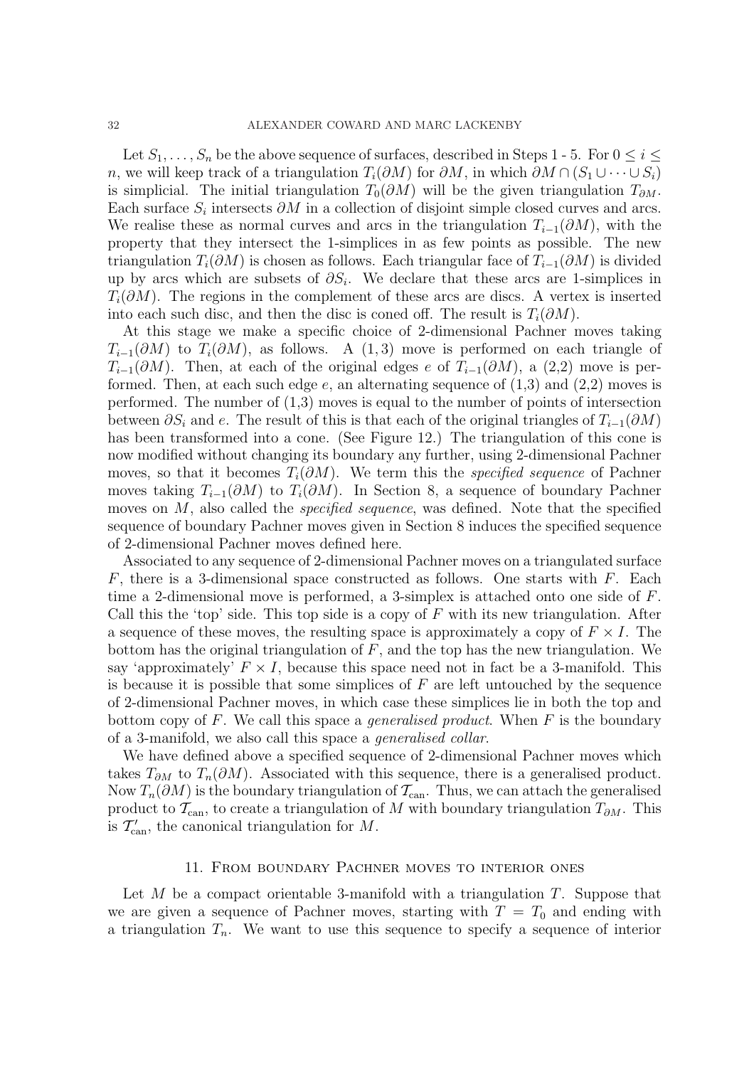Let $S_1, \dots, S_n$ be the above sequence of surfaces, described in Steps 1 - 5. For $0 \leq i \leq n$, we will keep track of a triangulation $T_i(\partial M)$ for $\partial M$, in which $\partial M \cap (S_1 \cup \dots \cup S_i)$ is simplicial. The initial triangulation $T_0(\partial M)$ will be the given triangulation $T_{\partial M}$. Each surface $S_i$ intersects $\partial M$ in a collection of disjoint simple closed curves and arcs. We realise these as normal curves and arcs in the triangulation $T_{i-1}(\partial M)$, with the property that they intersect the 1-simplices in as few points as possible. The new triangulation $T_i(\partial M)$ is chosen as follows. Each triangular face of $T_{i-1}(\partial M)$ is divided up by arcs which are subsets of $\partial S_i$. We declare that these arcs are 1-simplices in $T_i(\partial M)$. The regions in the complement of these arcs are discs. A vertex is inserted into each such disc, and then the disc is coned off. The result is $T_i(\partial M)$.

At this stage we make a specific choice of 2-dimensional Pachner moves taking $T_{i-1}(\partial M)$ to $T_i(\partial M)$, as follows. A $(1, 3)$ move is performed on each triangle of $T_{i-1}(\partial M)$. Then, at each of the original edges $e$ of $T_{i-1}(\partial M)$, a (2,2) move is performed. Then, at each such edge $e$, an alternating sequence of (1,3) and (2,2) moves is performed. The number of (1,3) moves is equal to the number of points of intersection between $\partial S_i$ and $e$. The result of this is that each of the original triangles of $T_{i-1}(\partial M)$ has been transformed into a cone. (See Figure 12.) The triangulation of this cone is now modified without changing its boundary any further, using 2-dimensional Pachner moves, so that it becomes $T_i(\partial M)$. We term this the *specified sequence* of Pachner moves taking $T_{i-1}(\partial M)$ to $T_i(\partial M)$. In Section 8, a sequence of boundary Pachner moves on $M$, also called the *specified sequence*, was defined. Note that the specified sequence of boundary Pachner moves given in Section 8 induces the specified sequence of 2-dimensional Pachner moves defined here.

Associated to any sequence of 2-dimensional Pachner moves on a triangulated surface $F$, there is a 3-dimensional space constructed as follows. One starts with $F$. Each time a 2-dimensional move is performed, a 3-simplex is attached onto one side of $F$. Call this the 'top' side. This top side is a copy of $F$ with its new triangulation. After a sequence of these moves, the resulting space is approximately a copy of $F \times I$. The bottom has the original triangulation of $F$, and the top has the new triangulation. We say 'approximately' $F \times I$, because this space need not in fact be a 3-manifold. This is because it is possible that some simplices of $F$ are left untouched by the sequence of 2-dimensional Pachner moves, in which case these simplices lie in both the top and bottom copy of $F$. We call this space a *generalised product*. When $F$ is the boundary of a 3-manifold, we also call this space a *generalised collar*.

We have defined above a specified sequence of 2-dimensional Pachner moves which takes $T_{\partial M}$ to $T_n(\partial M)$. Associated with this sequence, there is a generalised product. Now $T_n(\partial M)$ is the boundary triangulation of $\mathcal{T}_{\rm can}$. Thus, we can attach the generalised product to $\mathcal{T}_{\rm can}$, to create a triangulation of $M$ with boundary triangulation $T_{\partial M}$. This is $\mathcal{T}'_{\rm can}$, the canonical triangulation for $M$.

## 11. From boundary Pachner moves to interior ones

Let $M$ be a compact orientable 3-manifold with a triangulation $T$. Suppose that we are given a sequence of Pachner moves, starting with $T = T_0$ and ending with a triangulation $T_n$. We want to use this sequence to specify a sequence of interior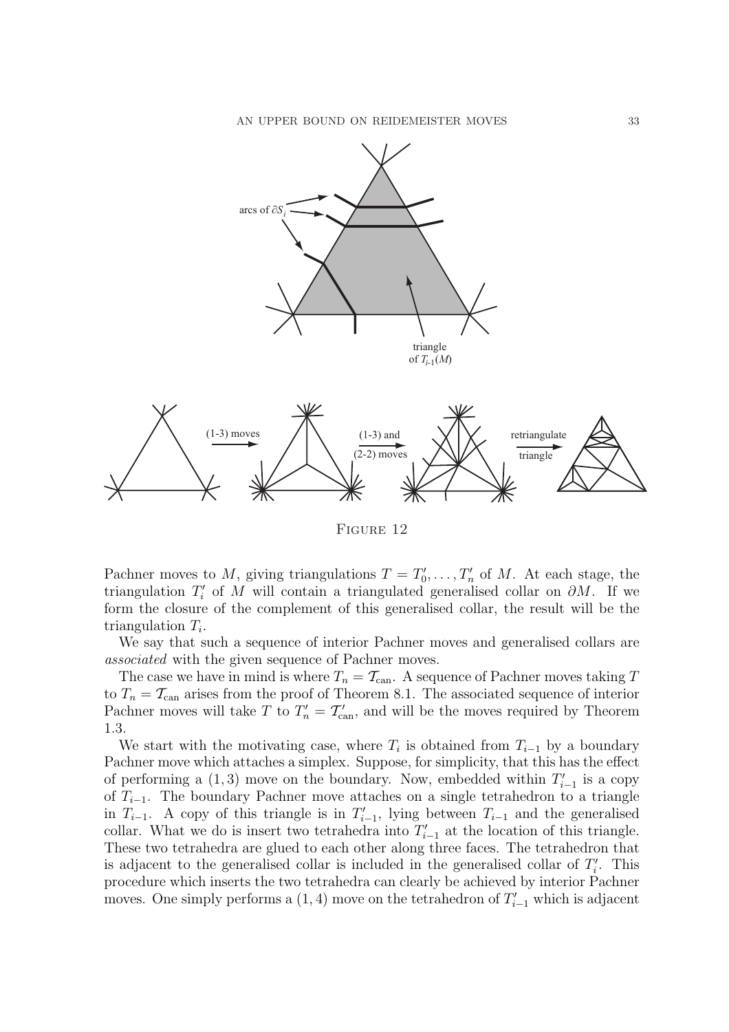FIGURE 12

Pachner moves to $M$, giving triangulations $T = T'_0, \dots, T'_n$ of $M$. At each stage, the triangulation $T'_i$ of $M$ will contain a triangulated generalised collar on $\partial M$. If we form the closure of the complement of this generalised collar, the result will be the triangulation $T_i$.

We say that such a sequence of interior Pachner moves and generalised collars are *associated* with the given sequence of Pachner moves.

The case we have in mind is where $T_n = \mathcal{T}_{\rm can}$. A sequence of Pachner moves taking $T$ to $T_n = \mathcal{T}_{\rm can}$ arises from the proof of Theorem 8.1. The associated sequence of interior Pachner moves will take $T$ to $T'_n = \mathcal{T}'_{\rm can}$, and will be the moves required by Theorem 1.3.

We start with the motivating case, where $T_i$ is obtained from $T_{i-1}$ by a boundary Pachner move which attaches a simplex. Suppose, for simplicity, that this has the effect of performing a $(1, 3)$ move on the boundary. Now, embedded within $T'_{i-1}$ is a copy of $T_{i-1}$. The boundary Pachner move attaches on a single tetrahedron to a triangle in $T_{i-1}$. A copy of this triangle is in $T'_{i-1}$, lying between $T_{i-1}$ and the generalised collar. What we do is insert two tetrahedra into $T'_{i-1}$ at the location of this triangle. These two tetrahedra are glued to each other along three faces. The tetrahedron that is adjacent to the generalised collar is included in the generalised collar of $T'_i$. This procedure which inserts the two tetrahedra can clearly be achieved by interior Pachner moves. One simply performs a $(1, 4)$ move on the tetrahedron of $T'_{i-1}$ which is adjacent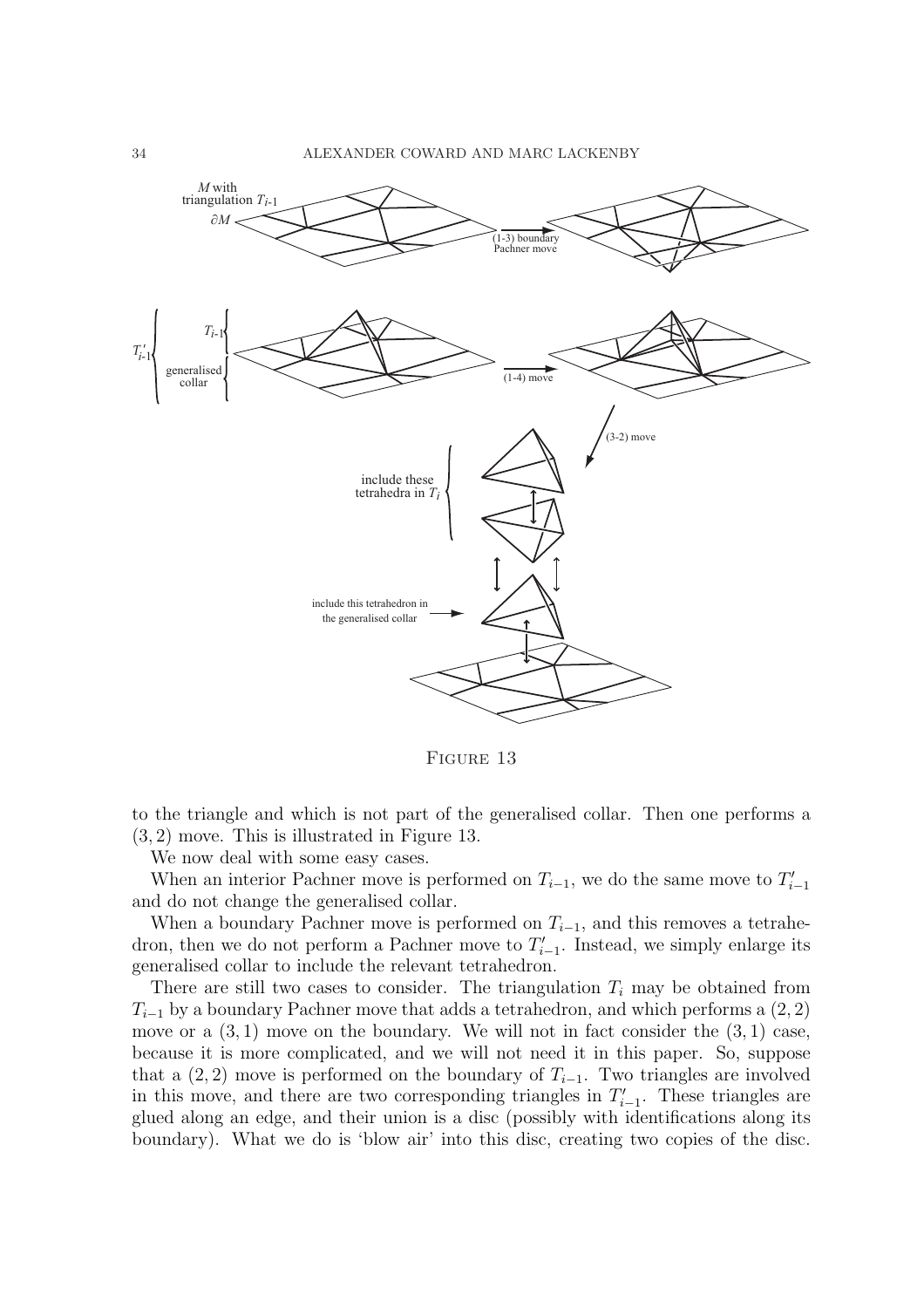FIGURE 13

to the triangle and which is not part of the generalised collar. Then one performs a $(3, 2)$ move. This is illustrated in Figure 13.

We now deal with some easy cases.

When an interior Pachner move is performed on $T_{i-1}$, we do the same move to $T'_{i-1}$ and do not change the generalised collar.

When a boundary Pachner move is performed on $T_{i-1}$, and this removes a tetrahedron, then we do not perform a Pachner move to $T'_{i-1}$. Instead, we simply enlarge its generalised collar to include the relevant tetrahedron.

There are still two cases to consider. The triangulation $T_i$ may be obtained from $T_{i-1}$ by a boundary Pachner move that adds a tetrahedron, and which performs a $(2, 2)$ move or a $(3, 1)$ move on the boundary. We will not in fact consider the $(3, 1)$ case, because it is more complicated, and we will not need it in this paper. So, suppose that a $(2, 2)$ move is performed on the boundary of $T_{i-1}$. Two triangles are involved in this move, and there are two corresponding triangles in $T'_{i-1}$. These triangles are glued along an edge, and their union is a disc (possibly with identifications along its boundary). What we do is 'blow air' into this disc, creating two copies of the disc.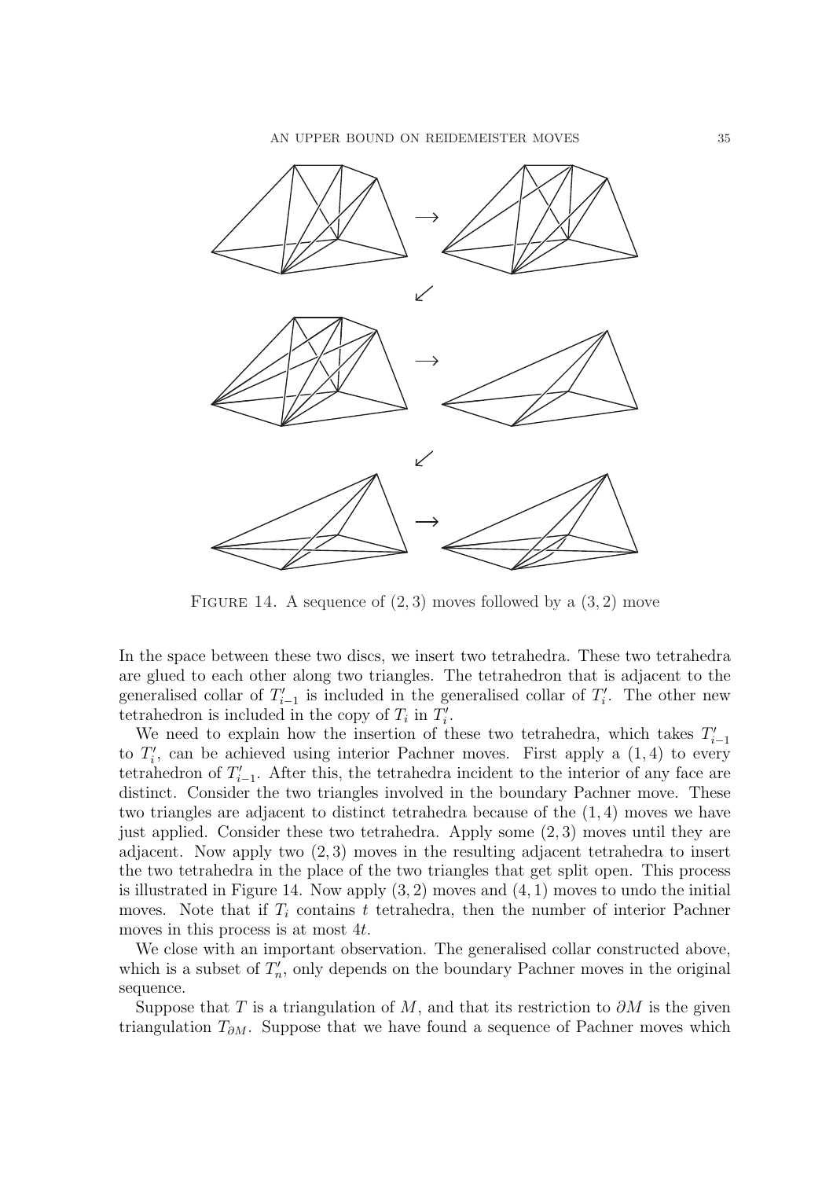Figure 14. A sequence of $(2,3)$ moves followed by a $(3,2)$ move

In the space between these two discs, we insert two tetrahedra. These two tetrahedra are glued to each other along two triangles. The tetrahedron that is adjacent to the generalised collar of $T'_{i-1}$ is included in the generalised collar of $T'_i$. The other new tetrahedron is included in the copy of $T_i$ in $T'_i$.

We need to explain how the insertion of these two tetrahedra, which takes $T'_{i-1}$ to $T'_i$, can be achieved using interior Pachner moves. First apply a $(1,4)$ to every tetrahedron of $T'_{i-1}$. After this, the tetrahedra incident to the interior of any face are distinct. Consider the two triangles involved in the boundary Pachner move. These two triangles are adjacent to distinct tetrahedra because of the $(1,4)$ moves we have just applied. Consider these two tetrahedra. Apply some $(2,3)$ moves until they are adjacent. Now apply two $(2,3)$ moves in the resulting adjacent tetrahedra to insert the two tetrahedra in the place of the two triangles that get split open. This process is illustrated in Figure 14. Now apply $(3,2)$ moves and $(4,1)$ moves to undo the initial moves. Note that if $T_i$ contains $t$ tetrahedra, then the number of interior Pachner moves in this process is at most $4t$.

We close with an important observation. The generalised collar constructed above, which is a subset of $T'_n$, only depends on the boundary Pachner moves in the original sequence.

Suppose that $T$ is a triangulation of $M$, and that its restriction to $\partial M$ is the given triangulation $T_{\partial M}$. Suppose that we have found a sequence of Pachner moves which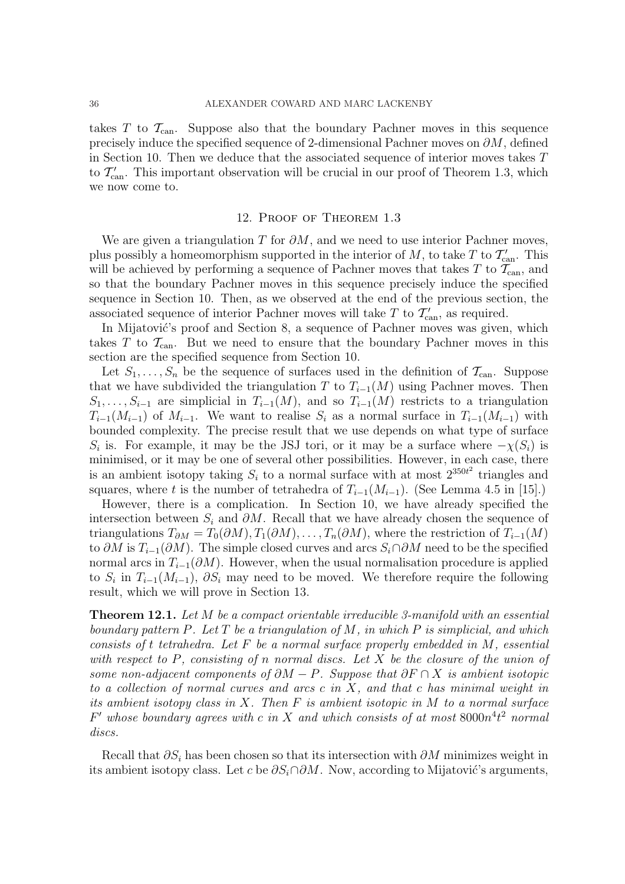takes $T$ to $\mathcal{T}_{\rm can}$. Suppose also that the boundary Pachner moves in this sequence precisely induce the specified sequence of 2-dimensional Pachner moves on $\partial M$, defined in Section 10. Then we deduce that the associated sequence of interior moves takes $T$ to $\mathcal{T}'_{\rm can}$. This important observation will be crucial in our proof of Theorem 1.3, which we now come to.

## 12. Proof of Theorem 1.3

We are given a triangulation $T$ for $\partial M$, and we need to use interior Pachner moves, plus possibly a homeomorphism supported in the interior of $M$, to take $T$ to $\mathcal{T}'_{\rm can}$. This will be achieved by performing a sequence of Pachner moves that takes $T$ to $\mathcal{T}_{\rm can}$, and so that the boundary Pachner moves in this sequence precisely induce the specified sequence in Section 10. Then, as we observed at the end of the previous section, the associated sequence of interior Pachner moves will take $T$ to $\mathcal{T}'_{\rm can}$, as required.

In Mijatović's proof and Section 8, a sequence of Pachner moves was given, which takes $T$ to $\mathcal{T}_{\rm can}$. But we need to ensure that the boundary Pachner moves in this section are the specified sequence from Section 10.

Let $S_1, \dots, S_n$ be the sequence of surfaces used in the definition of $\mathcal{T}_{\rm can}$. Suppose that we have subdivided the triangulation $T$ to $T_{i-1}(M)$ using Pachner moves. Then $S_1, \dots, S_{i-1}$ are simplicial in $T_{i-1}(M)$, and so $T_{i-1}(M)$ restricts to a triangulation $T_{i-1}(M_{i-1})$ of $M_{i-1}$. We want to realise $S_i$ as a normal surface in $T_{i-1}(M_{i-1})$ with bounded complexity. The precise result that we use depends on what type of surface $S_i$ is. For example, it may be the JSJ tori, or it may be a surface where $-\chi(S_i)$ is minimised, or it may be one of several other possibilities. However, in each case, there is an ambient isotopy taking $S_i$ to a normal surface with at most $2^{350t^2}$ triangles and squares, where $t$ is the number of tetrahedra of $T_{i-1}(M_{i-1})$. (See Lemma 4.5 in [15].)

However, there is a complication. In Section 10, we have already specified the intersection between $S_i$ and $\partial M$. Recall that we have already chosen the sequence of triangulations $T_{\partial M} = T_0(\partial M), T_1(\partial M), \dots, T_n(\partial M)$, where the restriction of $T_{i-1}(M)$ to $\partial M$ is $T_{i-1}(\partial M)$. The simple closed curves and arcs $S_i \cap \partial M$ need to be the specified normal arcs in $T_{i-1}(\partial M)$. However, when the usual normalisation procedure is applied to $S_i$ in $T_{i-1}(M_{i-1})$, $\partial S_i$ may need to be moved. We therefore require the following result, which we will prove in Section 13.

**Theorem 12.1.** *Let $M$ be a compact orientable irreducible 3-manifold with an essential boundary pattern $P$. Let $T$ be a triangulation of $M$, in which $P$ is simplicial, and which consists of $t$ tetrahedra. Let $F$ be a normal surface properly embedded in $M$, essential with respect to $P$, consisting of $n$ normal discs. Let $X$ be the closure of the union of some non-adjacent components of $\partial M - P$. Suppose that $\partial F \cap X$ is ambient isotopic to a collection of normal curves and arcs $c$ in $X$, and that $c$ has minimal weight in its ambient isotopy class in $X$. Then $F$ is ambient isotopic in $M$ to a normal surface $F'$ whose boundary agrees with $c$ in $X$ and which consists of at most $8000n^4t^2$ normal discs.*

Recall that $\partial S_i$ has been chosen so that its intersection with $\partial M$ minimizes weight in its ambient isotopy class. Let $c$ be $\partial S_i \cap \partial M$. Now, according to Mijatović's arguments,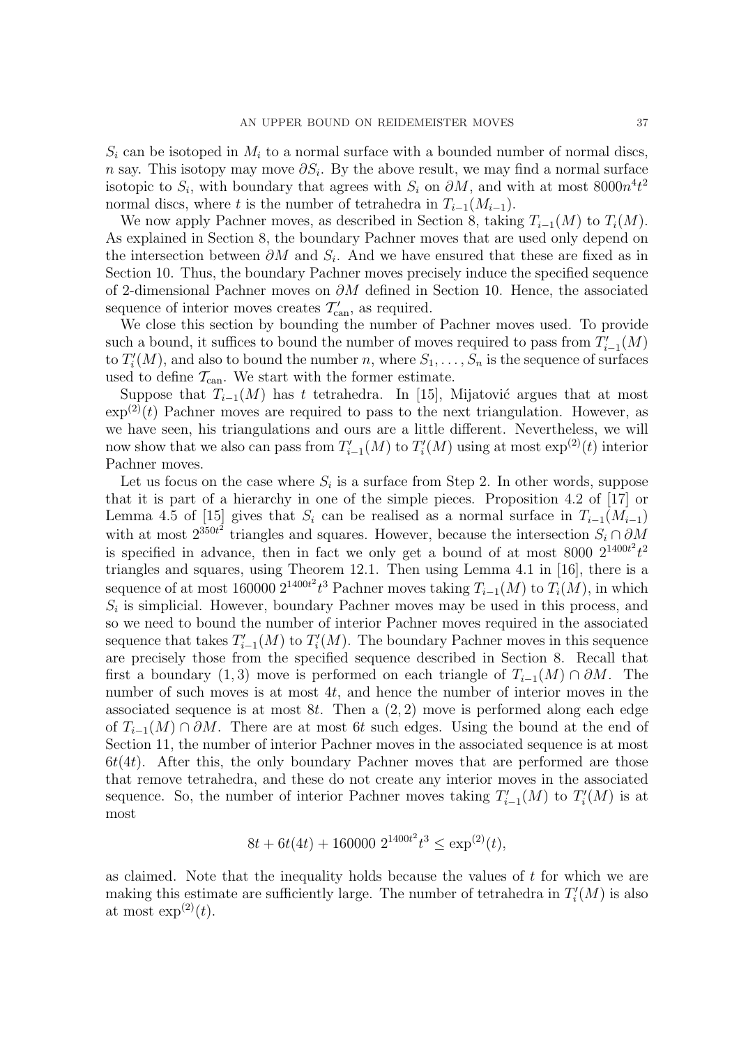$S_i$ can be isotoped in $M_i$ to a normal surface with a bounded number of normal discs, $n$ say. This isotopy may move $\partial S_i$. By the above result, we may find a normal surface isotopic to $S_i$, with boundary that agrees with $S_i$ on $\partial M$, and with at most $8000n^4t^2$ normal discs, where $t$ is the number of tetrahedra in $T_{i-1}(M_{i-1})$.

We now apply Pachner moves, as described in Section 8, taking $T_{i-1}(M)$ to $T_i(M)$. As explained in Section 8, the boundary Pachner moves that are used only depend on the intersection between $\partial M$ and $S_i$. And we have ensured that these are fixed as in Section 10. Thus, the boundary Pachner moves precisely induce the specified sequence of 2-dimensional Pachner moves on $\partial M$ defined in Section 10. Hence, the associated sequence of interior moves creates $\mathcal{T}'_{\text{can}}$, as required.

We close this section by bounding the number of Pachner moves used. To provide such a bound, it suffices to bound the number of moves required to pass from $T'_{i-1}(M)$ to $T'_i(M)$, and also to bound the number $n$, where $S_1, \dots, S_n$ is the sequence of surfaces used to define $\mathcal{T}_{\text{can}}$. We start with the former estimate.

Suppose that $T_{i-1}(M)$ has $t$ tetrahedra. In [15], Mijatović argues that at most $\exp^{(2)}(t)$ Pachner moves are required to pass to the next triangulation. However, as we have seen, his triangulations and ours are a little different. Nevertheless, we will now show that we also can pass from $T'_{i-1}(M)$ to $T'_i(M)$ using at most $\exp^{(2)}(t)$ interior Pachner moves.

Let us focus on the case where $S_i$ is a surface from Step 2. In other words, suppose that it is part of a hierarchy in one of the simple pieces. Proposition 4.2 of [17] or Lemma 4.5 of [15] gives that $S_i$ can be realised as a normal surface in $T_{i-1}(M_{i-1})$ with at most $2^{350t^2}$ triangles and squares. However, because the intersection $S_i \cap \partial M$ is specified in advance, then in fact we only get a bound of at most $8000\ 2^{1400t^2}t^2$ triangles and squares, using Theorem 12.1. Then using Lemma 4.1 in [16], there is a sequence of at most $160000\ 2^{1400t^2}t^3$ Pachner moves taking $T_{i-1}(M)$ to $T_i(M)$, in which $S_i$ is simplicial. However, boundary Pachner moves may be used in this process, and so we need to bound the number of interior Pachner moves required in the associated sequence that takes $T'_{i-1}(M)$ to $T'_i(M)$. The boundary Pachner moves in this sequence are precisely those from the specified sequence described in Section 8. Recall that first a boundary $(1,3)$ move is performed on each triangle of $T_{i-1}(M) \cap \partial M$. The number of such moves is at most $4t$, and hence the number of interior moves in the associated sequence is at most $8t$. Then a $(2,2)$ move is performed along each edge of $T_{i-1}(M) \cap \partial M$. There are at most $6t$ such edges. Using the bound at the end of Section 11, the number of interior Pachner moves in the associated sequence is at most $6t(4t)$. After this, the only boundary Pachner moves that are performed are those that remove tetrahedra, and these do not create any interior moves in the associated sequence. So, the number of interior Pachner moves taking $T'_{i-1}(M)$ to $T'_i(M)$ is at most

$$8t + 6t(4t) + 160000\ 2^{1400t^2}t^3 \leq \exp^{(2)}(t),$$

as claimed. Note that the inequality holds because the values of $t$ for which we are making this estimate are sufficiently large. The number of tetrahedra in $T'_i(M)$ is also at most $\exp^{(2)}(t)$.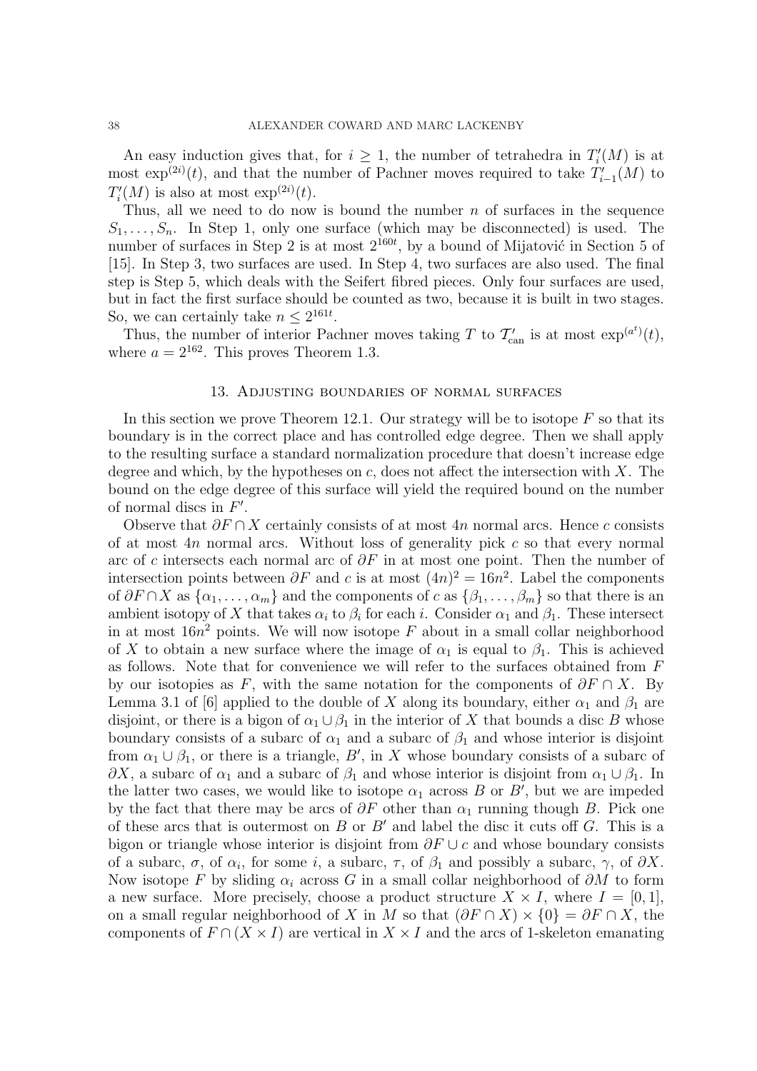An easy induction gives that, for $i \geq 1$, the number of tetrahedra in $T'_i(M)$ is at most $\exp^{(2i)}(t)$, and that the number of Pachner moves required to take $T'_{i-1}(M)$ to $T'_i(M)$ is also at most $\exp^{(2i)}(t)$.

Thus, all we need to do now is bound the number $n$ of surfaces in the sequence $S_1, \dots, S_n$. In Step 1, only one surface (which may be disconnected) is used. The number of surfaces in Step 2 is at most $2^{160t}$, by a bound of Mijatović in Section 5 of [15]. In Step 3, two surfaces are used. In Step 4, two surfaces are also used. The final step is Step 5, which deals with the Seifert fibred pieces. Only four surfaces are used, but in fact the first surface should be counted as two, because it is built in two stages. So, we can certainly take $n \leq 2^{161t}$.

Thus, the number of interior Pachner moves taking $T$ to $\mathcal{T}'_{\mathrm{can}}$ is at most $\exp^{(a^t)}(t)$, where $a = 2^{162}$. This proves Theorem 1.3.

## 13. Adjusting boundaries of normal surfaces

In this section we prove Theorem 12.1. Our strategy will be to isotope $F$ so that its boundary is in the correct place and has controlled edge degree. Then we shall apply to the resulting surface a standard normalization procedure that doesn't increase edge degree and which, by the hypotheses on $c$, does not affect the intersection with $X$. The bound on the edge degree of this surface will yield the required bound on the number of normal discs in $F'$.

Observe that $\partial F \cap X$ certainly consists of at most $4n$ normal arcs. Hence $c$ consists of at most $4n$ normal arcs. Without loss of generality pick $c$ so that every normal arc of $c$ intersects each normal arc of $\partial F$ in at most one point. Then the number of intersection points between $\partial F$ and $c$ is at most $(4n)^2 = 16n^2$. Label the components of $\partial F \cap X$ as $\{\alpha_1, \dots, \alpha_m\}$ and the components of $c$ as $\{\beta_1, \dots, \beta_m\}$ so that there is an ambient isotopy of $X$ that takes $\alpha_i$ to $\beta_i$ for each $i$. Consider $\alpha_1$ and $\beta_1$. These intersect in at most $16n^2$ points. We will now isotope $F$ about in a small collar neighborhood of $X$ to obtain a new surface where the image of $\alpha_1$ is equal to $\beta_1$. This is achieved as follows. Note that for convenience we will refer to the surfaces obtained from $F$ by our isotopies as $F$, with the same notation for the components of $\partial F \cap X$. By Lemma 3.1 of [6] applied to the double of $X$ along its boundary, either $\alpha_1$ and $\beta_1$ are disjoint, or there is a bigon of $\alpha_1 \cup \beta_1$ in the interior of $X$ that bounds a disc $B$ whose boundary consists of a subarc of $\alpha_1$ and a subarc of $\beta_1$ and whose interior is disjoint from $\alpha_1 \cup \beta_1$, or there is a triangle, $B'$, in $X$ whose boundary consists of a subarc of $\partial X$, a subarc of $\alpha_1$ and a subarc of $\beta_1$ and whose interior is disjoint from $\alpha_1 \cup \beta_1$. In the latter two cases, we would like to isotope $\alpha_1$ across $B$ or $B'$, but we are impeded by the fact that there may be arcs of $\partial F$ other than $\alpha_1$ running though $B$. Pick one of these arcs that is outermost on $B$ or $B'$ and label the disc it cuts off $G$. This is a bigon or triangle whose interior is disjoint from $\partial F \cup c$ and whose boundary consists of a subarc, $\sigma$, of $\alpha_i$, for some $i$, a subarc, $\tau$, of $\beta_1$ and possibly a subarc, $\gamma$, of $\partial X$. Now isotope $F$ by sliding $\alpha_i$ across $G$ in a small collar neighborhood of $\partial M$ to form a new surface. More precisely, choose a product structure $X \times I$, where $I = [0, 1]$, on a small regular neighborhood of $X$ in $M$ so that $(\partial F \cap X) \times \{0\} = \partial F \cap X$, the components of $F \cap (X \times I)$ are vertical in $X \times I$ and the arcs of 1-skeleton emanating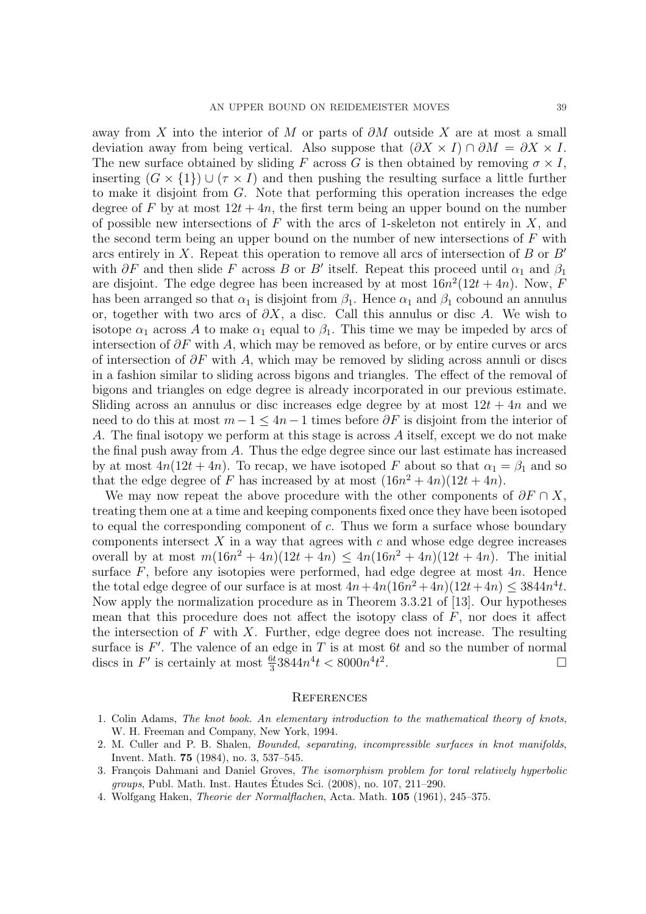away from $X$ into the interior of $M$ or parts of $\partial M$ outside $X$ are at most a small deviation away from being vertical. Also suppose that $(\partial X \times I) \cap \partial M = \partial X \times I$. The new surface obtained by sliding $F$ across $G$ is then obtained by removing $\sigma \times I$, inserting $(G \times \{1\}) \cup (\tau \times I)$ and then pushing the resulting surface a little further to make it disjoint from $G$. Note that performing this operation increases the edge degree of $F$ by at most $12t + 4n$, the first term being an upper bound on the number of possible new intersections of $F$ with the arcs of 1-skeleton not entirely in $X$, and the second term being an upper bound on the number of new intersections of $F$ with arcs entirely in $X$. Repeat this operation to remove all arcs of intersection of $B$ or $B'$ with $\partial F$ and then slide $F$ across $B$ or $B'$ itself. Repeat this proceed until $\alpha_1$ and $\beta_1$ are disjoint. The edge degree has been increased by at most $16n^2(12t + 4n)$. Now, $F$ has been arranged so that $\alpha_1$ is disjoint from $\beta_1$. Hence $\alpha_1$ and $\beta_1$ cobound an annulus or, together with two arcs of $\partial X$, a disc. Call this annulus or disc $A$. We wish to isotope $\alpha_1$ across $A$ to make $\alpha_1$ equal to $\beta_1$. This time we may be impeded by arcs of intersection of $\partial F$ with $A$, which may be removed as before, or by entire curves or arcs of intersection of $\partial F$ with $A$, which may be removed by sliding across annuli or discs in a fashion similar to sliding across bigons and triangles. The effect of the removal of bigons and triangles on edge degree is already incorporated in our previous estimate. Sliding across an annulus or disc increases edge degree by at most $12t + 4n$ and we need to do this at most $m - 1 \leq 4n - 1$ times before $\partial F$ is disjoint from the interior of $A$. The final isotopy we perform at this stage is across $A$ itself, except we do not make the final push away from $A$. Thus the edge degree since our last estimate has increased by at most $4n(12t + 4n)$. To recap, we have isotoped $F$ about so that $\alpha_1 = \beta_1$ and so that the edge degree of $F$ has increased by at most $(16n^2 + 4n)(12t + 4n)$.

We may now repeat the above procedure with the other components of $\partial F \cap X$, treating them one at a time and keeping components fixed once they have been isotoped to equal the corresponding component of $c$. Thus we form a surface whose boundary components intersect $X$ in a way that agrees with $c$ and whose edge degree increases overall by at most $m(16n^2 + 4n)(12t + 4n) \leq 4n(16n^2 + 4n)(12t + 4n)$. The initial surface $F$, before any isotopies were performed, had edge degree at most $4n$. Hence the total edge degree of our surface is at most $4n + 4n(16n^2 + 4n)(12t + 4n) \leq 3844n^4t$. Now apply the normalization procedure as in Theorem 3.3.21 of [13]. Our hypotheses mean that this procedure does not affect the isotopy class of $F$, nor does it affect the intersection of $F$ with $X$. Further, edge degree does not increase. The resulting surface is $F'$. The valence of an edge in $T$ is at most $6t$ and so the number of normal discs in $F'$ is certainly at most $\frac{6t}{3}3844n^4t < 8000n^4t^2$. □

## References

1. Colin Adams, *The knot book. An elementary introduction to the mathematical theory of knots*, W. H. Freeman and Company, New York, 1994.
2. M. Culler and P. B. Shalen, *Bounded, separating, incompressible surfaces in knot manifolds*, Invent. Math. **75** (1984), no. 3, 537–545.
3. François Dahmani and Daniel Groves, *The isomorphism problem for toral relatively hyperbolic groups*, Publ. Math. Inst. Hautes Études Sci. (2008), no. 107, 211–290.
4. Wolfgang Haken, *Theorie der Normalflachen*, Acta. Math. **105** (1961), 245–375.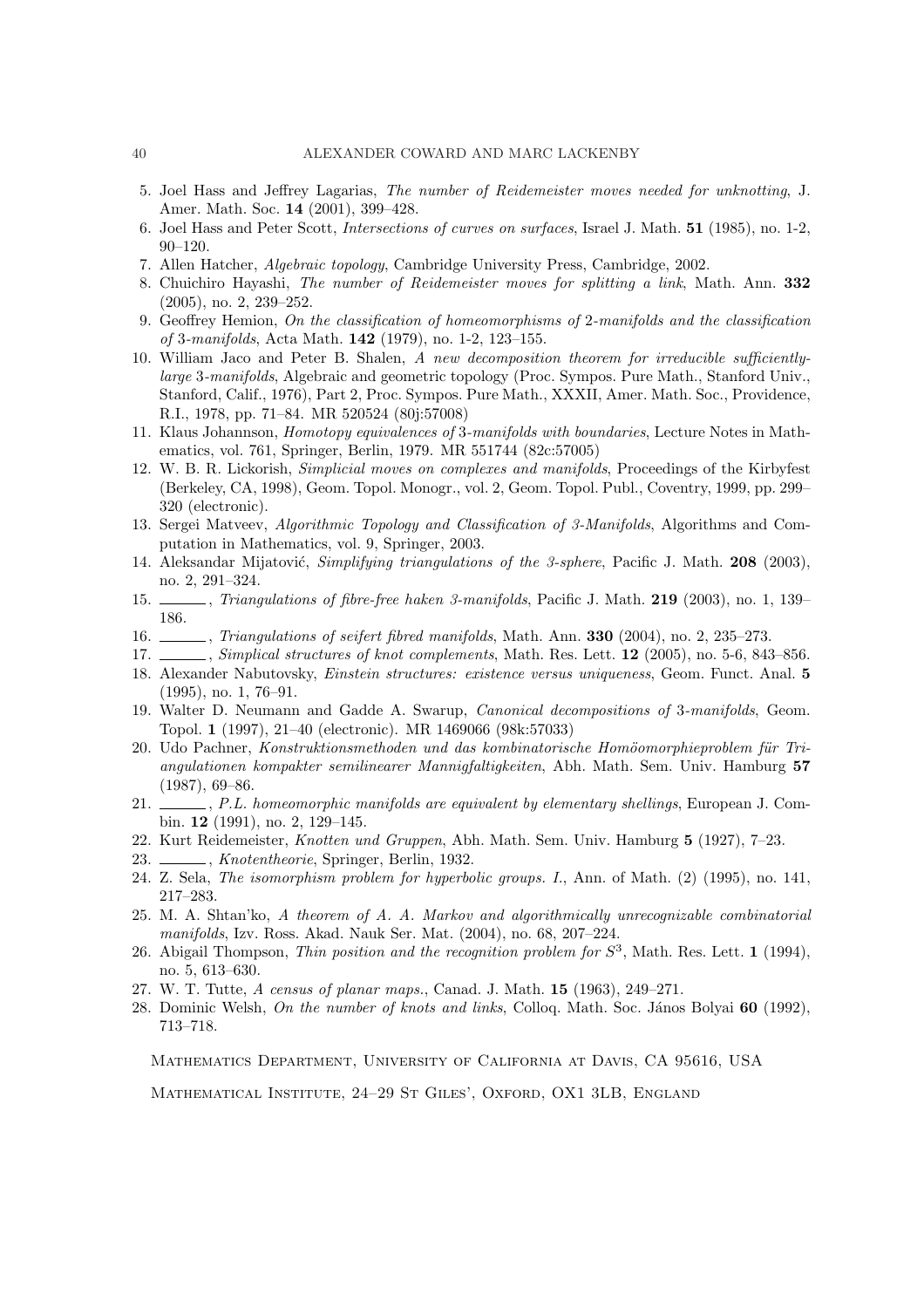5. Joel Hass and Jeffrey Lagarias, *The number of Reidemeister moves needed for unknotting*, J. Amer. Math. Soc. **14** (2001), 399–428.
6. Joel Hass and Peter Scott, *Intersections of curves on surfaces*, Israel J. Math. **51** (1985), no. 1-2, 90–120.
7. Allen Hatcher, *Algebraic topology*, Cambridge University Press, Cambridge, 2002.
8. Chuichiro Hayashi, *The number of Reidemeister moves for splitting a link*, Math. Ann. **332** (2005), no. 2, 239–252.
9. Geoffrey Hemion, *On the classification of homeomorphisms of 2-manifolds and the classification of 3-manifolds*, Acta Math. **142** (1979), no. 1-2, 123–155.
10. William Jaco and Peter B. Shalen, *A new decomposition theorem for irreducible sufficiently-large 3-manifolds*, Algebraic and geometric topology (Proc. Sympos. Pure Math., Stanford Univ., Stanford, Calif., 1976), Part 2, Proc. Sympos. Pure Math., XXXII, Amer. Math. Soc., Providence, R.I., 1978, pp. 71–84. MR 520524 (80j:57008)
11. Klaus Johannson, *Homotopy equivalences of 3-manifolds with boundaries*, Lecture Notes in Mathematics, vol. 761, Springer, Berlin, 1979. MR 551744 (82c:57005)
12. W. B. R. Lickorish, *Simplicial moves on complexes and manifolds*, Proceedings of the Kirbyfest (Berkeley, CA, 1998), Geom. Topol. Monogr., vol. 2, Geom. Topol. Publ., Coventry, 1999, pp. 299–320 (electronic).
13. Sergei Matveev, *Algorithmic Topology and Classification of 3-Manifolds*, Algorithms and Computation in Mathematics, vol. 9, Springer, 2003.
14. Aleksandar Mijatović, *Simplifying triangulations of the 3-sphere*, Pacific J. Math. **208** (2003), no. 2, 291–324.
15. ———, *Triangulations of fibre-free haken 3-manifolds*, Pacific J. Math. **219** (2003), no. 1, 139–186.
16. ———, *Triangulations of seifert fibred manifolds*, Math. Ann. **330** (2004), no. 2, 235–273.
17. ———, *Simplical structures of knot complements*, Math. Res. Lett. **12** (2005), no. 5-6, 843–856.
18. Alexander Nabutovsky, *Einstein structures: existence versus uniqueness*, Geom. Funct. Anal. **5** (1995), no. 1, 76–91.
19. Walter D. Neumann and Gadde A. Swarup, *Canonical decompositions of 3-manifolds*, Geom. Topol. **1** (1997), 21–40 (electronic). MR 1469066 (98k:57033)
20. Udo Pachner, *Konstruktionsmethoden und das kombinatorische Homöomorphieproblem für Triangulationen kompakter semilinearer Mannigfaltigkeiten*, Abh. Math. Sem. Univ. Hamburg **57** (1987), 69–86.
21. ———, *P.L. homeomorphic manifolds are equivalent by elementary shellings*, European J. Combin. **12** (1991), no. 2, 129–145.
22. Kurt Reidemeister, *Knotten und Gruppen*, Abh. Math. Sem. Univ. Hamburg **5** (1927), 7–23.
23. ———, *Knotentheorie*, Springer, Berlin, 1932.
24. Z. Sela, *The isomorphism problem for hyperbolic groups. I.*, Ann. of Math. (2) (1995), no. 141, 217–283.
25. M. A. Shtan'ko, *A theorem of A. A. Markov and algorithmically unrecognizable combinatorial manifolds*, Izv. Ross. Akad. Nauk Ser. Mat. (2004), no. 68, 207–224.
26. Abigail Thompson, *Thin position and the recognition problem for* $S^3$, Math. Res. Lett. **1** (1994), no. 5, 613–630.
27. W. T. Tutte, *A census of planar maps.*, Canad. J. Math. **15** (1963), 249–271.
28. Dominic Welsh, *On the number of knots and links*, Colloq. Math. Soc. János Bolyai **60** (1992), 713–718.

Mathematics Department, University of California at Davis, CA 95616, USA

Mathematical Institute, 24–29 St Giles', Oxford, OX1 3LB, England